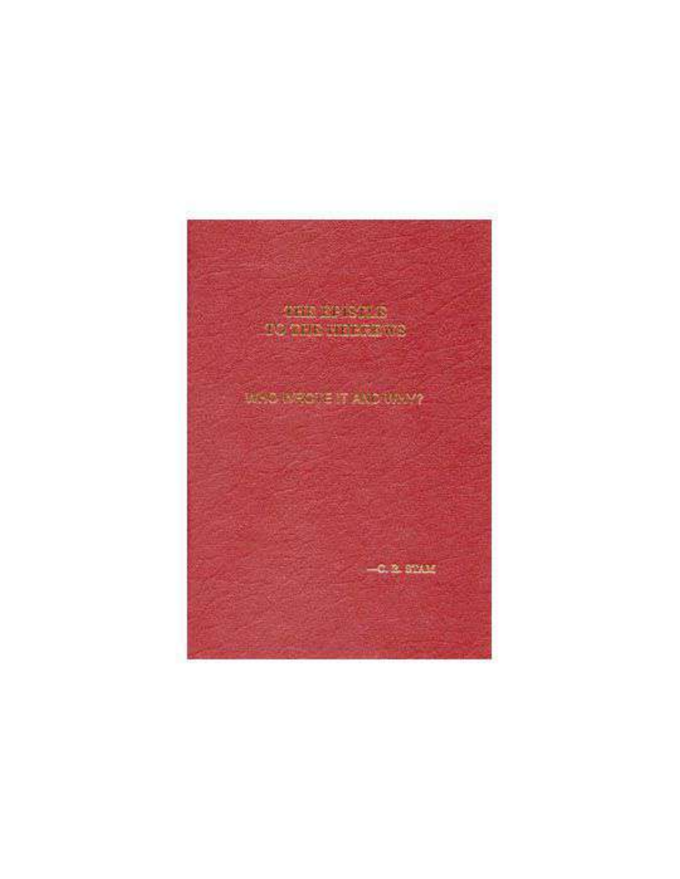# THE EPISTLE TO THE HEBREWS

## WHO WROTE IT AND WHY?

—C. R. STAM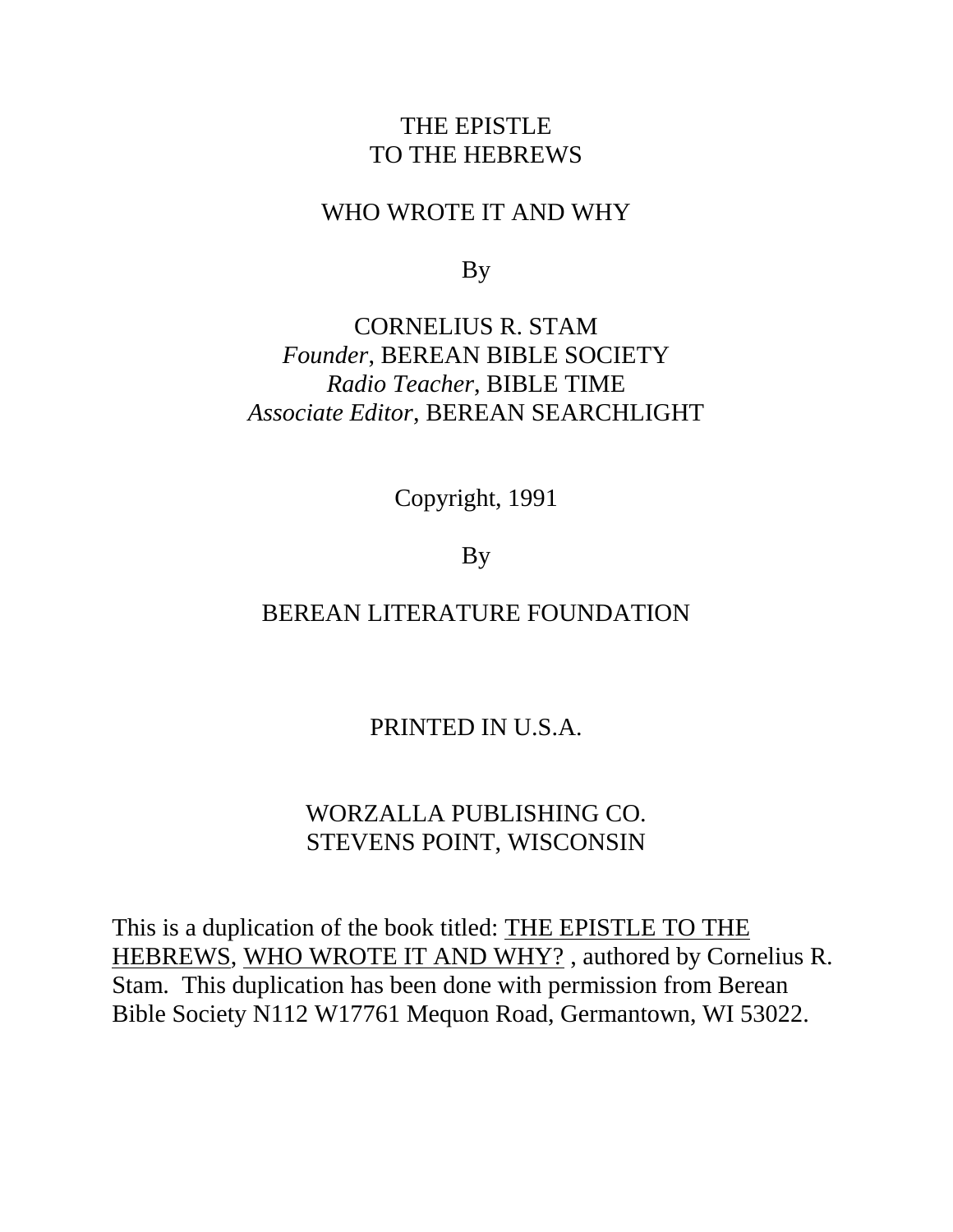# THE EPISTLE TO THE HEBREWS

## WHO WROTE IT AND WHY

By

CORNELIUS R. STAM
*Founder*, BEREAN BIBLE SOCIETY
*Radio Teacher*, BIBLE TIME
*Associate Editor*, BEREAN SEARCHLIGHT

Copyright, 1991

By

BEREAN LITERATURE FOUNDATION

PRINTED IN U.S.A.

WORZALLA PUBLISHING CO.
STEVENS POINT, WISCONSIN

This is a duplication of the book titled: THE EPISTLE TO THE HEBREWS, WHO WROTE IT AND WHY? , authored by Cornelius R. Stam. This duplication has been done with permission from Berean Bible Society N112 W17761 Mequon Road, Germantown, WI 53022.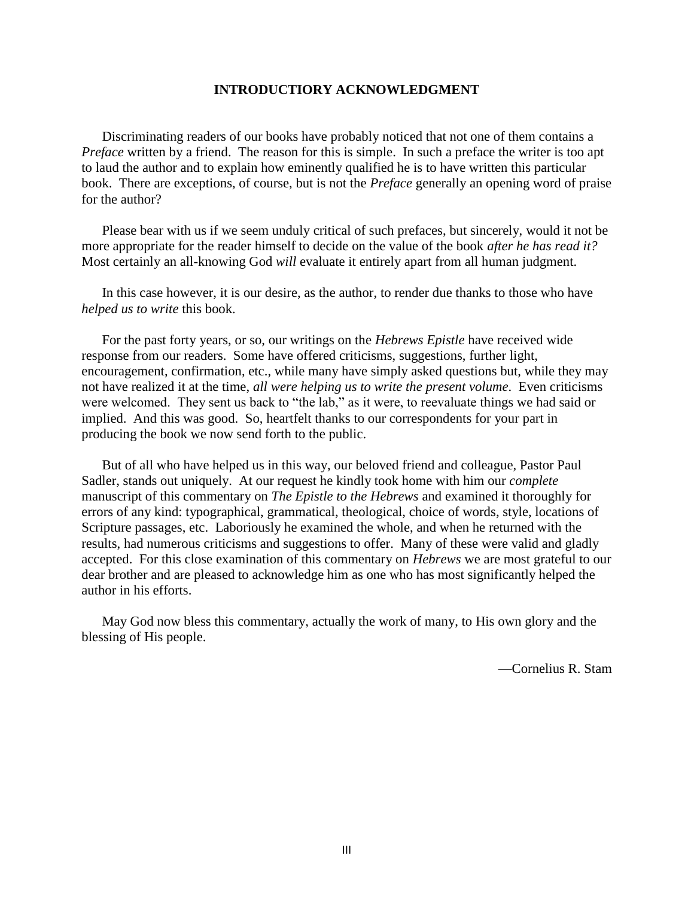## INTRODUCTIORY ACKNOWLEDGMENT

Discriminating readers of our books have probably noticed that not one of them contains a *Preface* written by a friend. The reason for this is simple. In such a preface the writer is too apt to laud the author and to explain how eminently qualified he is to have written this particular book. There are exceptions, of course, but is not the *Preface* generally an opening word of praise for the author?

Please bear with us if we seem unduly critical of such prefaces, but sincerely, would it not be more appropriate for the reader himself to decide on the value of the book *after he has read it?* Most certainly an all-knowing God *will* evaluate it entirely apart from all human judgment.

In this case however, it is our desire, as the author, to render due thanks to those who have *helped us to write* this book.

For the past forty years, or so, our writings on the *Hebrews Epistle* have received wide response from our readers. Some have offered criticisms, suggestions, further light, encouragement, confirmation, etc., while many have simply asked questions but, while they may not have realized it at the time, *all were helping us to write the present volume*. Even criticisms were welcomed. They sent us back to "the lab," as it were, to reevaluate things we had said or implied. And this was good. So, heartfelt thanks to our correspondents for your part in producing the book we now send forth to the public.

But of all who have helped us in this way, our beloved friend and colleague, Pastor Paul Sadler, stands out uniquely. At our request he kindly took home with him our *complete* manuscript of this commentary on *The Epistle to the Hebrews* and examined it thoroughly for errors of any kind: typographical, grammatical, theological, choice of words, style, locations of Scripture passages, etc. Laboriously he examined the whole, and when he returned with the results, had numerous criticisms and suggestions to offer. Many of these were valid and gladly accepted. For this close examination of this commentary on *Hebrews* we are most grateful to our dear brother and are pleased to acknowledge him as one who has most significantly helped the author in his efforts.

May God now bless this commentary, actually the work of many, to His own glory and the blessing of His people.

—Cornelius R. Stam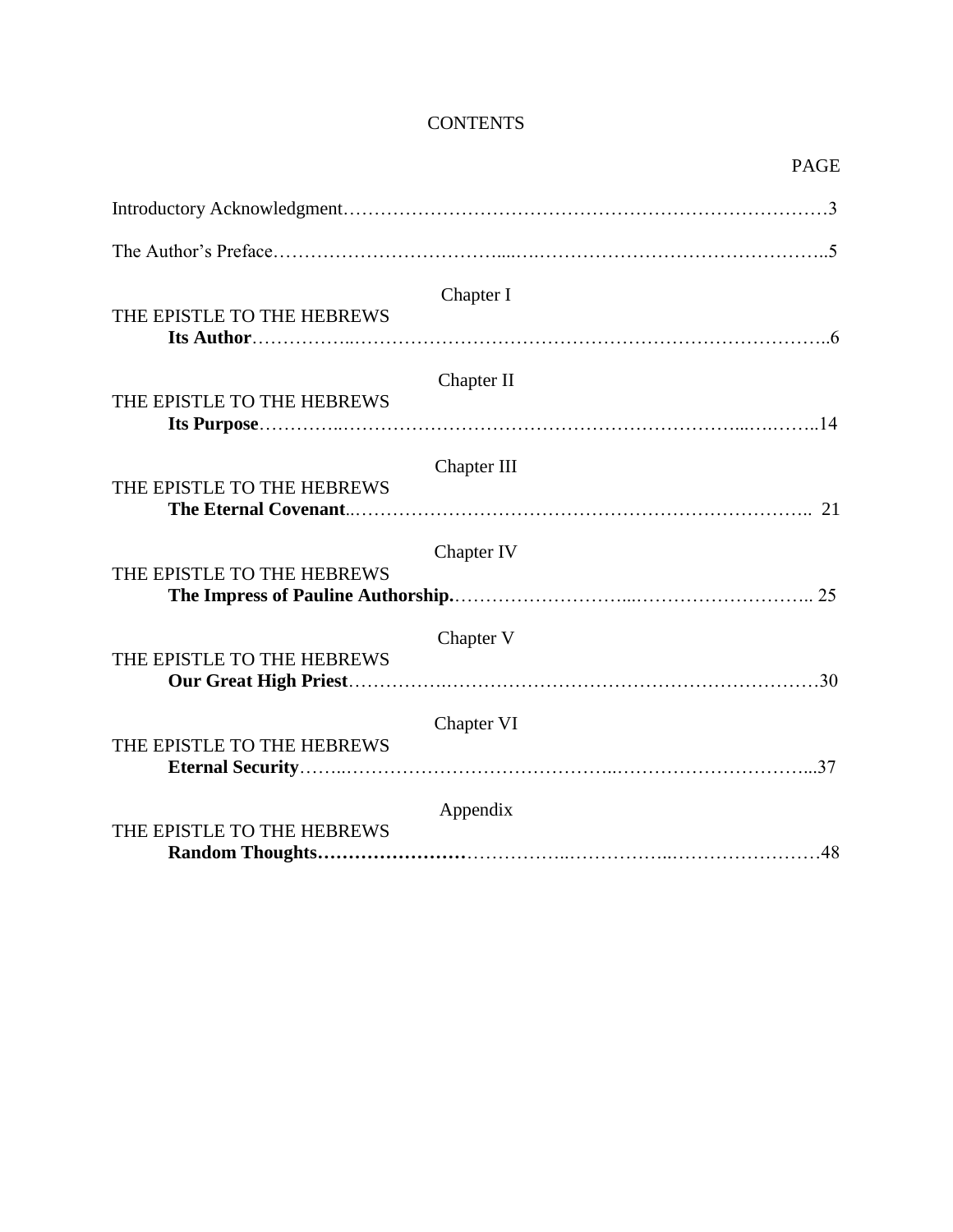# CONTENTS

PAGE

Introductory Acknowledgment……………………………………………………………………3

The Author's Preface……………………………………………………………………………..5

Chapter I

THE EPISTLE TO THE HEBREWS

**Its Author**……………………………………………………………………………..6

Chapter II

THE EPISTLE TO THE HEBREWS

**Its Purpose**……………………………………………………………………………..14

Chapter III

THE EPISTLE TO THE HEBREWS

**The Eternal Covenant**………………………………………………………………….. 21

Chapter IV

THE EPISTLE TO THE HEBREWS

**The Impress of Pauline Authorship.**……………………………………………………….. 25

Chapter V

THE EPISTLE TO THE HEBREWS

**Our Great High Priest**……………………………………………………………………30

Chapter VI

THE EPISTLE TO THE HEBREWS

**Eternal Security**……………………………………………………………………...37

Appendix

THE EPISTLE TO THE HEBREWS

**Random Thoughts……………………**……………………………………………………48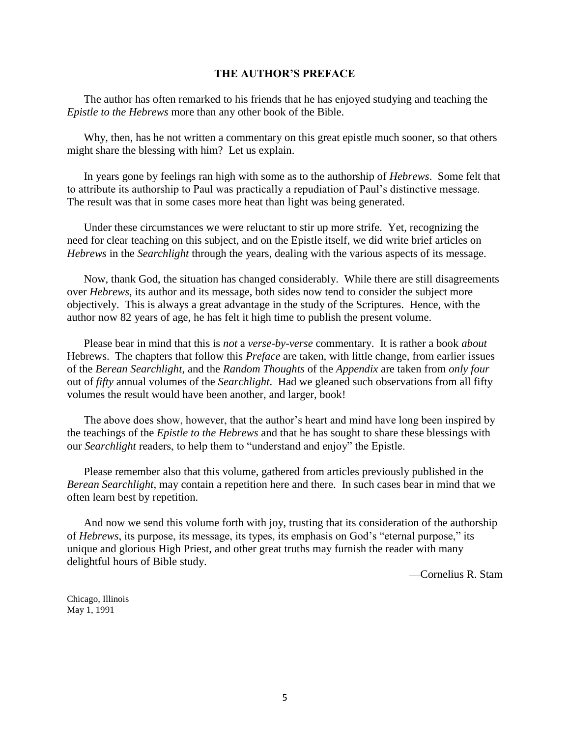## THE AUTHOR'S PREFACE

The author has often remarked to his friends that he has enjoyed studying and teaching the *Epistle to the Hebrews* more than any other book of the Bible.

Why, then, has he not written a commentary on this great epistle much sooner, so that others might share the blessing with him? Let us explain.

In years gone by feelings ran high with some as to the authorship of *Hebrews*. Some felt that to attribute its authorship to Paul was practically a repudiation of Paul's distinctive message. The result was that in some cases more heat than light was being generated.

Under these circumstances we were reluctant to stir up more strife. Yet, recognizing the need for clear teaching on this subject, and on the Epistle itself, we did write brief articles on *Hebrews* in the *Searchlight* through the years, dealing with the various aspects of its message.

Now, thank God, the situation has changed considerably. While there are still disagreements over *Hebrews*, its author and its message, both sides now tend to consider the subject more objectively. This is always a great advantage in the study of the Scriptures. Hence, with the author now 82 years of age, he has felt it high time to publish the present volume.

Please bear in mind that this is *not* a *verse-by-verse* commentary. It is rather a book *about* Hebrews. The chapters that follow this *Preface* are taken, with little change, from earlier issues of the *Berean Searchlight*, and the *Random Thoughts* of the *Appendix* are taken from *only four* out of *fifty* annual volumes of the *Searchlight*. Had we gleaned such observations from all fifty volumes the result would have been another, and larger, book!

The above does show, however, that the author's heart and mind have long been inspired by the teachings of the *Epistle to the Hebrews* and that he has sought to share these blessings with our *Searchlight* readers, to help them to "understand and enjoy" the Epistle.

Please remember also that this volume, gathered from articles previously published in the *Berean Searchlight*, may contain a repetition here and there. In such cases bear in mind that we often learn best by repetition.

And now we send this volume forth with joy, trusting that its consideration of the authorship of *Hebrews*, its purpose, its message, its types, its emphasis on God's "eternal purpose," its unique and glorious High Priest, and other great truths may furnish the reader with many delightful hours of Bible study.

—Cornelius R. Stam

Chicago, Illinois
May 1, 1991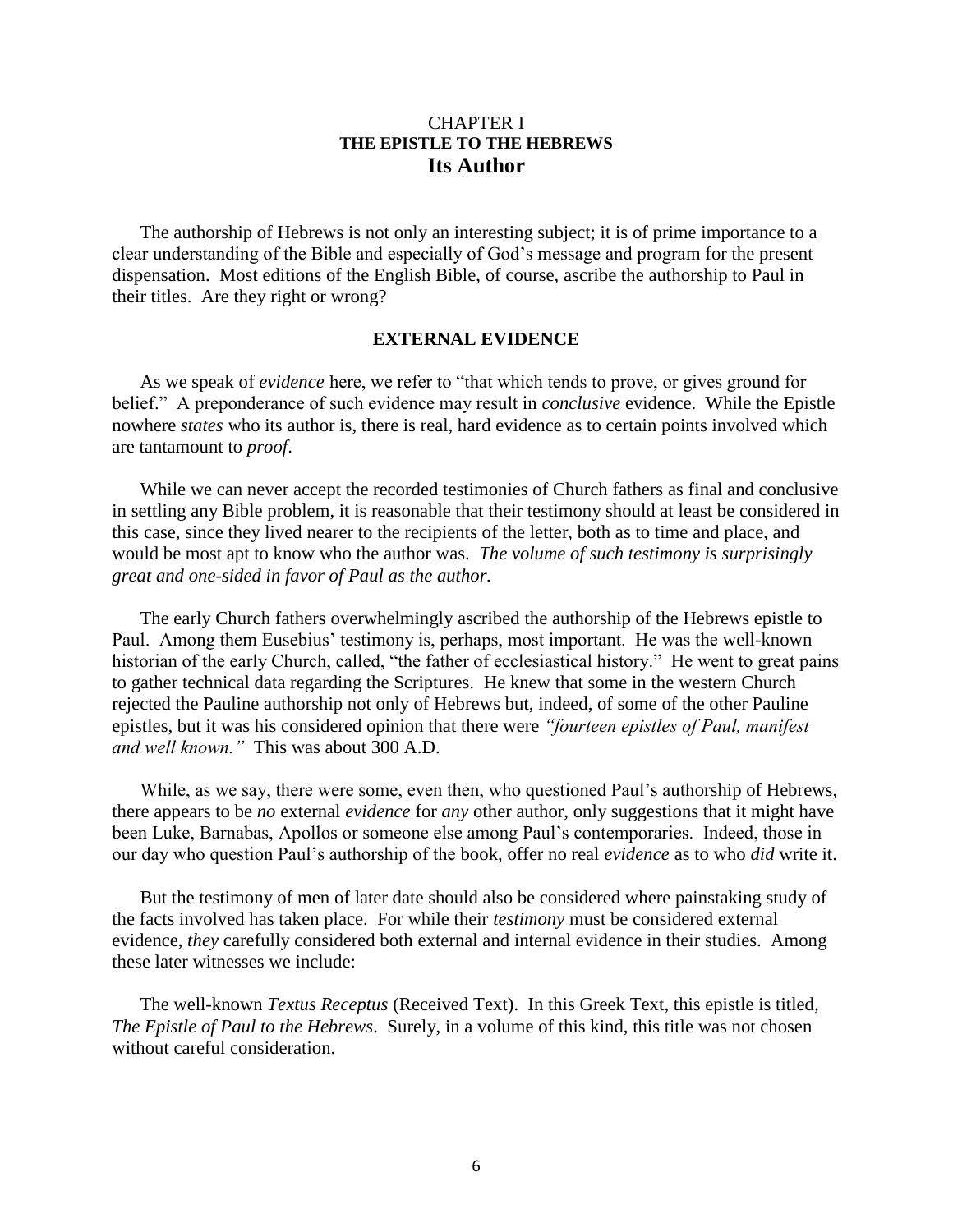# CHAPTER I
## THE EPISTLE TO THE HEBREWS
## Its Author

The authorship of Hebrews is not only an interesting subject; it is of prime importance to a clear understanding of the Bible and especially of God's message and program for the present dispensation. Most editions of the English Bible, of course, ascribe the authorship to Paul in their titles. Are they right or wrong?

### EXTERNAL EVIDENCE

As we speak of *evidence* here, we refer to "that which tends to prove, or gives ground for belief." A preponderance of such evidence may result in *conclusive* evidence. While the Epistle nowhere *states* who its author is, there is real, hard evidence as to certain points involved which are tantamount to *proof*.

While we can never accept the recorded testimonies of Church fathers as final and conclusive in settling any Bible problem, it is reasonable that their testimony should at least be considered in this case, since they lived nearer to the recipients of the letter, both as to time and place, and would be most apt to know who the author was. *The volume of such testimony is surprisingly great and one-sided in favor of Paul as the author.*

The early Church fathers overwhelmingly ascribed the authorship of the Hebrews epistle to Paul. Among them Eusebius' testimony is, perhaps, most important. He was the well-known historian of the early Church, called, "the father of ecclesiastical history." He went to great pains to gather technical data regarding the Scriptures. He knew that some in the western Church rejected the Pauline authorship not only of Hebrews but, indeed, of some of the other Pauline epistles, but it was his considered opinion that there were *"fourteen epistles of Paul, manifest and well known."* This was about 300 A.D.

While, as we say, there were some, even then, who questioned Paul's authorship of Hebrews, there appears to be *no* external *evidence* for *any* other author, only suggestions that it might have been Luke, Barnabas, Apollos or someone else among Paul's contemporaries. Indeed, those in our day who question Paul's authorship of the book, offer no real *evidence* as to who *did* write it.

But the testimony of men of later date should also be considered where painstaking study of the facts involved has taken place. For while their *testimony* must be considered external evidence, *they* carefully considered both external and internal evidence in their studies. Among these later witnesses we include:

The well-known *Textus Receptus* (Received Text). In this Greek Text, this epistle is titled, *The Epistle of Paul to the Hebrews*. Surely, in a volume of this kind, this title was not chosen without careful consideration.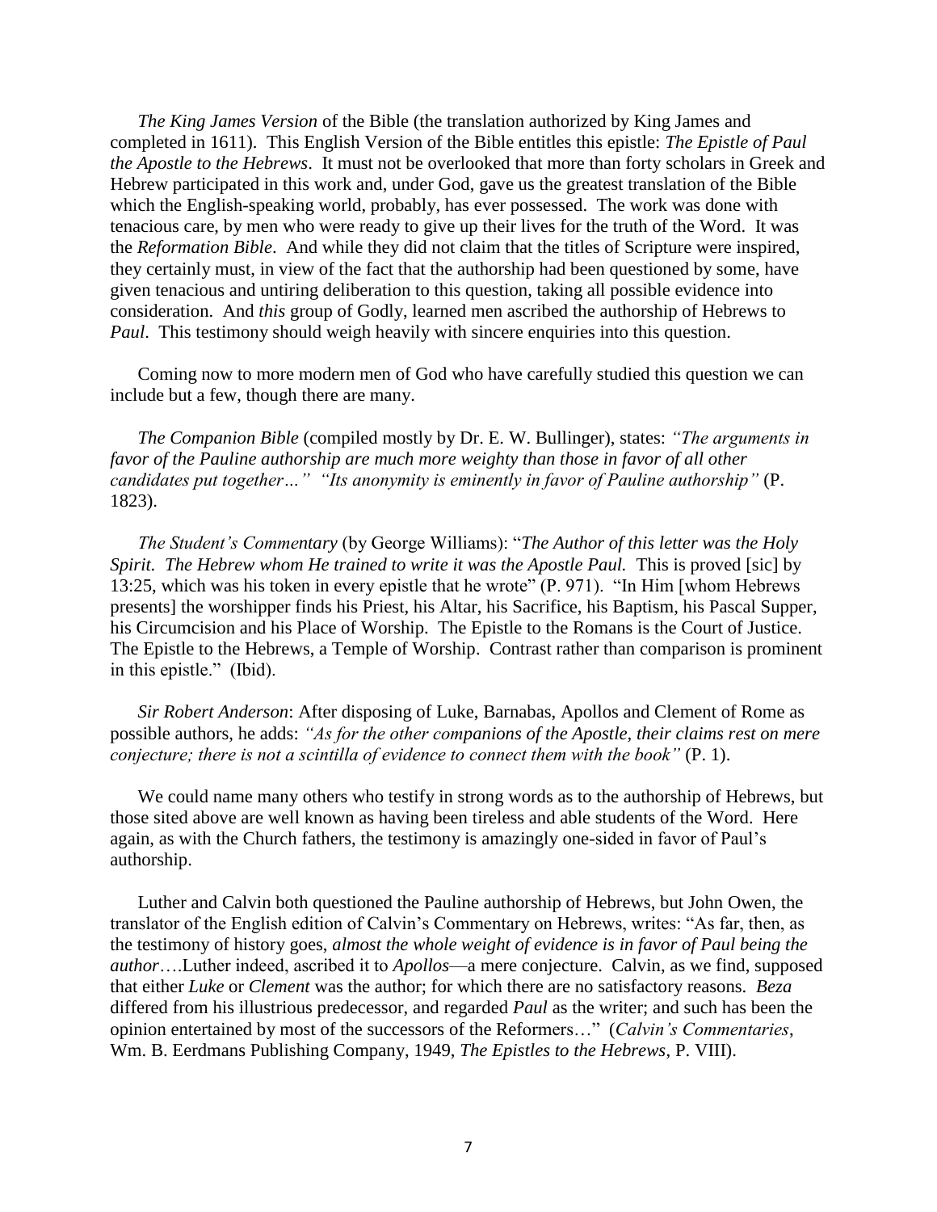*The King James Version* of the Bible (the translation authorized by King James and completed in 1611). This English Version of the Bible entitles this epistle: *The Epistle of Paul the Apostle to the Hebrews*. It must not be overlooked that more than forty scholars in Greek and Hebrew participated in this work and, under God, gave us the greatest translation of the Bible which the English-speaking world, probably, has ever possessed. The work was done with tenacious care, by men who were ready to give up their lives for the truth of the Word. It was the *Reformation Bible*. And while they did not claim that the titles of Scripture were inspired, they certainly must, in view of the fact that the authorship had been questioned by some, have given tenacious and untiring deliberation to this question, taking all possible evidence into consideration. And *this* group of Godly, learned men ascribed the authorship of Hebrews to *Paul*. This testimony should weigh heavily with sincere enquiries into this question.

Coming now to more modern men of God who have carefully studied this question we can include but a few, though there are many.

*The Companion Bible* (compiled mostly by Dr. E. W. Bullinger), states: *"The arguments in favor of the Pauline authorship are much more weighty than those in favor of all other candidates put together…" "Its anonymity is eminently in favor of Pauline authorship"* (P. 1823).

*The Student's Commentary* (by George Williams): "*The Author of this letter was the Holy Spirit. The Hebrew whom He trained to write it was the Apostle Paul.* This is proved [sic] by 13:25, which was his token in every epistle that he wrote" (P. 971). "In Him [whom Hebrews presents] the worshipper finds his Priest, his Altar, his Sacrifice, his Baptism, his Pascal Supper, his Circumcision and his Place of Worship. The Epistle to the Romans is the Court of Justice. The Epistle to the Hebrews, a Temple of Worship. Contrast rather than comparison is prominent in this epistle." (Ibid).

*Sir Robert Anderson*: After disposing of Luke, Barnabas, Apollos and Clement of Rome as possible authors, he adds: *"As for the other companions of the Apostle, their claims rest on mere conjecture; there is not a scintilla of evidence to connect them with the book"* (P. 1).

We could name many others who testify in strong words as to the authorship of Hebrews, but those sited above are well known as having been tireless and able students of the Word. Here again, as with the Church fathers, the testimony is amazingly one-sided in favor of Paul's authorship.

Luther and Calvin both questioned the Pauline authorship of Hebrews, but John Owen, the translator of the English edition of Calvin's Commentary on Hebrews, writes: "As far, then, as the testimony of history goes, *almost the whole weight of evidence is in favor of Paul being the author*….Luther indeed, ascribed it to *Apollos*—a mere conjecture. Calvin, as we find, supposed that either *Luke* or *Clement* was the author; for which there are no satisfactory reasons. *Beza* differed from his illustrious predecessor, and regarded *Paul* as the writer; and such has been the opinion entertained by most of the successors of the Reformers…" (*Calvin's Commentaries*, Wm. B. Eerdmans Publishing Company, 1949, *The Epistles to the Hebrews*, P. VIII).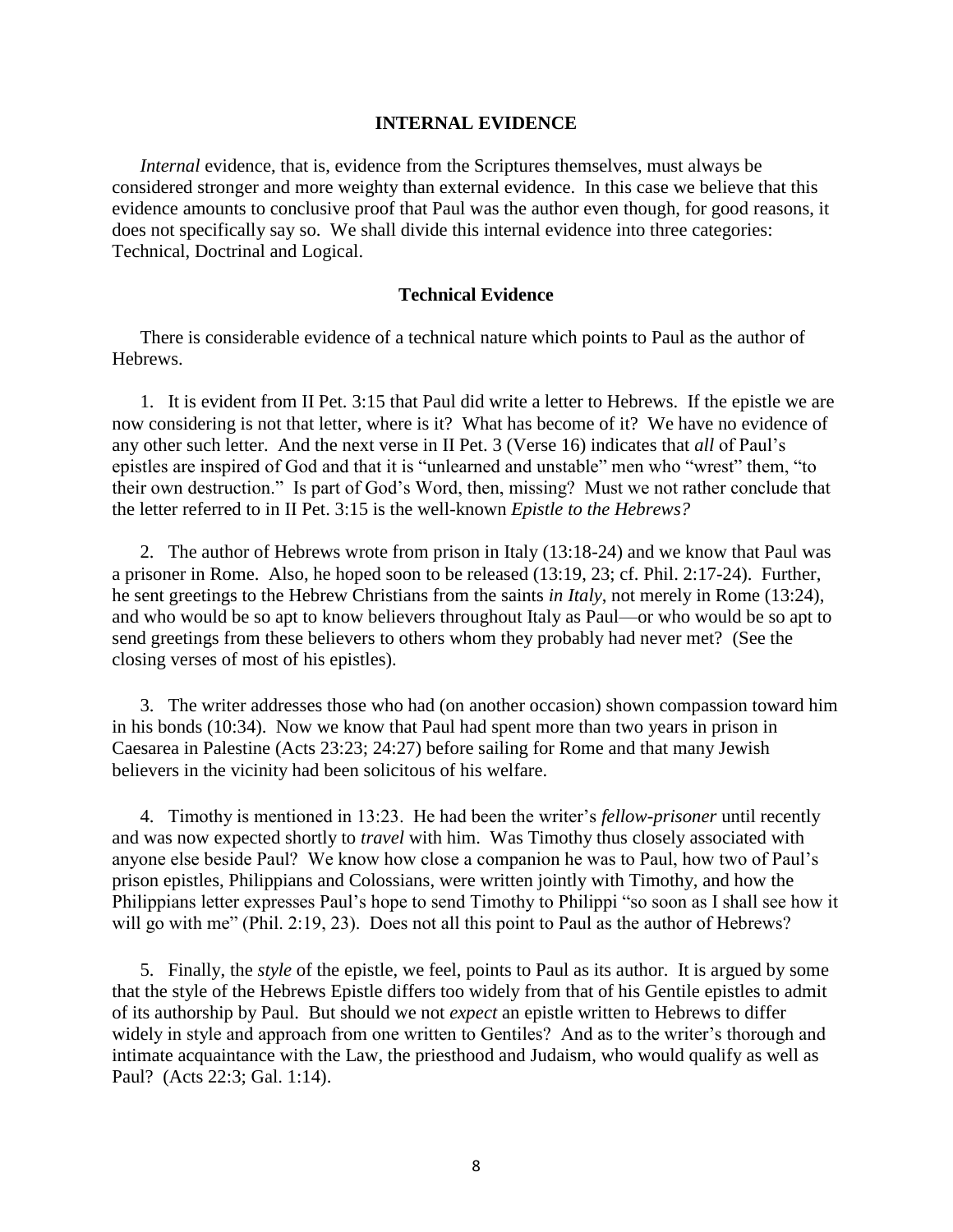## INTERNAL EVIDENCE

*Internal* evidence, that is, evidence from the Scriptures themselves, must always be considered stronger and more weighty than external evidence. In this case we believe that this evidence amounts to conclusive proof that Paul was the author even though, for good reasons, it does not specifically say so. We shall divide this internal evidence into three categories: Technical, Doctrinal and Logical.

### Technical Evidence

There is considerable evidence of a technical nature which points to Paul as the author of Hebrews.

1. It is evident from II Pet. 3:15 that Paul did write a letter to Hebrews. If the epistle we are now considering is not that letter, where is it? What has become of it? We have no evidence of any other such letter. And the next verse in II Pet. 3 (Verse 16) indicates that *all* of Paul's epistles are inspired of God and that it is "unlearned and unstable" men who "wrest" them, "to their own destruction." Is part of God's Word, then, missing? Must we not rather conclude that the letter referred to in II Pet. 3:15 is the well-known *Epistle to the Hebrews?*

2. The author of Hebrews wrote from prison in Italy (13:18-24) and we know that Paul was a prisoner in Rome. Also, he hoped soon to be released (13:19, 23; cf. Phil. 2:17-24). Further, he sent greetings to the Hebrew Christians from the saints *in Italy*, not merely in Rome (13:24), and who would be so apt to know believers throughout Italy as Paul—or who would be so apt to send greetings from these believers to others whom they probably had never met? (See the closing verses of most of his epistles).

3. The writer addresses those who had (on another occasion) shown compassion toward him in his bonds (10:34). Now we know that Paul had spent more than two years in prison in Caesarea in Palestine (Acts 23:23; 24:27) before sailing for Rome and that many Jewish believers in the vicinity had been solicitous of his welfare.

4. Timothy is mentioned in 13:23. He had been the writer's *fellow-prisoner* until recently and was now expected shortly to *travel* with him. Was Timothy thus closely associated with anyone else beside Paul? We know how close a companion he was to Paul, how two of Paul's prison epistles, Philippians and Colossians, were written jointly with Timothy, and how the Philippians letter expresses Paul's hope to send Timothy to Philippi "so soon as I shall see how it will go with me" (Phil. 2:19, 23). Does not all this point to Paul as the author of Hebrews?

5. Finally, the *style* of the epistle, we feel, points to Paul as its author. It is argued by some that the style of the Hebrews Epistle differs too widely from that of his Gentile epistles to admit of its authorship by Paul. But should we not *expect* an epistle written to Hebrews to differ widely in style and approach from one written to Gentiles? And as to the writer's thorough and intimate acquaintance with the Law, the priesthood and Judaism, who would qualify as well as Paul? (Acts 22:3; Gal. 1:14).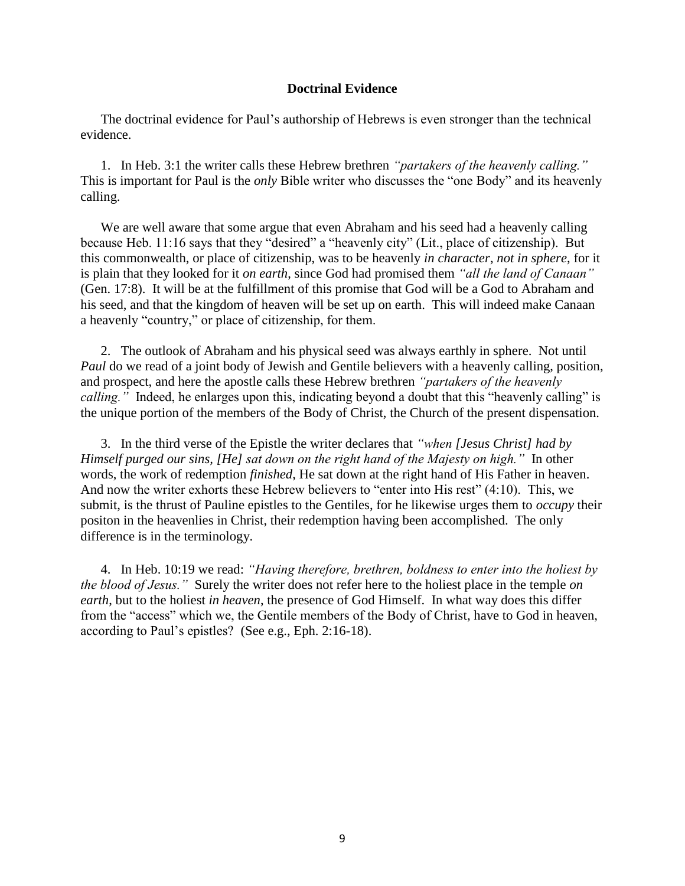**Doctrinal Evidence**

The doctrinal evidence for Paul's authorship of Hebrews is even stronger than the technical evidence.

1. In Heb. 3:1 the writer calls these Hebrew brethren *"partakers of the heavenly calling."* This is important for Paul is the *only* Bible writer who discusses the "one Body" and its heavenly calling.

We are well aware that some argue that even Abraham and his seed had a heavenly calling because Heb. 11:16 says that they "desired" a "heavenly city" (Lit., place of citizenship). But this commonwealth, or place of citizenship, was to be heavenly *in character, not in sphere*, for it is plain that they looked for it *on earth*, since God had promised them *"all the land of Canaan"* (Gen. 17:8). It will be at the fulfillment of this promise that God will be a God to Abraham and his seed, and that the kingdom of heaven will be set up on earth. This will indeed make Canaan a heavenly "country," or place of citizenship, for them.

2. The outlook of Abraham and his physical seed was always earthly in sphere. Not until *Paul* do we read of a joint body of Jewish and Gentile believers with a heavenly calling, position, and prospect, and here the apostle calls these Hebrew brethren *"partakers of the heavenly calling."* Indeed, he enlarges upon this, indicating beyond a doubt that this "heavenly calling" is the unique portion of the members of the Body of Christ, the Church of the present dispensation.

3. In the third verse of the Epistle the writer declares that *"when [Jesus Christ] had by Himself purged our sins, [He] sat down on the right hand of the Majesty on high."* In other words, the work of redemption *finished*, He sat down at the right hand of His Father in heaven. And now the writer exhorts these Hebrew believers to "enter into His rest" (4:10). This, we submit, is the thrust of Pauline epistles to the Gentiles, for he likewise urges them to *occupy* their positon in the heavenlies in Christ, their redemption having been accomplished. The only difference is in the terminology.

4. In Heb. 10:19 we read: *"Having therefore, brethren, boldness to enter into the holiest by the blood of Jesus."* Surely the writer does not refer here to the holiest place in the temple *on earth*, but to the holiest *in heaven*, the presence of God Himself. In what way does this differ from the "access" which we, the Gentile members of the Body of Christ, have to God in heaven, according to Paul's epistles? (See e.g., Eph. 2:16-18).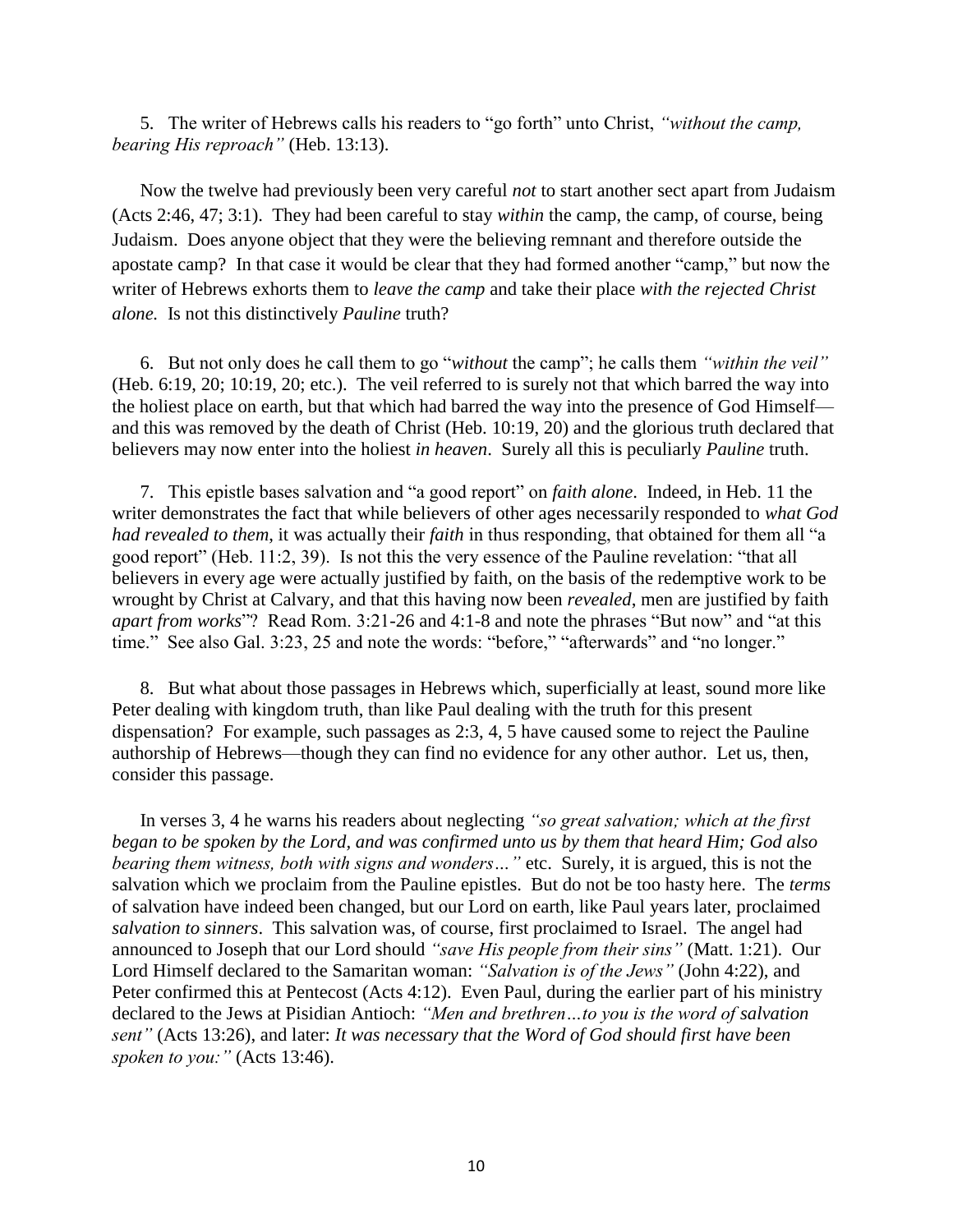5. The writer of Hebrews calls his readers to "go forth" unto Christ, *"without the camp, bearing His reproach"* (Heb. 13:13).

Now the twelve had previously been very careful *not* to start another sect apart from Judaism (Acts 2:46, 47; 3:1). They had been careful to stay *within* the camp, the camp, of course, being Judaism. Does anyone object that they were the believing remnant and therefore outside the apostate camp? In that case it would be clear that they had formed another "camp," but now the writer of Hebrews exhorts them to *leave the camp* and take their place *with the rejected Christ alone.* Is not this distinctively *Pauline* truth?

6. But not only does he call them to go "*without* the camp"; he calls them *"within the veil"* (Heb. 6:19, 20; 10:19, 20; etc.). The veil referred to is surely not that which barred the way into the holiest place on earth, but that which had barred the way into the presence of God Himself—and this was removed by the death of Christ (Heb. 10:19, 20) and the glorious truth declared that believers may now enter into the holiest *in heaven*. Surely all this is peculiarly *Pauline* truth.

7. This epistle bases salvation and "a good report" on *faith alone*. Indeed, in Heb. 11 the writer demonstrates the fact that while believers of other ages necessarily responded to *what God had revealed to them*, it was actually their *faith* in thus responding, that obtained for them all "a good report" (Heb. 11:2, 39). Is not this the very essence of the Pauline revelation: "that all believers in every age were actually justified by faith, on the basis of the redemptive work to be wrought by Christ at Calvary, and that this having now been *revealed*, men are justified by faith *apart from works*"? Read Rom. 3:21-26 and 4:1-8 and note the phrases "But now" and "at this time." See also Gal. 3:23, 25 and note the words: "before," "afterwards" and "no longer."

8. But what about those passages in Hebrews which, superficially at least, sound more like Peter dealing with kingdom truth, than like Paul dealing with the truth for this present dispensation? For example, such passages as 2:3, 4, 5 have caused some to reject the Pauline authorship of Hebrews—though they can find no evidence for any other author. Let us, then, consider this passage.

In verses 3, 4 he warns his readers about neglecting *"so great salvation; which at the first began to be spoken by the Lord, and was confirmed unto us by them that heard Him; God also bearing them witness, both with signs and wonders…"* etc. Surely, it is argued, this is not the salvation which we proclaim from the Pauline epistles. But do not be too hasty here. The *terms* of salvation have indeed been changed, but our Lord on earth, like Paul years later, proclaimed *salvation to sinners*. This salvation was, of course, first proclaimed to Israel. The angel had announced to Joseph that our Lord should *"save His people from their sins"* (Matt. 1:21). Our Lord Himself declared to the Samaritan woman: *"Salvation is of the Jews"* (John 4:22), and Peter confirmed this at Pentecost (Acts 4:12). Even Paul, during the earlier part of his ministry declared to the Jews at Pisidian Antioch: *"Men and brethren…to you is the word of salvation sent"* (Acts 13:26), and later: *It was necessary that the Word of God should first have been spoken to you:"* (Acts 13:46).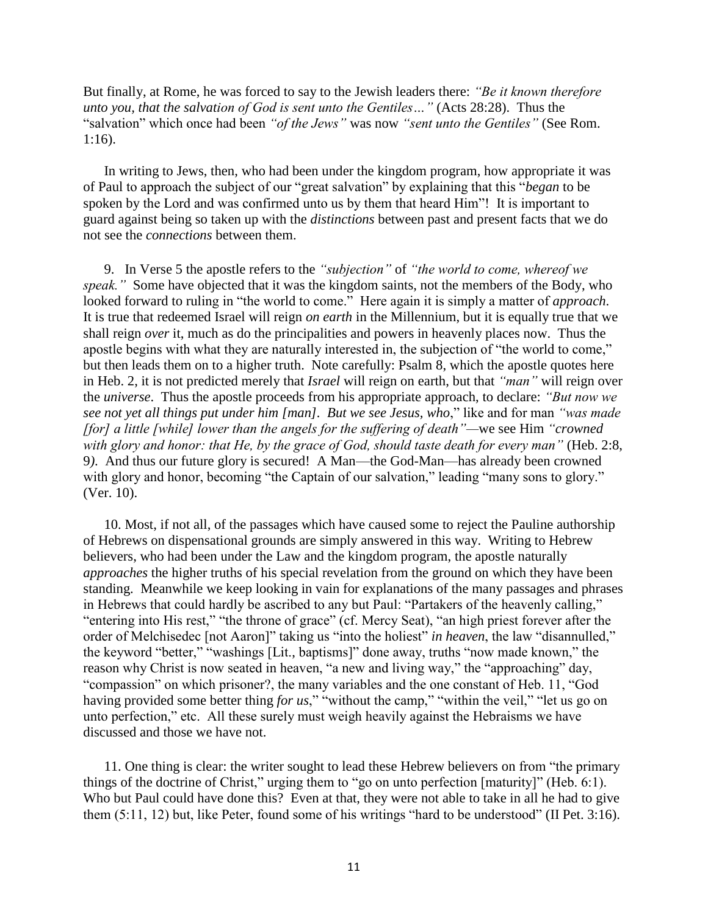But finally, at Rome, he was forced to say to the Jewish leaders there: *"Be it known therefore unto you, that the salvation of God is sent unto the Gentiles…"* (Acts 28:28). Thus the "salvation" which once had been *"of the Jews"* was now *"sent unto the Gentiles"* (See Rom. 1:16).

In writing to Jews, then, who had been under the kingdom program, how appropriate it was of Paul to approach the subject of our "great salvation" by explaining that this "*began* to be spoken by the Lord and was confirmed unto us by them that heard Him"! It is important to guard against being so taken up with the *distinctions* between past and present facts that we do not see the *connections* between them.

9. In Verse 5 the apostle refers to the *"subjection"* of *"the world to come, whereof we speak."* Some have objected that it was the kingdom saints, not the members of the Body, who looked forward to ruling in "the world to come." Here again it is simply a matter of *approach.* It is true that redeemed Israel will reign *on earth* in the Millennium, but it is equally true that we shall reign *over* it, much as do the principalities and powers in heavenly places now. Thus the apostle begins with what they are naturally interested in, the subjection of "the world to come," but then leads them on to a higher truth. Note carefully: Psalm 8, which the apostle quotes here in Heb. 2, it is not predicted merely that *Israel* will reign on earth, but that *"man"* will reign over the *universe*. Thus the apostle proceeds from his appropriate approach, to declare: *"But now we see not yet all things put under him [man]. But we see Jesus, who*," like and for man *"was made [for] a little [while] lower than the angels for the suffering of death"*—we see Him *"crowned with glory and honor: that He, by the grace of God, should taste death for every man"* (Heb. 2:8, 9). And thus our future glory is secured! A Man—the God-Man—has already been crowned with glory and honor, becoming "the Captain of our salvation," leading "many sons to glory." (Ver. 10).

10. Most, if not all, of the passages which have caused some to reject the Pauline authorship of Hebrews on dispensational grounds are simply answered in this way. Writing to Hebrew believers, who had been under the Law and the kingdom program, the apostle naturally *approaches* the higher truths of his special revelation from the ground on which they have been standing. Meanwhile we keep looking in vain for explanations of the many passages and phrases in Hebrews that could hardly be ascribed to any but Paul: "Partakers of the heavenly calling," "entering into His rest," "the throne of grace" (cf. Mercy Seat), "an high priest forever after the order of Melchisedec [not Aaron]" taking us "into the holiest" *in heaven*, the law "disannulled," the keyword "better," "washings [Lit., baptisms]" done away, truths "now made known," the reason why Christ is now seated in heaven, "a new and living way," the "approaching" day, "compassion" on which prisoner?, the many variables and the one constant of Heb. 11, "God having provided some better thing *for us*," "without the camp," "within the veil," "let us go on unto perfection," etc. All these surely must weigh heavily against the Hebraisms we have discussed and those we have not.

11. One thing is clear: the writer sought to lead these Hebrew believers on from "the primary things of the doctrine of Christ," urging them to "go on unto perfection [maturity]" (Heb. 6:1). Who but Paul could have done this? Even at that, they were not able to take in all he had to give them (5:11, 12) but, like Peter, found some of his writings "hard to be understood" (II Pet. 3:16).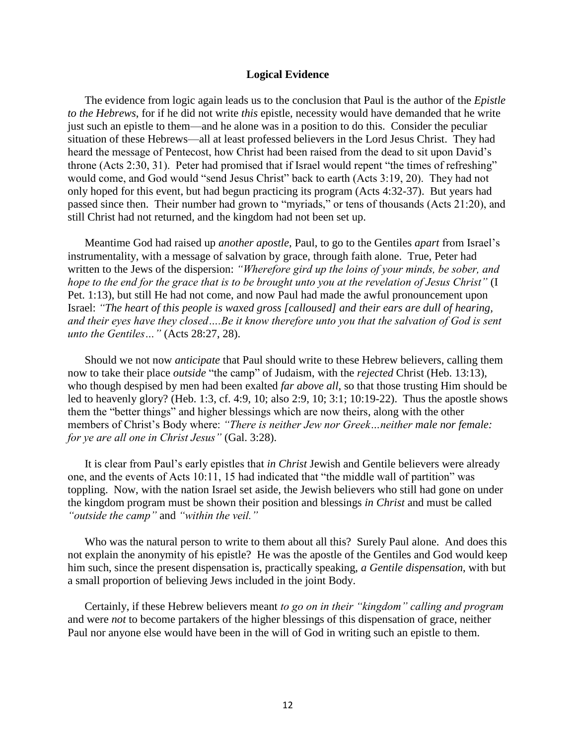## Logical Evidence

The evidence from logic again leads us to the conclusion that Paul is the author of the *Epistle to the Hebrews*, for if he did not write *this* epistle, necessity would have demanded that he write just such an epistle to them—and he alone was in a position to do this. Consider the peculiar situation of these Hebrews—all at least professed believers in the Lord Jesus Christ. They had heard the message of Pentecost, how Christ had been raised from the dead to sit upon David's throne (Acts 2:30, 31). Peter had promised that if Israel would repent "the times of refreshing" would come, and God would "send Jesus Christ" back to earth (Acts 3:19, 20). They had not only hoped for this event, but had begun practicing its program (Acts 4:32-37). But years had passed since then. Their number had grown to "myriads," or tens of thousands (Acts 21:20), and still Christ had not returned, and the kingdom had not been set up.

Meantime God had raised up *another apostle*, Paul, to go to the Gentiles *apart* from Israel's instrumentality, with a message of salvation by grace, through faith alone. True, Peter had written to the Jews of the dispersion: *"Wherefore gird up the loins of your minds, be sober, and hope to the end for the grace that is to be brought unto you at the revelation of Jesus Christ"* (I Pet. 1:13), but still He had not come, and now Paul had made the awful pronouncement upon Israel: *"The heart of this people is waxed gross [calloused] and their ears are dull of hearing, and their eyes have they closed….Be it know therefore unto you that the salvation of God is sent unto the Gentiles…"* (Acts 28:27, 28).

Should we not now *anticipate* that Paul should write to these Hebrew believers, calling them now to take their place *outside* "the camp" of Judaism, with the *rejected* Christ (Heb. 13:13), who though despised by men had been exalted *far above all*, so that those trusting Him should be led to heavenly glory? (Heb. 1:3, cf. 4:9, 10; also 2:9, 10; 3:1; 10:19-22). Thus the apostle shows them the "better things" and higher blessings which are now theirs, along with the other members of Christ's Body where: *"There is neither Jew nor Greek…neither male nor female: for ye are all one in Christ Jesus"* (Gal. 3:28).

It is clear from Paul's early epistles that *in Christ* Jewish and Gentile believers were already one, and the events of Acts 10:11, 15 had indicated that "the middle wall of partition" was toppling. Now, with the nation Israel set aside, the Jewish believers who still had gone on under the kingdom program must be shown their position and blessings *in Christ* and must be called *"outside the camp"* and *"within the veil."*

Who was the natural person to write to them about all this? Surely Paul alone. And does this not explain the anonymity of his epistle? He was the apostle of the Gentiles and God would keep him such, since the present dispensation is, practically speaking, *a Gentile dispensation*, with but a small proportion of believing Jews included in the joint Body.

Certainly, if these Hebrew believers meant *to go on in their "kingdom" calling and program* and were *not* to become partakers of the higher blessings of this dispensation of grace, neither Paul nor anyone else would have been in the will of God in writing such an epistle to them.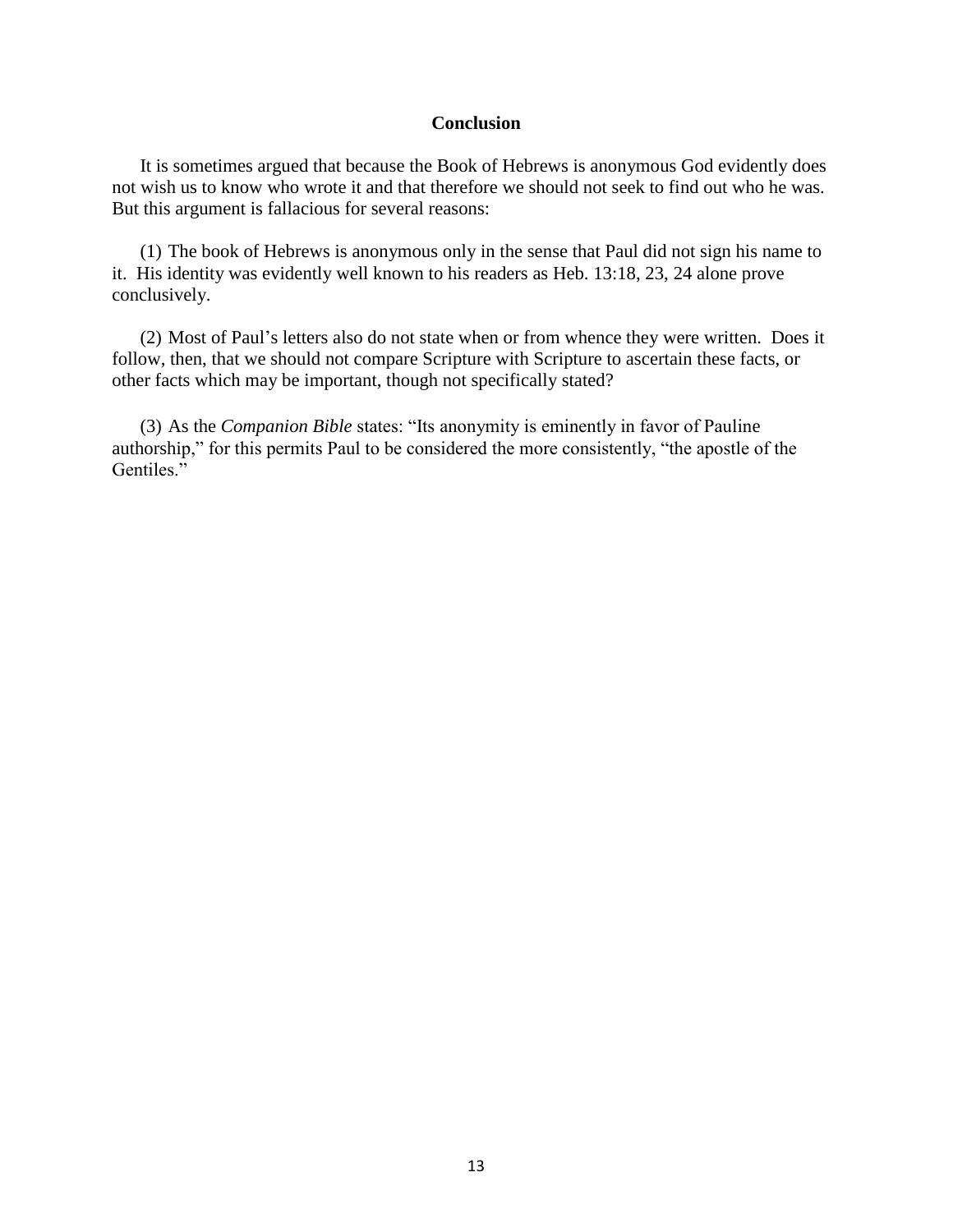## Conclusion

It is sometimes argued that because the Book of Hebrews is anonymous God evidently does not wish us to know who wrote it and that therefore we should not seek to find out who he was. But this argument is fallacious for several reasons:

(1) The book of Hebrews is anonymous only in the sense that Paul did not sign his name to it. His identity was evidently well known to his readers as Heb. 13:18, 23, 24 alone prove conclusively.

(2) Most of Paul's letters also do not state when or from whence they were written. Does it follow, then, that we should not compare Scripture with Scripture to ascertain these facts, or other facts which may be important, though not specifically stated?

(3) As the *Companion Bible* states: "Its anonymity is eminently in favor of Pauline authorship," for this permits Paul to be considered the more consistently, "the apostle of the Gentiles."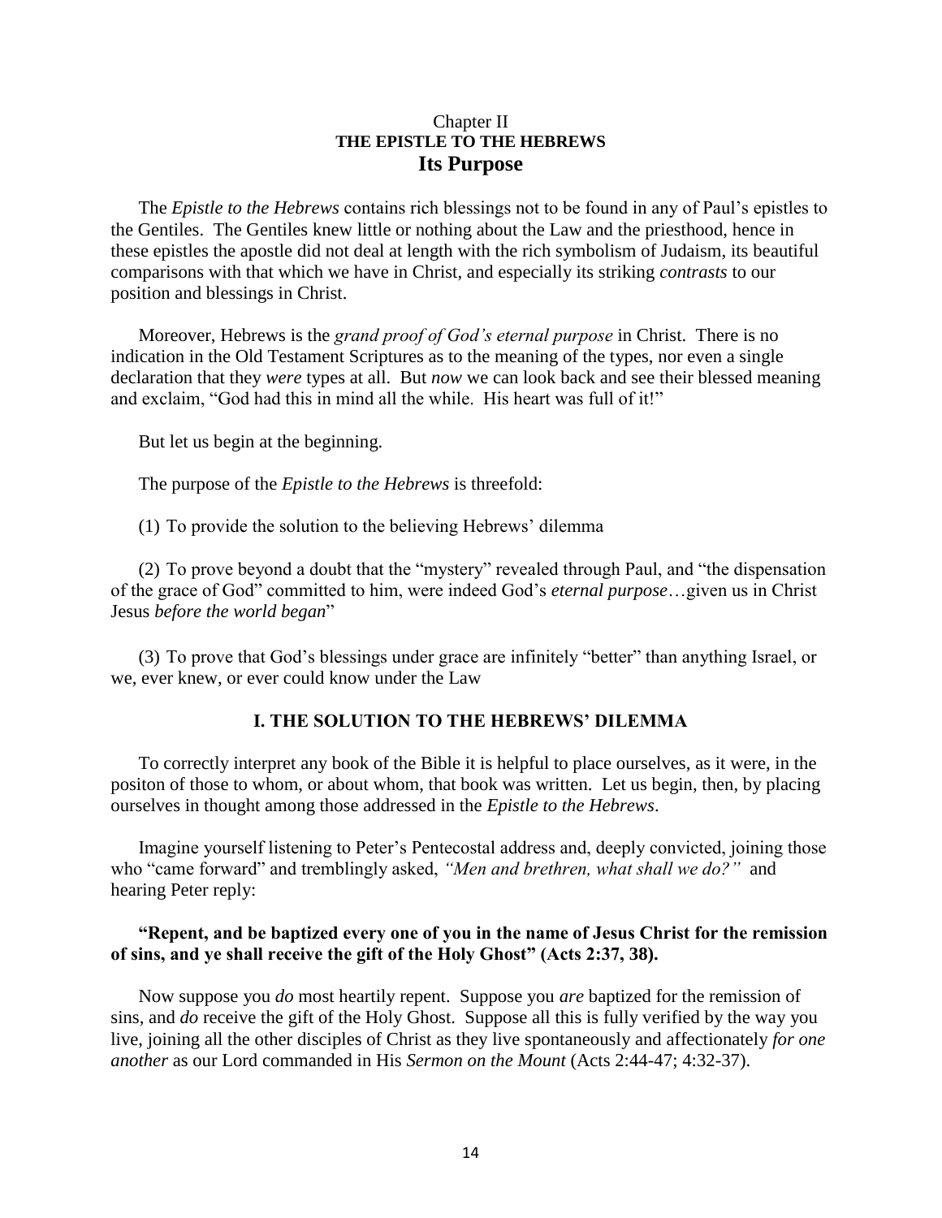Chapter II

## THE EPISTLE TO THE HEBREWS

# Its Purpose

The *Epistle to the Hebrews* contains rich blessings not to be found in any of Paul's epistles to the Gentiles. The Gentiles knew little or nothing about the Law and the priesthood, hence in these epistles the apostle did not deal at length with the rich symbolism of Judaism, its beautiful comparisons with that which we have in Christ, and especially its striking *contrasts* to our position and blessings in Christ.

Moreover, Hebrews is the *grand proof of God's eternal purpose* in Christ. There is no indication in the Old Testament Scriptures as to the meaning of the types, nor even a single declaration that they *were* types at all. But *now* we can look back and see their blessed meaning and exclaim, "God had this in mind all the while. His heart was full of it!"

But let us begin at the beginning.

The purpose of the *Epistle to the Hebrews* is threefold:

(1) To provide the solution to the believing Hebrews' dilemma

(2) To prove beyond a doubt that the "mystery" revealed through Paul, and "the dispensation of the grace of God" committed to him, were indeed God's *eternal purpose*…given us in Christ Jesus *before the world began*"

(3) To prove that God's blessings under grace are infinitely "better" than anything Israel, or we, ever knew, or ever could know under the Law

### I. THE SOLUTION TO THE HEBREWS' DILEMMA

To correctly interpret any book of the Bible it is helpful to place ourselves, as it were, in the positon of those to whom, or about whom, that book was written. Let us begin, then, by placing ourselves in thought among those addressed in the *Epistle to the Hebrews*.

Imagine yourself listening to Peter's Pentecostal address and, deeply convicted, joining those who "came forward" and tremblingly asked, *"Men and brethren, what shall we do?"* and hearing Peter reply:

**"Repent, and be baptized every one of you in the name of Jesus Christ for the remission of sins, and ye shall receive the gift of the Holy Ghost" (Acts 2:37, 38).**

Now suppose you *do* most heartily repent. Suppose you *are* baptized for the remission of sins, and *do* receive the gift of the Holy Ghost. Suppose all this is fully verified by the way you live, joining all the other disciples of Christ as they live spontaneously and affectionately *for one another* as our Lord commanded in His *Sermon on the Mount* (Acts 2:44-47; 4:32-37).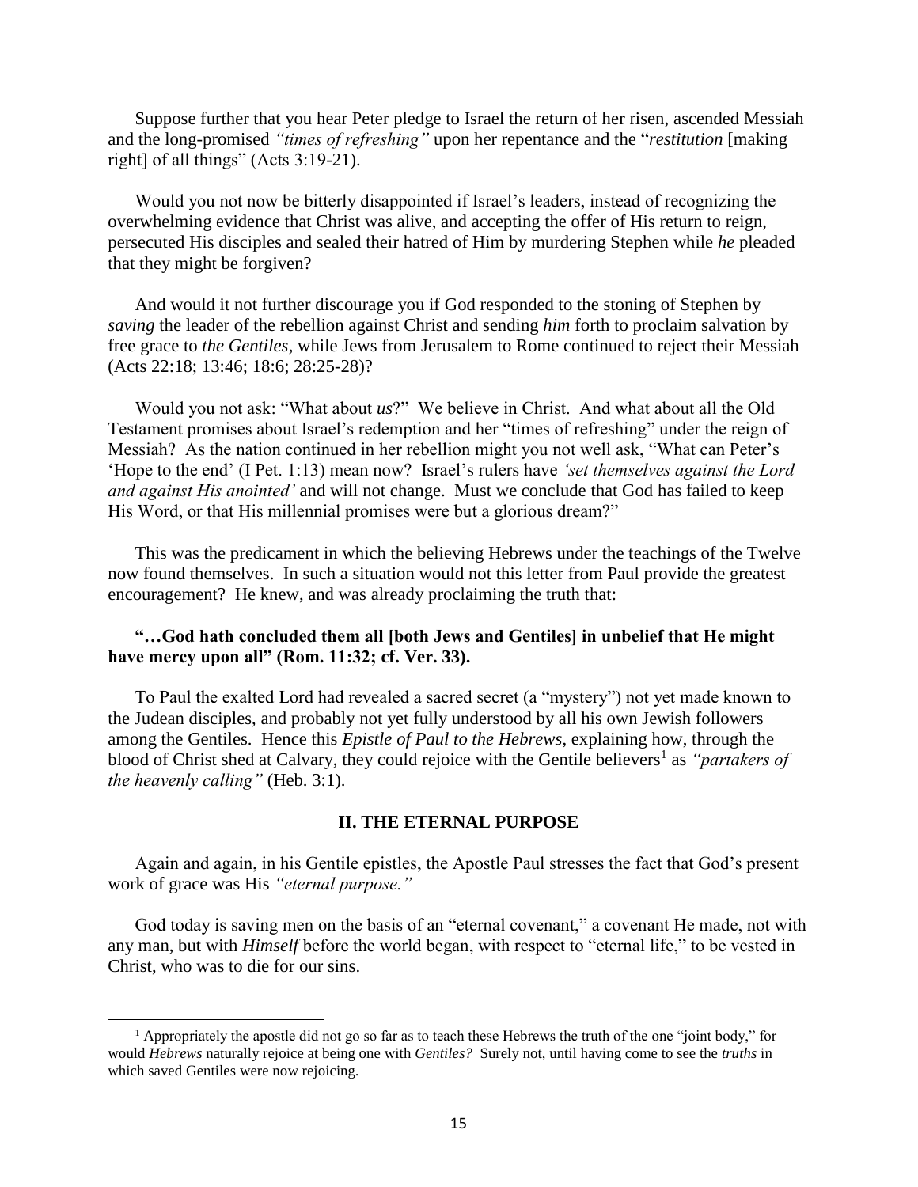Suppose further that you hear Peter pledge to Israel the return of her risen, ascended Messiah and the long-promised *"times of refreshing"* upon her repentance and the "*restitution* [making right] of all things" (Acts 3:19-21).

Would you not now be bitterly disappointed if Israel's leaders, instead of recognizing the overwhelming evidence that Christ was alive, and accepting the offer of His return to reign, persecuted His disciples and sealed their hatred of Him by murdering Stephen while *he* pleaded that they might be forgiven?

And would it not further discourage you if God responded to the stoning of Stephen by *saving* the leader of the rebellion against Christ and sending *him* forth to proclaim salvation by free grace to *the Gentiles*, while Jews from Jerusalem to Rome continued to reject their Messiah (Acts 22:18; 13:46; 18:6; 28:25-28)?

Would you not ask: "What about *us*?" We believe in Christ. And what about all the Old Testament promises about Israel's redemption and her "times of refreshing" under the reign of Messiah? As the nation continued in her rebellion might you not well ask, "What can Peter's 'Hope to the end' (I Pet. 1:13) mean now? Israel's rulers have *'set themselves against the Lord and against His anointed'* and will not change. Must we conclude that God has failed to keep His Word, or that His millennial promises were but a glorious dream?"

This was the predicament in which the believing Hebrews under the teachings of the Twelve now found themselves. In such a situation would not this letter from Paul provide the greatest encouragement? He knew, and was already proclaiming the truth that:

**"…God hath concluded them all [both Jews and Gentiles] in unbelief that He might have mercy upon all" (Rom. 11:32; cf. Ver. 33).**

To Paul the exalted Lord had revealed a sacred secret (a "mystery") not yet made known to the Judean disciples, and probably not yet fully understood by all his own Jewish followers among the Gentiles. Hence this *Epistle of Paul to the Hebrews*, explaining how, through the blood of Christ shed at Calvary, they could rejoice with the Gentile believers[1] as *"partakers of the heavenly calling"* (Heb. 3:1).

## II. THE ETERNAL PURPOSE

Again and again, in his Gentile epistles, the Apostle Paul stresses the fact that God's present work of grace was His *"eternal purpose."*

God today is saving men on the basis of an "eternal covenant," a covenant He made, not with any man, but with *Himself* before the world began, with respect to "eternal life," to be vested in Christ, who was to die for our sins.

---

[1] Appropriately the apostle did not go so far as to teach these Hebrews the truth of the one "joint body," for would *Hebrews* naturally rejoice at being one with *Gentiles?* Surely not, until having come to see the *truths* in which saved Gentiles were now rejoicing.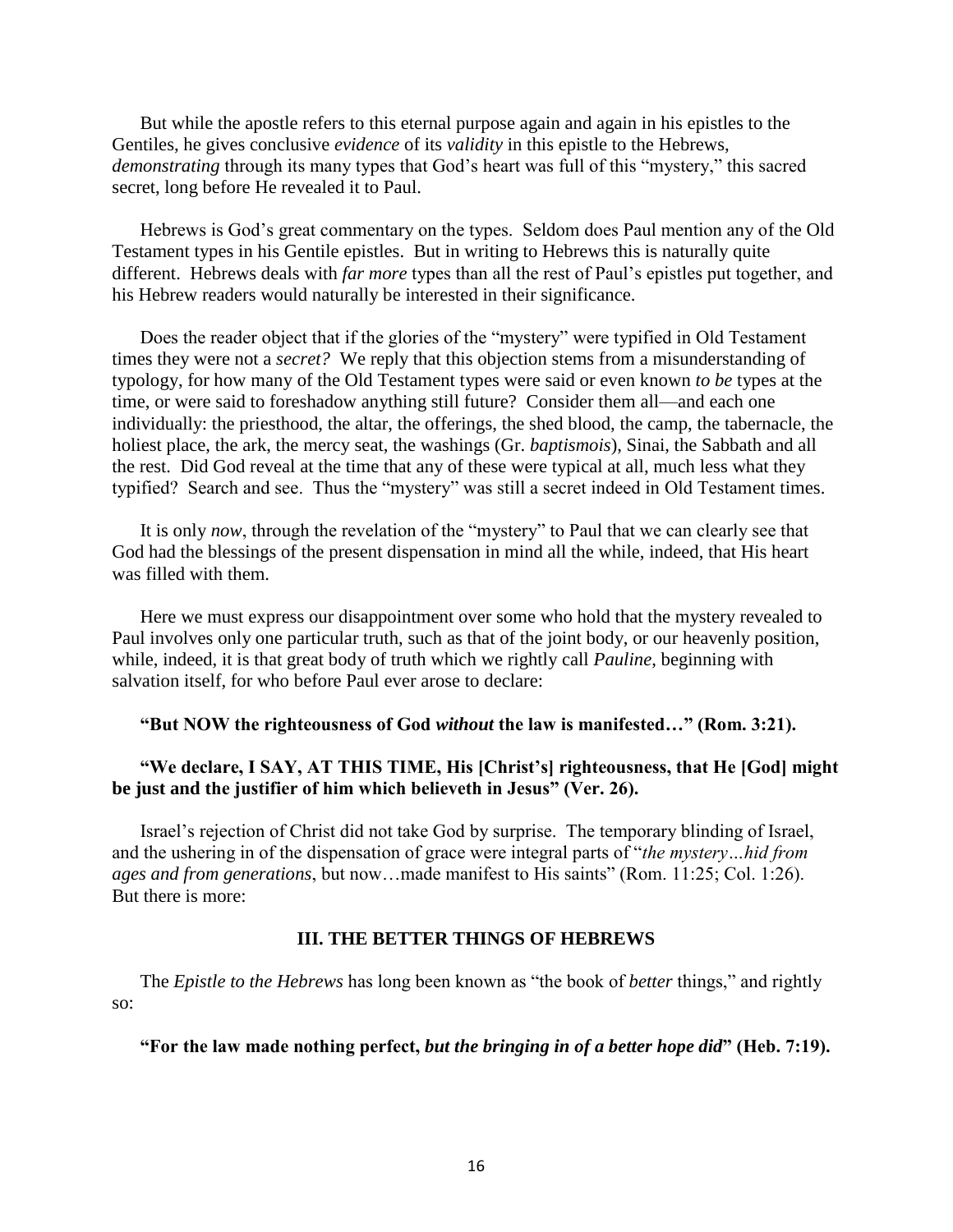But while the apostle refers to this eternal purpose again and again in his epistles to the Gentiles, he gives conclusive *evidence* of its *validity* in this epistle to the Hebrews, *demonstrating* through its many types that God's heart was full of this "mystery," this sacred secret, long before He revealed it to Paul.

Hebrews is God's great commentary on the types. Seldom does Paul mention any of the Old Testament types in his Gentile epistles. But in writing to Hebrews this is naturally quite different. Hebrews deals with *far more* types than all the rest of Paul's epistles put together, and his Hebrew readers would naturally be interested in their significance.

Does the reader object that if the glories of the "mystery" were typified in Old Testament times they were not a *secret?* We reply that this objection stems from a misunderstanding of typology, for how many of the Old Testament types were said or even known *to be* types at the time, or were said to foreshadow anything still future? Consider them all—and each one individually: the priesthood, the altar, the offerings, the shed blood, the camp, the tabernacle, the holiest place, the ark, the mercy seat, the washings (Gr. *baptismois*), Sinai, the Sabbath and all the rest. Did God reveal at the time that any of these were typical at all, much less what they typified? Search and see. Thus the "mystery" was still a secret indeed in Old Testament times.

It is only *now*, through the revelation of the "mystery" to Paul that we can clearly see that God had the blessings of the present dispensation in mind all the while, indeed, that His heart was filled with them.

Here we must express our disappointment over some who hold that the mystery revealed to Paul involves only one particular truth, such as that of the joint body, or our heavenly position, while, indeed, it is that great body of truth which we rightly call *Pauline*, beginning with salvation itself, for who before Paul ever arose to declare:

**"But NOW the righteousness of God *without* the law is manifested…" (Rom. 3:21).**

**"We declare, I SAY, AT THIS TIME, His [Christ's] righteousness, that He [God] might be just and the justifier of him which believeth in Jesus" (Ver. 26).**

Israel's rejection of Christ did not take God by surprise. The temporary blinding of Israel, and the ushering in of the dispensation of grace were integral parts of "*the mystery…hid from ages and from generations*, but now…made manifest to His saints" (Rom. 11:25; Col. 1:26). But there is more:

### III. THE BETTER THINGS OF HEBREWS

The *Epistle to the Hebrews* has long been known as "the book of *better* things," and rightly so:

**"For the law made nothing perfect, *but the bringing in of a better hope did*" (Heb. 7:19).**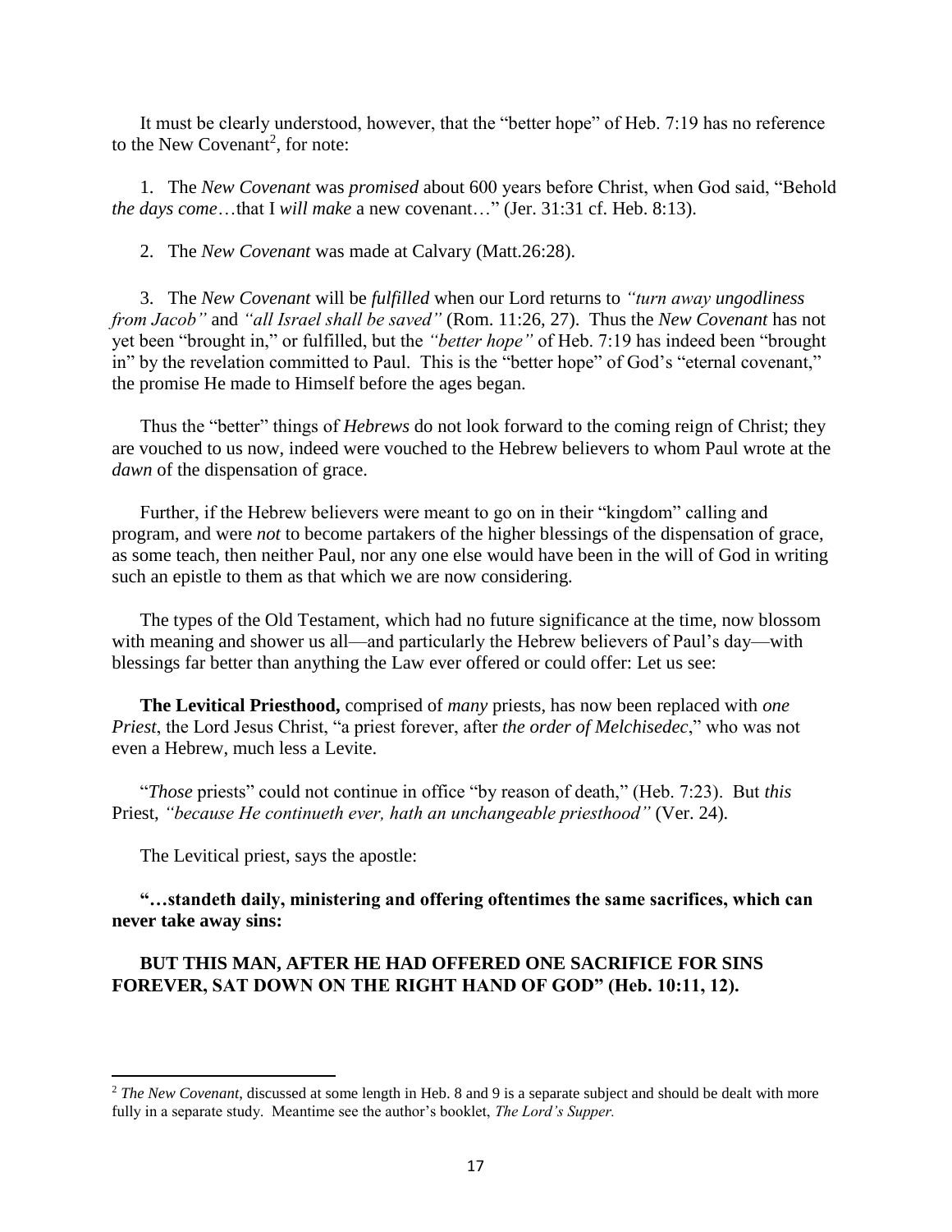It must be clearly understood, however, that the "better hope" of Heb. 7:19 has no reference to the New Covenant[2], for note:

1. The *New Covenant* was *promised* about 600 years before Christ, when God said, "Behold *the days come*…that I *will make* a new covenant…" (Jer. 31:31 cf. Heb. 8:13).

2. The *New Covenant* was made at Calvary (Matt.26:28).

3. The *New Covenant* will be *fulfilled* when our Lord returns to *"turn away ungodliness from Jacob"* and *"all Israel shall be saved"* (Rom. 11:26, 27). Thus the *New Covenant* has not yet been "brought in," or fulfilled, but the *"better hope"* of Heb. 7:19 has indeed been "brought in" by the revelation committed to Paul. This is the "better hope" of God's "eternal covenant," the promise He made to Himself before the ages began.

Thus the "better" things of *Hebrews* do not look forward to the coming reign of Christ; they are vouched to us now, indeed were vouched to the Hebrew believers to whom Paul wrote at the *dawn* of the dispensation of grace.

Further, if the Hebrew believers were meant to go on in their "kingdom" calling and program, and were *not* to become partakers of the higher blessings of the dispensation of grace, as some teach, then neither Paul, nor any one else would have been in the will of God in writing such an epistle to them as that which we are now considering.

The types of the Old Testament, which had no future significance at the time, now blossom with meaning and shower us all—and particularly the Hebrew believers of Paul's day—with blessings far better than anything the Law ever offered or could offer: Let us see:

**The Levitical Priesthood,** comprised of *many* priests, has now been replaced with *one Priest*, the Lord Jesus Christ, "a priest forever, after *the order of Melchisedec*," who was not even a Hebrew, much less a Levite.

"*Those* priests" could not continue in office "by reason of death," (Heb. 7:23). But *this* Priest, *"because He continueth ever, hath an unchangeable priesthood"* (Ver. 24).

The Levitical priest, says the apostle:

**"…standeth daily, ministering and offering oftentimes the same sacrifices, which can never take away sins:**

**BUT THIS MAN, AFTER HE HAD OFFERED ONE SACRIFICE FOR SINS FOREVER, SAT DOWN ON THE RIGHT HAND OF GOD" (Heb. 10:11, 12).**

---

[2] *The New Covenant,* discussed at some length in Heb. 8 and 9 is a separate subject and should be dealt with more fully in a separate study. Meantime see the author's booklet, *The Lord's Supper.*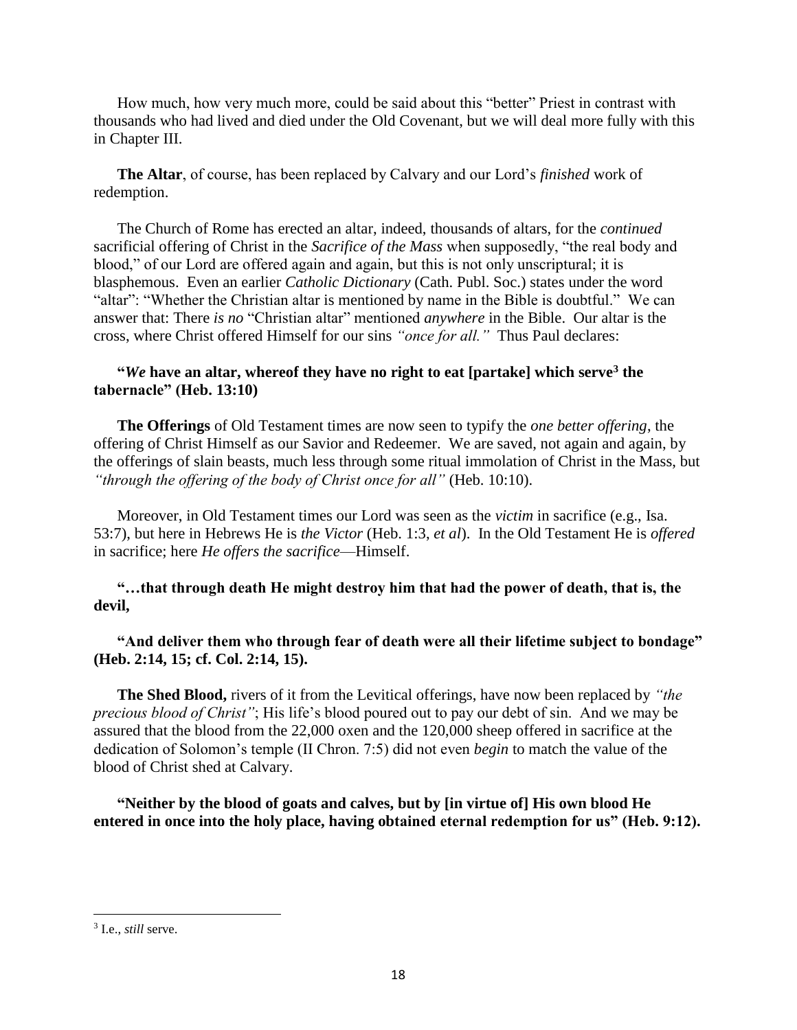How much, how very much more, could be said about this "better" Priest in contrast with thousands who had lived and died under the Old Covenant, but we will deal more fully with this in Chapter III.

**The Altar**, of course, has been replaced by Calvary and our Lord's *finished* work of redemption.

The Church of Rome has erected an altar, indeed, thousands of altars, for the *continued* sacrificial offering of Christ in the *Sacrifice of the Mass* when supposedly, "the real body and blood," of our Lord are offered again and again, but this is not only unscriptural; it is blasphemous. Even an earlier *Catholic Dictionary* (Cath. Publ. Soc.) states under the word "altar": "Whether the Christian altar is mentioned by name in the Bible is doubtful." We can answer that: There *is no* "Christian altar" mentioned *anywhere* in the Bible. Our altar is the cross, where Christ offered Himself for our sins *"once for all."* Thus Paul declares:

**"*We* have an altar, whereof they have no right to eat [partake] which serve[3] the tabernacle" (Heb. 13:10)**

**The Offerings** of Old Testament times are now seen to typify the *one better offering*, the offering of Christ Himself as our Savior and Redeemer. We are saved, not again and again, by the offerings of slain beasts, much less through some ritual immolation of Christ in the Mass, but *"through the offering of the body of Christ once for all"* (Heb. 10:10).

Moreover, in Old Testament times our Lord was seen as the *victim* in sacrifice (e.g., Isa. 53:7), but here in Hebrews He is *the Victor* (Heb. 1:3, *et al*). In the Old Testament He is *offered* in sacrifice; here *He offers the sacrifice*—Himself.

**"…that through death He might destroy him that had the power of death, that is, the devil,**

**"And deliver them who through fear of death were all their lifetime subject to bondage" (Heb. 2:14, 15; cf. Col. 2:14, 15).**

**The Shed Blood,** rivers of it from the Levitical offerings, have now been replaced by *"the precious blood of Christ"*; His life's blood poured out to pay our debt of sin. And we may be assured that the blood from the 22,000 oxen and the 120,000 sheep offered in sacrifice at the dedication of Solomon's temple (II Chron. 7:5) did not even *begin* to match the value of the blood of Christ shed at Calvary.

**"Neither by the blood of goats and calves, but by [in virtue of] His own blood He entered in once into the holy place, having obtained eternal redemption for us" (Heb. 9:12).**

---

[3] I.e., *still* serve.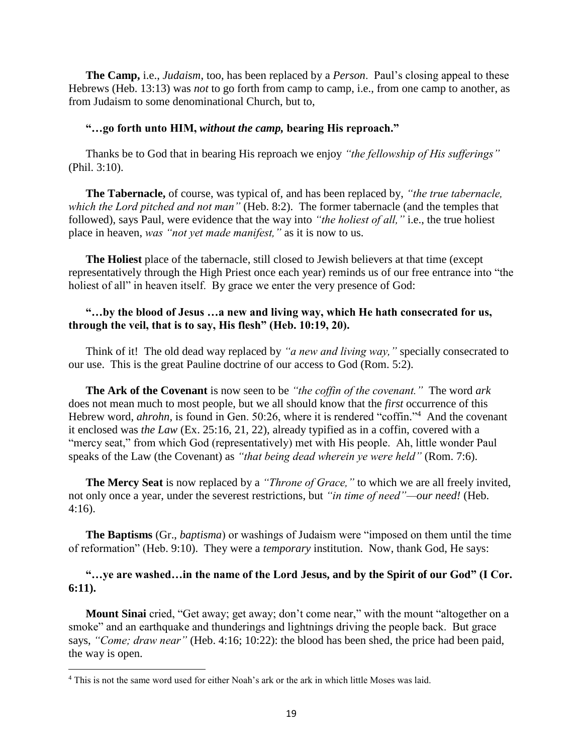**The Camp,** i.e., *Judaism*, too, has been replaced by a *Person*. Paul's closing appeal to these Hebrews (Heb. 13:13) was *not* to go forth from camp to camp, i.e., from one camp to another, as from Judaism to some denominational Church, but to,

**"…go forth unto HIM, *without the camp,* bearing His reproach."**

Thanks be to God that in bearing His reproach we enjoy *"the fellowship of His sufferings"* (Phil. 3:10).

**The Tabernacle,** of course, was typical of, and has been replaced by, *"the true tabernacle, which the Lord pitched and not man"* (Heb. 8:2). The former tabernacle (and the temples that followed), says Paul, were evidence that the way into *"the holiest of all,"* i.e., the true holiest place in heaven, *was "not yet made manifest,"* as it is now to us.

**The Holiest** place of the tabernacle, still closed to Jewish believers at that time (except representatively through the High Priest once each year) reminds us of our free entrance into "the holiest of all" in heaven itself. By grace we enter the very presence of God:

**"…by the blood of Jesus …a new and living way, which He hath consecrated for us, through the veil, that is to say, His flesh" (Heb. 10:19, 20).**

Think of it! The old dead way replaced by *"a new and living way,"* specially consecrated to our use. This is the great Pauline doctrine of our access to God (Rom. 5:2).

**The Ark of the Covenant** is now seen to be *"the coffin of the covenant."* The word *ark* does not mean much to most people, but we all should know that the *first* occurrence of this Hebrew word, *ahrohn,* is found in Gen. 50:26, where it is rendered "coffin."[4] And the covenant it enclosed was *the Law* (Ex. 25:16, 21, 22), already typified as in a coffin, covered with a "mercy seat," from which God (representatively) met with His people. Ah, little wonder Paul speaks of the Law (the Covenant) as *"that being dead wherein ye were held"* (Rom. 7:6).

**The Mercy Seat** is now replaced by a *"Throne of Grace,"* to which we are all freely invited, not only once a year, under the severest restrictions, but *"in time of need"—our need!* (Heb. 4:16).

**The Baptisms** (Gr., *baptisma*) or washings of Judaism were "imposed on them until the time of reformation" (Heb. 9:10). They were a *temporary* institution. Now, thank God, He says:

**"…ye are washed…in the name of the Lord Jesus, and by the Spirit of our God" (I Cor. 6:11).**

**Mount Sinai** cried, "Get away; get away; don't come near," with the mount "altogether on a smoke" and an earthquake and thunderings and lightnings driving the people back. But grace says, *"Come; draw near"* (Heb. 4:16; 10:22): the blood has been shed, the price had been paid, the way is open.

---

[4] This is not the same word used for either Noah's ark or the ark in which little Moses was laid.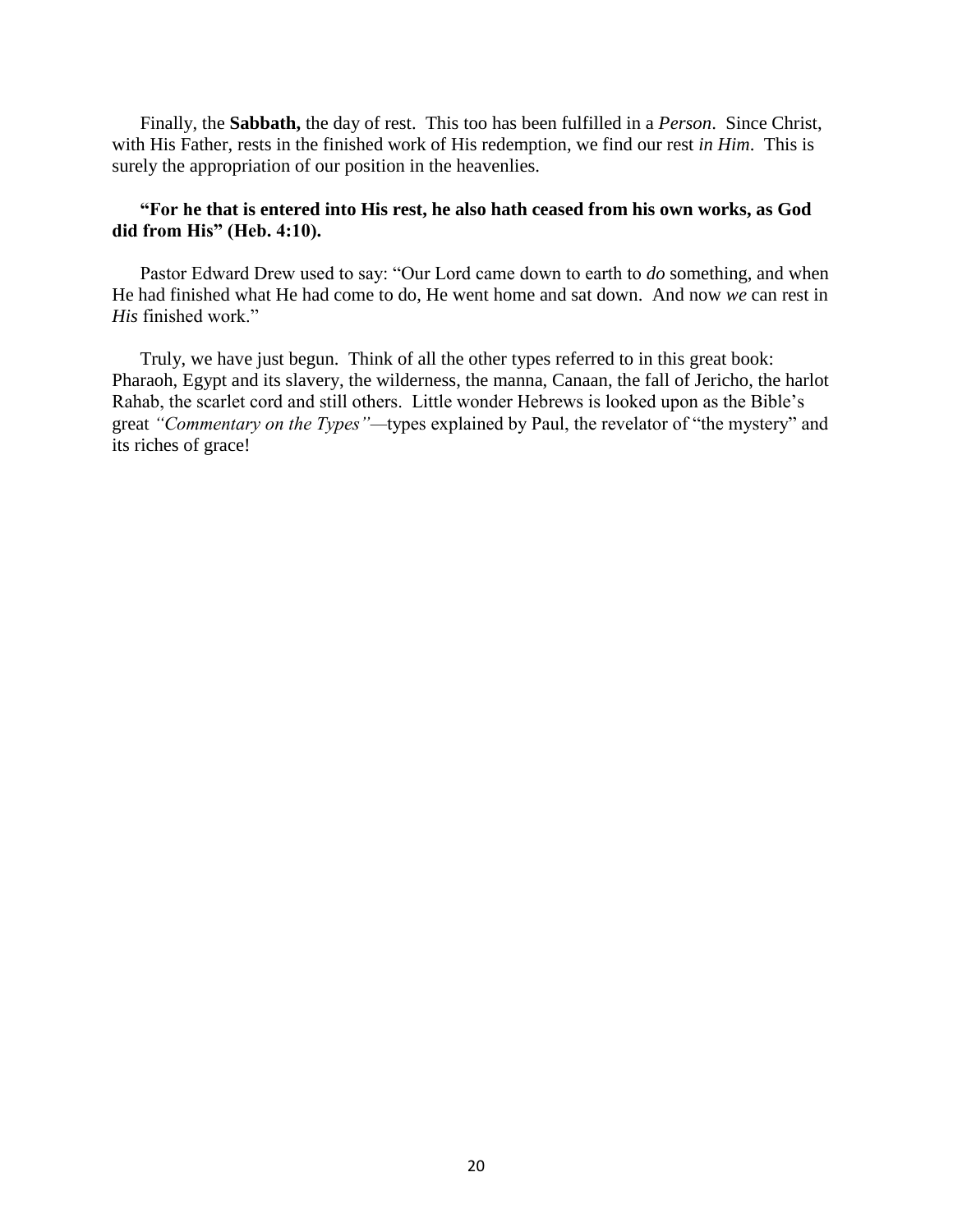Finally, the **Sabbath,** the day of rest. This too has been fulfilled in a *Person*. Since Christ, with His Father, rests in the finished work of His redemption, we find our rest *in Him*. This is surely the appropriation of our position in the heavenlies.

**"For he that is entered into His rest, he also hath ceased from his own works, as God did from His" (Heb. 4:10).**

Pastor Edward Drew used to say: "Our Lord came down to earth to *do* something, and when He had finished what He had come to do, He went home and sat down. And now *we* can rest in *His* finished work."

Truly, we have just begun. Think of all the other types referred to in this great book: Pharaoh, Egypt and its slavery, the wilderness, the manna, Canaan, the fall of Jericho, the harlot Rahab, the scarlet cord and still others. Little wonder Hebrews is looked upon as the Bible's great *"Commentary on the Types"*—types explained by Paul, the revelator of "the mystery" and its riches of grace!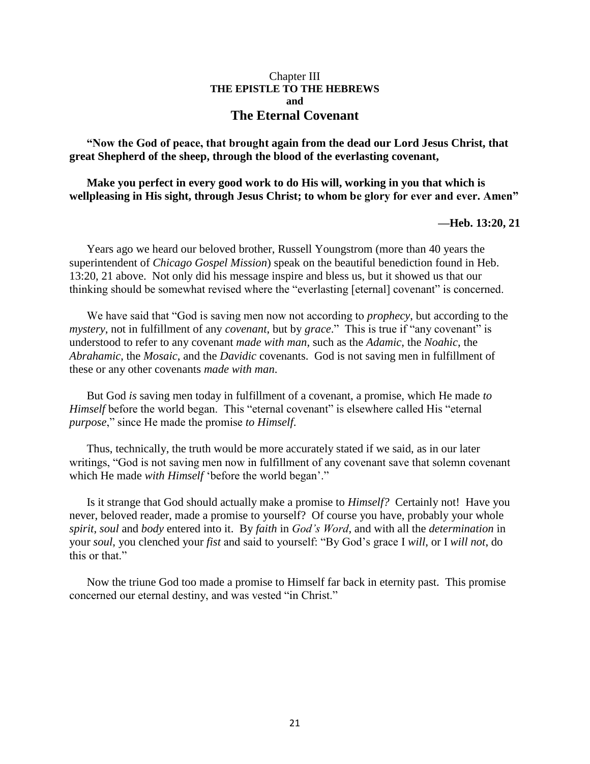# Chapter III
## THE EPISTLE TO THE HEBREWS
## and
# The Eternal Covenant

**"Now the God of peace, that brought again from the dead our Lord Jesus Christ, that great Shepherd of the sheep, through the blood of the everlasting covenant,**

**Make you perfect in every good work to do His will, working in you that which is wellpleasing in His sight, through Jesus Christ; to whom be glory for ever and ever. Amen"**

**—Heb. 13:20, 21**

Years ago we heard our beloved brother, Russell Youngstrom (more than 40 years the superintendent of *Chicago Gospel Mission*) speak on the beautiful benediction found in Heb. 13:20, 21 above. Not only did his message inspire and bless us, but it showed us that our thinking should be somewhat revised where the "everlasting [eternal] covenant" is concerned.

We have said that "God is saving men now not according to *prophecy*, but according to the *mystery*, not in fulfillment of any *covenant*, but by *grace*." This is true if "any covenant" is understood to refer to any covenant *made with man*, such as the *Adamic*, the *Noahic*, the *Abrahamic*, the *Mosaic*, and the *Davidic* covenants. God is not saving men in fulfillment of these or any other covenants *made with man*.

But God *is* saving men today in fulfillment of a covenant, a promise, which He made *to Himself* before the world began. This "eternal covenant" is elsewhere called His "eternal *purpose*," since He made the promise *to Himself*.

Thus, technically, the truth would be more accurately stated if we said, as in our later writings, "God is not saving men now in fulfillment of any covenant save that solemn covenant which He made *with Himself* 'before the world began'."

Is it strange that God should actually make a promise to *Himself?* Certainly not! Have you never, beloved reader, made a promise to yourself? Of course you have, probably your whole *spirit*, *soul* and *body* entered into it. By *faith* in *God's Word*, and with all the *determination* in your *soul*, you clenched your *fist* and said to yourself: "By God's grace I *will*, or I *will not*, do this or that."

Now the triune God too made a promise to Himself far back in eternity past. This promise concerned our eternal destiny, and was vested "in Christ."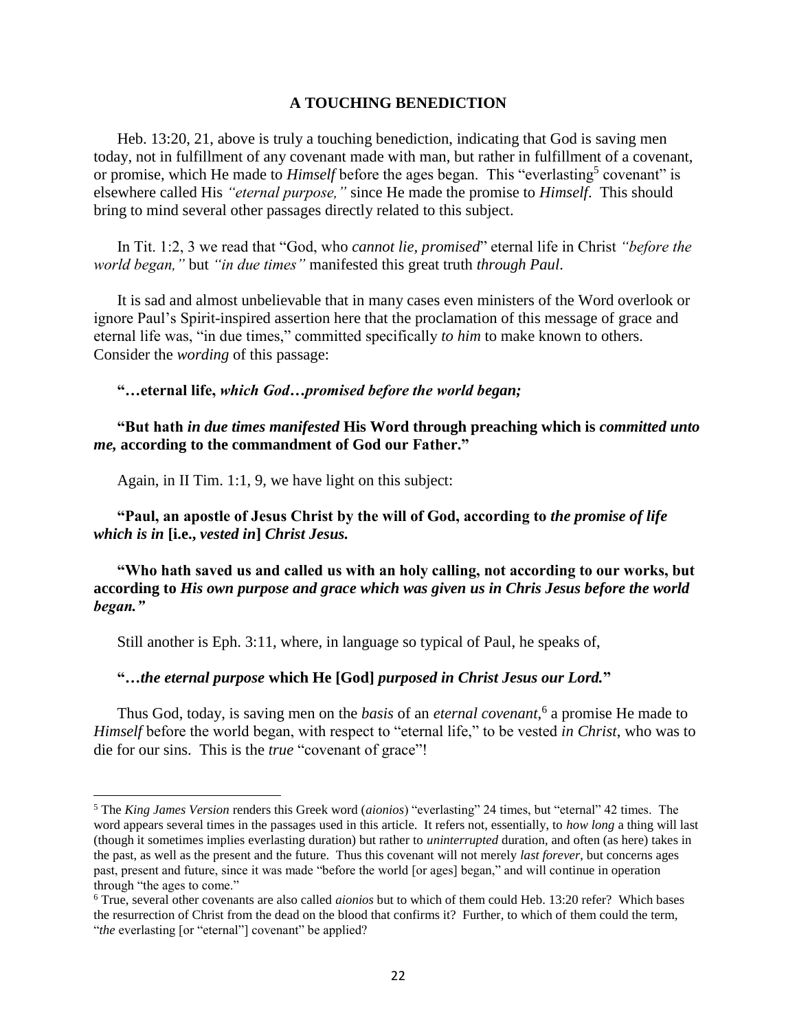### A TOUCHING BENEDICTION

Heb. 13:20, 21, above is truly a touching benediction, indicating that God is saving men today, not in fulfillment of any covenant made with man, but rather in fulfillment of a covenant, or promise, which He made to *Himself* before the ages began. This "everlasting[5] covenant" is elsewhere called His *"eternal purpose,"* since He made the promise to *Himself*. This should bring to mind several other passages directly related to this subject.

In Tit. 1:2, 3 we read that "God, who *cannot lie, promised*" eternal life in Christ *"before the world began,"* but *"in due times"* manifested this great truth *through Paul*.

It is sad and almost unbelievable that in many cases even ministers of the Word overlook or ignore Paul's Spirit-inspired assertion here that the proclamation of this message of grace and eternal life was, "in due times," committed specifically *to him* to make known to others. Consider the *wording* of this passage:

**"…eternal life, *which God…promised before the world began;***

**"But hath *in due times manifested* His Word through preaching which is *committed unto me,* according to the commandment of God our Father."**

Again, in II Tim. 1:1, 9, we have light on this subject:

**"Paul, an apostle of Jesus Christ by the will of God, according to *the promise of life which is in* [i.e., *vested in*] *Christ Jesus.***

**"Who hath saved us and called us with an holy calling, not according to our works, but according to *His own purpose and grace which was given us in Chris Jesus before the world began."***

Still another is Eph. 3:11, where, in language so typical of Paul, he speaks of,

**"…*the eternal purpose* which He [God] *purposed in Christ Jesus our Lord.*"**

Thus God, today, is saving men on the *basis* of an *eternal covenant*,[6] a promise He made to *Himself* before the world began, with respect to "eternal life," to be vested *in Christ*, who was to die for our sins. This is the *true* "covenant of grace"!

---

[5] The *King James Version* renders this Greek word (*aionios*) "everlasting" 24 times, but "eternal" 42 times. The word appears several times in the passages used in this article. It refers not, essentially, to *how long* a thing will last (though it sometimes implies everlasting duration) but rather to *uninterrupted* duration, and often (as here) takes in the past, as well as the present and the future. Thus this covenant will not merely *last forever*, but concerns ages past, present and future, since it was made "before the world [or ages] began," and will continue in operation through "the ages to come."

[6] True, several other covenants are also called *aionios* but to which of them could Heb. 13:20 refer? Which bases the resurrection of Christ from the dead on the blood that confirms it? Further, to which of them could the term, "*the* everlasting [or "eternal"] covenant" be applied?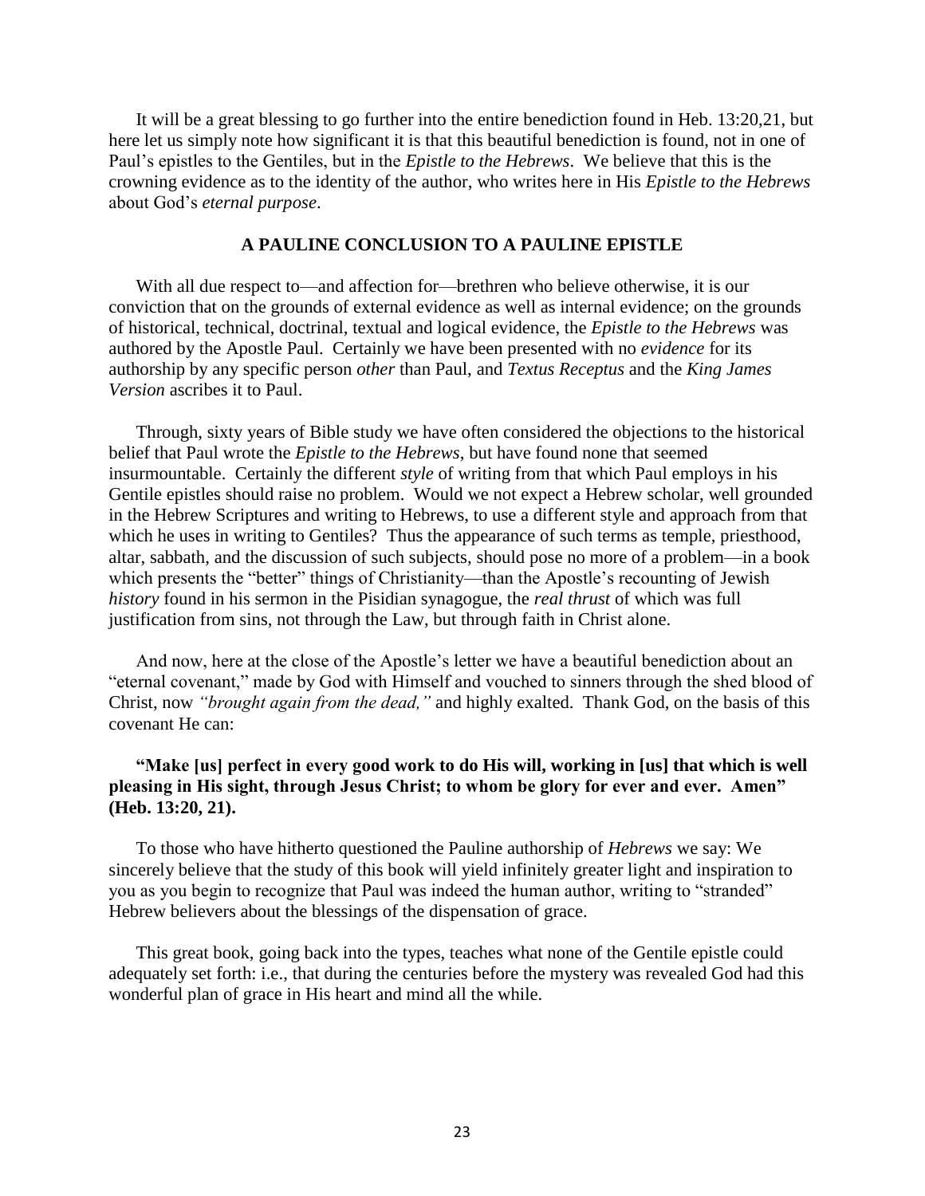It will be a great blessing to go further into the entire benediction found in Heb. 13:20,21, but here let us simply note how significant it is that this beautiful benediction is found, not in one of Paul's epistles to the Gentiles, but in the *Epistle to the Hebrews*. We believe that this is the crowning evidence as to the identity of the author, who writes here in His *Epistle to the Hebrews* about God's *eternal purpose*.

## A PAULINE CONCLUSION TO A PAULINE EPISTLE

With all due respect to—and affection for—brethren who believe otherwise, it is our conviction that on the grounds of external evidence as well as internal evidence; on the grounds of historical, technical, doctrinal, textual and logical evidence, the *Epistle to the Hebrews* was authored by the Apostle Paul. Certainly we have been presented with no *evidence* for its authorship by any specific person *other* than Paul, and *Textus Receptus* and the *King James Version* ascribes it to Paul.

Through, sixty years of Bible study we have often considered the objections to the historical belief that Paul wrote the *Epistle to the Hebrews*, but have found none that seemed insurmountable. Certainly the different *style* of writing from that which Paul employs in his Gentile epistles should raise no problem. Would we not expect a Hebrew scholar, well grounded in the Hebrew Scriptures and writing to Hebrews, to use a different style and approach from that which he uses in writing to Gentiles? Thus the appearance of such terms as temple, priesthood, altar, sabbath, and the discussion of such subjects, should pose no more of a problem—in a book which presents the "better" things of Christianity—than the Apostle's recounting of Jewish *history* found in his sermon in the Pisidian synagogue, the *real thrust* of which was full justification from sins, not through the Law, but through faith in Christ alone.

And now, here at the close of the Apostle's letter we have a beautiful benediction about an "eternal covenant," made by God with Himself and vouched to sinners through the shed blood of Christ, now *"brought again from the dead,"* and highly exalted. Thank God, on the basis of this covenant He can:

**"Make [us] perfect in every good work to do His will, working in [us] that which is well pleasing in His sight, through Jesus Christ; to whom be glory for ever and ever. Amen" (Heb. 13:20, 21).**

To those who have hitherto questioned the Pauline authorship of *Hebrews* we say: We sincerely believe that the study of this book will yield infinitely greater light and inspiration to you as you begin to recognize that Paul was indeed the human author, writing to "stranded" Hebrew believers about the blessings of the dispensation of grace.

This great book, going back into the types, teaches what none of the Gentile epistle could adequately set forth: i.e., that during the centuries before the mystery was revealed God had this wonderful plan of grace in His heart and mind all the while.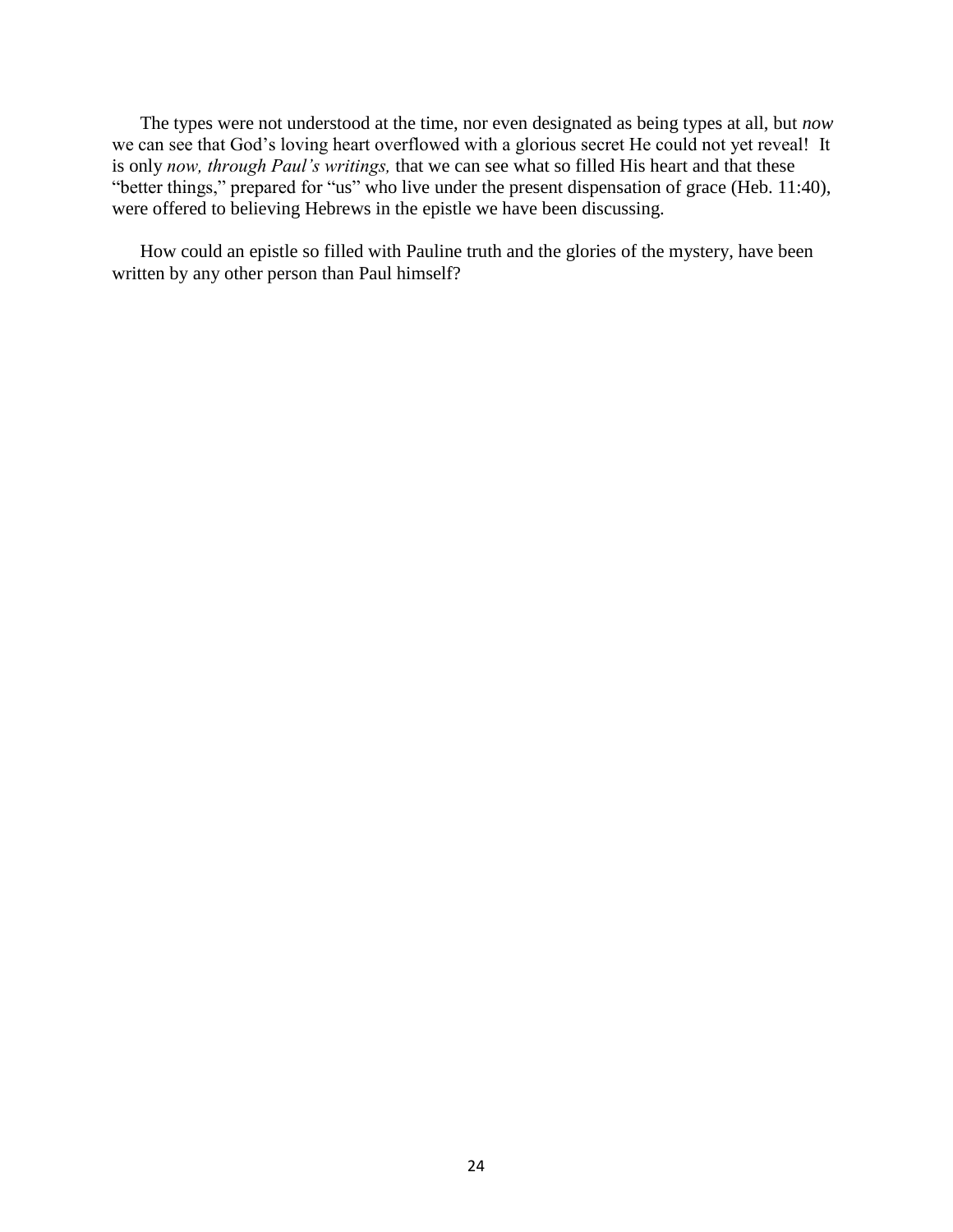The types were not understood at the time, nor even designated as being types at all, but *now* we can see that God's loving heart overflowed with a glorious secret He could not yet reveal! It is only *now, through Paul's writings,* that we can see what so filled His heart and that these "better things," prepared for "us" who live under the present dispensation of grace (Heb. 11:40), were offered to believing Hebrews in the epistle we have been discussing.

How could an epistle so filled with Pauline truth and the glories of the mystery, have been written by any other person than Paul himself?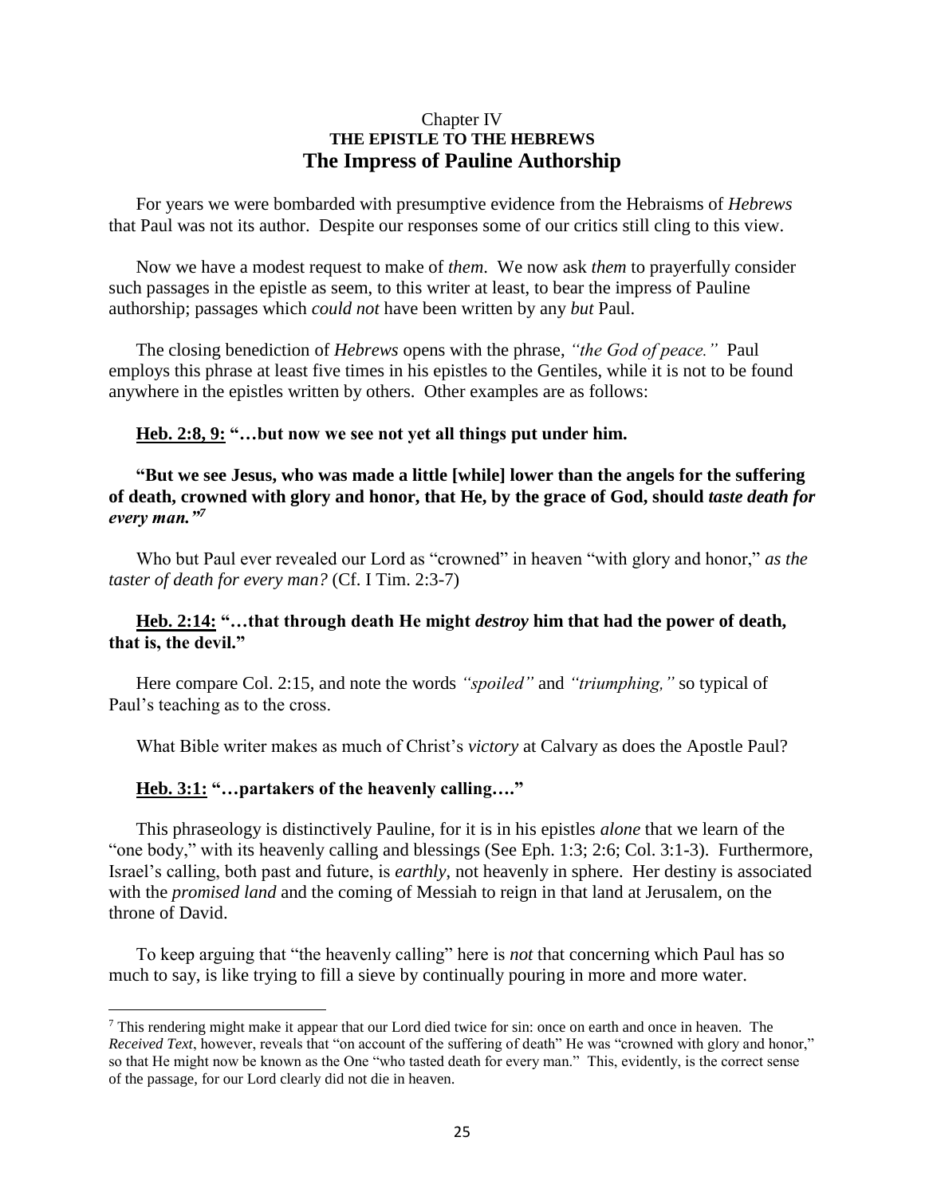Chapter IV

**THE EPISTLE TO THE HEBREWS**

# The Impress of Pauline Authorship

For years we were bombarded with presumptive evidence from the Hebraisms of *Hebrews* that Paul was not its author. Despite our responses some of our critics still cling to this view.

Now we have a modest request to make of *them*. We now ask *them* to prayerfully consider such passages in the epistle as seem, to this writer at least, to bear the impress of Pauline authorship; passages which *could not* have been written by any *but* Paul.

The closing benediction of *Hebrews* opens with the phrase, *"the God of peace."* Paul employs this phrase at least five times in his epistles to the Gentiles, while it is not to be found anywhere in the epistles written by others. Other examples are as follows:

**Heb. 2:8, 9: "…but now we see not yet all things put under him.**

**"But we see Jesus, who was made a little [while] lower than the angels for the suffering of death, crowned with glory and honor, that He, by the grace of God, should *taste death for every man."*[7]**

Who but Paul ever revealed our Lord as "crowned" in heaven "with glory and honor," *as the taster of death for every man?* (Cf. I Tim. 2:3-7)

**Heb. 2:14: "…that through death He might *destroy* him that had the power of death, that is, the devil."**

Here compare Col. 2:15, and note the words *"spoiled"* and *"triumphing,"* so typical of Paul's teaching as to the cross.

What Bible writer makes as much of Christ's *victory* at Calvary as does the Apostle Paul?

**Heb. 3:1: "…partakers of the heavenly calling…."**

This phraseology is distinctively Pauline, for it is in his epistles *alone* that we learn of the "one body," with its heavenly calling and blessings (See Eph. 1:3; 2:6; Col. 3:1-3). Furthermore, Israel's calling, both past and future, is *earthly*, not heavenly in sphere. Her destiny is associated with the *promised land* and the coming of Messiah to reign in that land at Jerusalem, on the throne of David.

To keep arguing that "the heavenly calling" here is *not* that concerning which Paul has so much to say, is like trying to fill a sieve by continually pouring in more and more water.

---

[7] This rendering might make it appear that our Lord died twice for sin: once on earth and once in heaven. The *Received Text*, however, reveals that "on account of the suffering of death" He was "crowned with glory and honor," so that He might now be known as the One "who tasted death for every man." This, evidently, is the correct sense of the passage, for our Lord clearly did not die in heaven.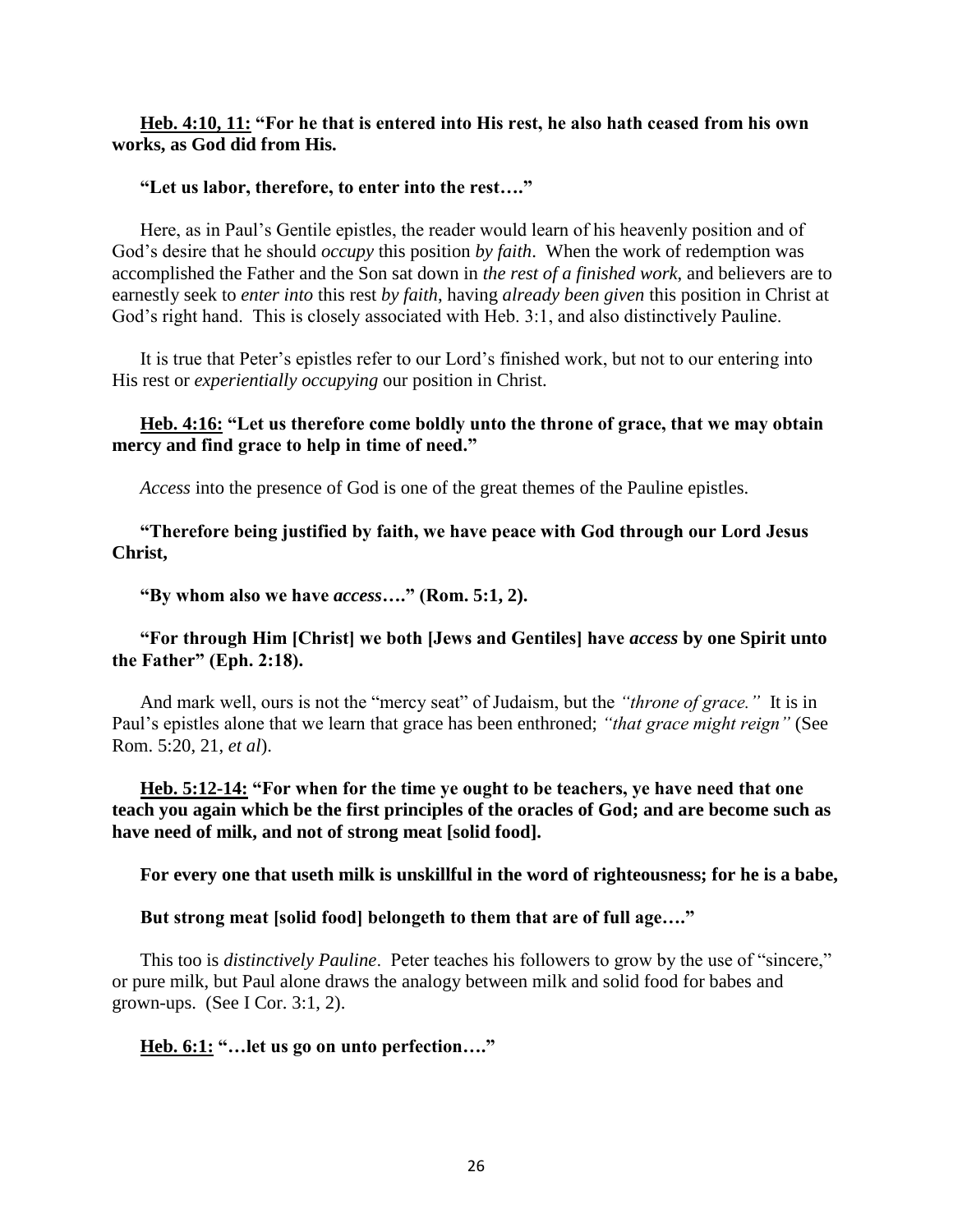**<u>Heb. 4:10, 11:</u> "For he that is entered into His rest, he also hath ceased from his own works, as God did from His.**

**"Let us labor, therefore, to enter into the rest…."**

Here, as in Paul's Gentile epistles, the reader would learn of his heavenly position and of God's desire that he should *occupy* this position *by faith*. When the work of redemption was accomplished the Father and the Son sat down in *the rest of a finished work*, and believers are to earnestly seek to *enter into* this rest *by faith*, having *already been given* this position in Christ at God's right hand. This is closely associated with Heb. 3:1, and also distinctively Pauline.

It is true that Peter's epistles refer to our Lord's finished work, but not to our entering into His rest or *experientially occupying* our position in Christ.

**<u>Heb. 4:16:</u> "Let us therefore come boldly unto the throne of grace, that we may obtain mercy and find grace to help in time of need."**

*Access* into the presence of God is one of the great themes of the Pauline epistles.

**"Therefore being justified by faith, we have peace with God through our Lord Jesus Christ,**

**"By whom also we have *access*…." (Rom. 5:1, 2).**

**"For through Him [Christ] we both [Jews and Gentiles] have *access* by one Spirit unto the Father" (Eph. 2:18).**

And mark well, ours is not the "mercy seat" of Judaism, but the *"throne of grace."* It is in Paul's epistles alone that we learn that grace has been enthroned; *"that grace might reign"* (See Rom. 5:20, 21, *et al*).

**<u>Heb. 5:12-14:</u> "For when for the time ye ought to be teachers, ye have need that one teach you again which be the first principles of the oracles of God; and are become such as have need of milk, and not of strong meat [solid food].**

**For every one that useth milk is unskillful in the word of righteousness; for he is a babe,**

**But strong meat [solid food] belongeth to them that are of full age…."**

This too is *distinctively Pauline*. Peter teaches his followers to grow by the use of "sincere," or pure milk, but Paul alone draws the analogy between milk and solid food for babes and grown-ups. (See I Cor. 3:1, 2).

**<u>Heb. 6:1:</u> "…let us go on unto perfection…."**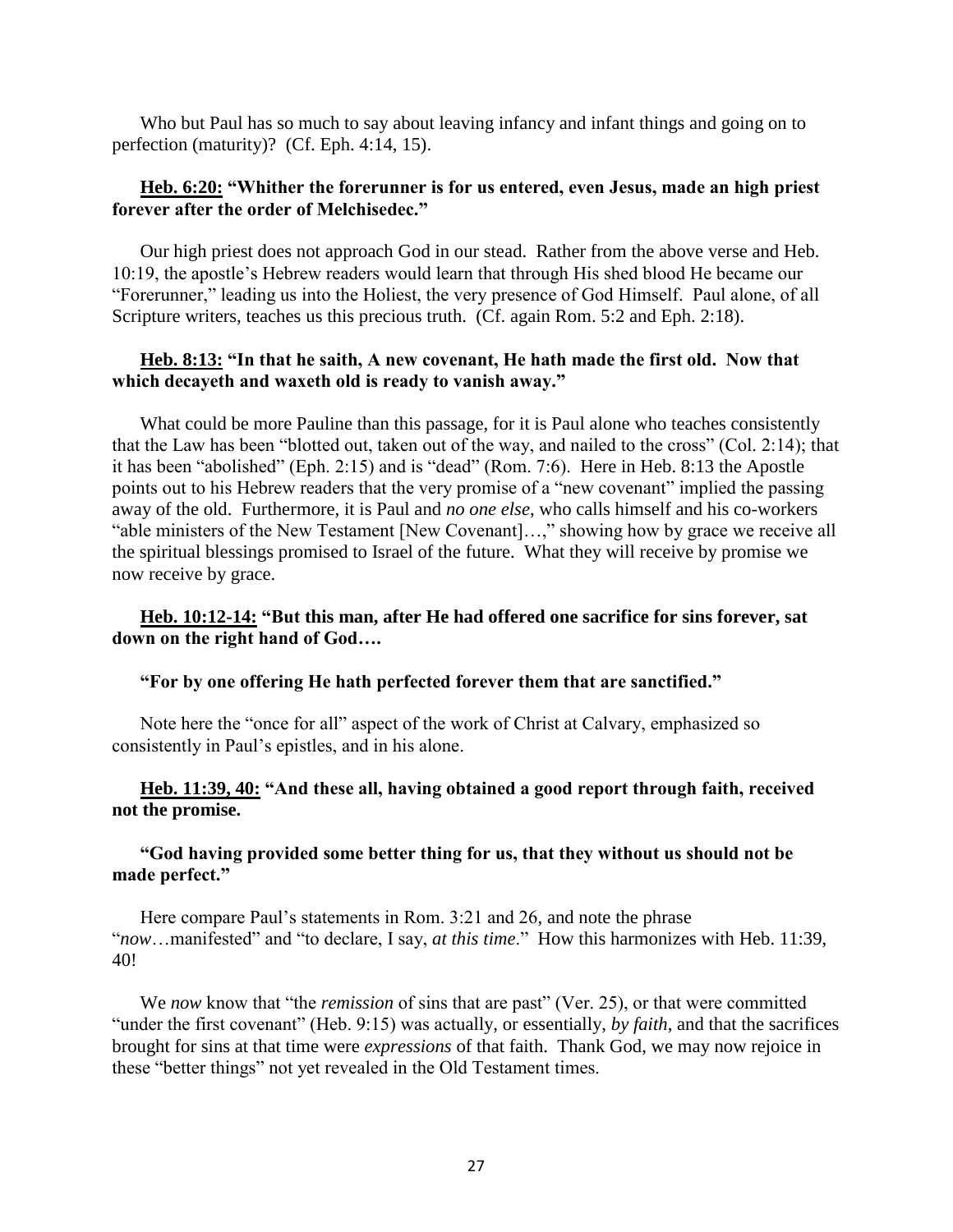Who but Paul has so much to say about leaving infancy and infant things and going on to perfection (maturity)? (Cf. Eph. 4:14, 15).

**Heb. 6:20: "Whither the forerunner is for us entered, even Jesus, made an high priest forever after the order of Melchisedec."**

Our high priest does not approach God in our stead. Rather from the above verse and Heb. 10:19, the apostle's Hebrew readers would learn that through His shed blood He became our "Forerunner," leading us into the Holiest, the very presence of God Himself. Paul alone, of all Scripture writers, teaches us this precious truth. (Cf. again Rom. 5:2 and Eph. 2:18).

**Heb. 8:13: "In that he saith, A new covenant, He hath made the first old. Now that which decayeth and waxeth old is ready to vanish away."**

What could be more Pauline than this passage, for it is Paul alone who teaches consistently that the Law has been "blotted out, taken out of the way, and nailed to the cross" (Col. 2:14); that it has been "abolished" (Eph. 2:15) and is "dead" (Rom. 7:6). Here in Heb. 8:13 the Apostle points out to his Hebrew readers that the very promise of a "new covenant" implied the passing away of the old. Furthermore, it is Paul and *no one else*, who calls himself and his co-workers "able ministers of the New Testament [New Covenant]…," showing how by grace we receive all the spiritual blessings promised to Israel of the future. What they will receive by promise we now receive by grace.

**Heb. 10:12-14: "But this man, after He had offered one sacrifice for sins forever, sat down on the right hand of God….**

**"For by one offering He hath perfected forever them that are sanctified."**

Note here the "once for all" aspect of the work of Christ at Calvary, emphasized so consistently in Paul's epistles, and in his alone.

**Heb. 11:39, 40: "And these all, having obtained a good report through faith, received not the promise.**

**"God having provided some better thing for us, that they without us should not be made perfect."**

Here compare Paul's statements in Rom. 3:21 and 26, and note the phrase "*now*…manifested" and "to declare, I say, *at this time*." How this harmonizes with Heb. 11:39, 40!

We *now* know that "the *remission* of sins that are past" (Ver. 25), or that were committed "under the first covenant" (Heb. 9:15) was actually, or essentially, *by faith*, and that the sacrifices brought for sins at that time were *expressions* of that faith. Thank God, we may now rejoice in these "better things" not yet revealed in the Old Testament times.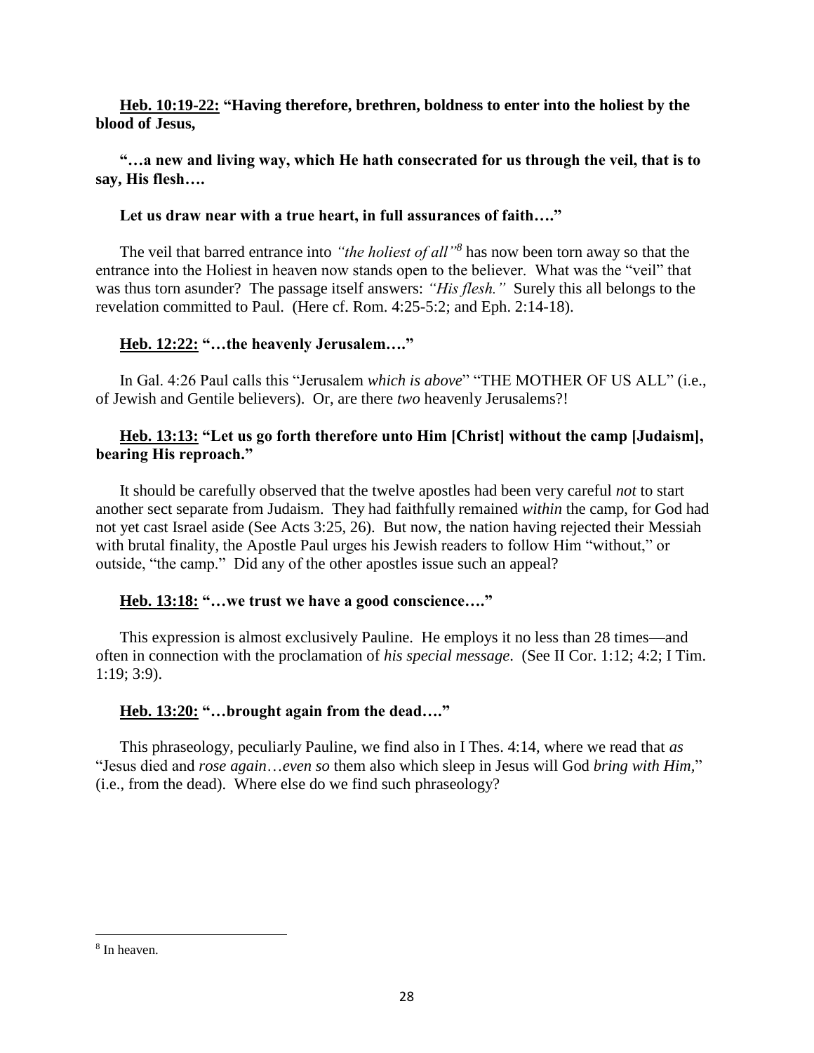**<u>Heb. 10:19-22:</u> "Having therefore, brethren, boldness to enter into the holiest by the blood of Jesus,**

**"…a new and living way, which He hath consecrated for us through the veil, that is to say, His flesh….**

**Let us draw near with a true heart, in full assurances of faith…."**

The veil that barred entrance into *"the holiest of all"*[8] has now been torn away so that the entrance into the Holiest in heaven now stands open to the believer. What was the "veil" that was thus torn asunder? The passage itself answers: *"His flesh."* Surely this all belongs to the revelation committed to Paul. (Here cf. Rom. 4:25-5:2; and Eph. 2:14-18).

**<u>Heb. 12:22:</u> "…the heavenly Jerusalem…."**

In Gal. 4:26 Paul calls this "Jerusalem *which is above*" "THE MOTHER OF US ALL" (i.e., of Jewish and Gentile believers). Or, are there *two* heavenly Jerusalems?!

**<u>Heb. 13:13:</u> "Let us go forth therefore unto Him [Christ] without the camp [Judaism], bearing His reproach."**

It should be carefully observed that the twelve apostles had been very careful *not* to start another sect separate from Judaism. They had faithfully remained *within* the camp, for God had not yet cast Israel aside (See Acts 3:25, 26). But now, the nation having rejected their Messiah with brutal finality, the Apostle Paul urges his Jewish readers to follow Him "without," or outside, "the camp." Did any of the other apostles issue such an appeal?

**<u>Heb. 13:18:</u> "…we trust we have a good conscience…."**

This expression is almost exclusively Pauline. He employs it no less than 28 times—and often in connection with the proclamation of *his special message*. (See II Cor. 1:12; 4:2; I Tim. 1:19; 3:9).

**<u>Heb. 13:20:</u> "…brought again from the dead…."**

This phraseology, peculiarly Pauline, we find also in I Thes. 4:14, where we read that *as* "Jesus died and *rose again*…*even so* them also which sleep in Jesus will God *bring with Him*," (i.e., from the dead). Where else do we find such phraseology?

---

[8] In heaven.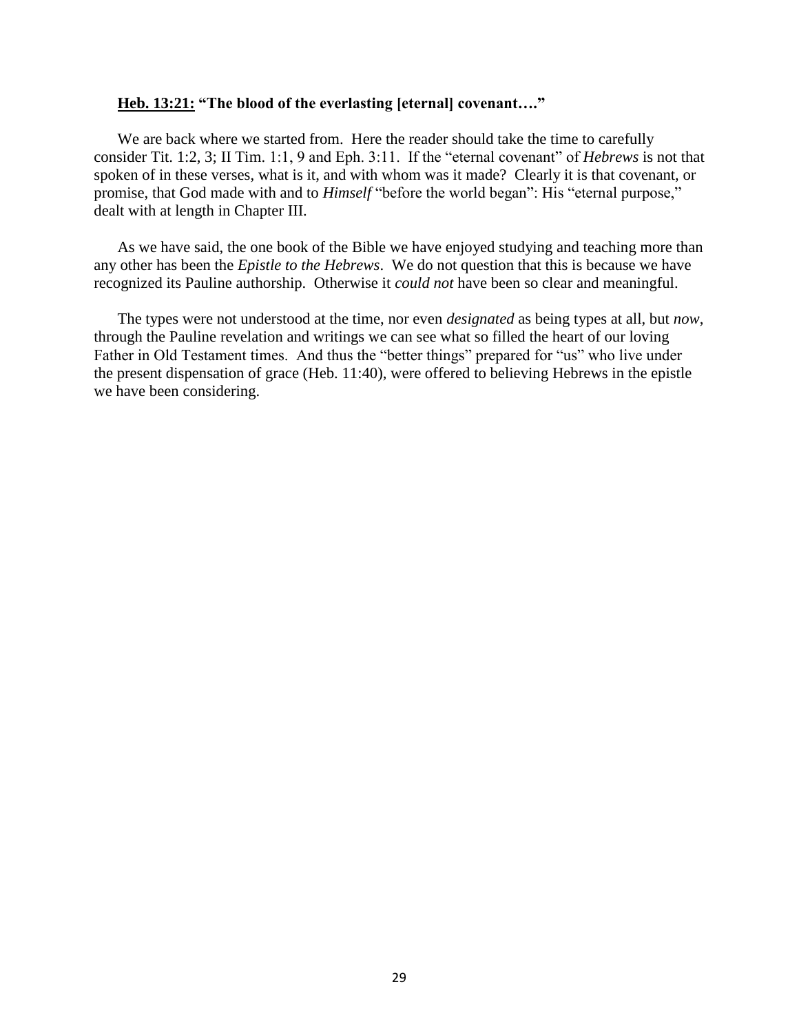**<u>Heb. 13:21:</u> "The blood of the everlasting [eternal] covenant…."**

We are back where we started from. Here the reader should take the time to carefully consider Tit. 1:2, 3; II Tim. 1:1, 9 and Eph. 3:11. If the "eternal covenant" of *Hebrews* is not that spoken of in these verses, what is it, and with whom was it made? Clearly it is that covenant, or promise, that God made with and to *Himself* "before the world began": His "eternal purpose," dealt with at length in Chapter III.

As we have said, the one book of the Bible we have enjoyed studying and teaching more than any other has been the *Epistle to the Hebrews*. We do not question that this is because we have recognized its Pauline authorship. Otherwise it *could not* have been so clear and meaningful.

The types were not understood at the time, nor even *designated* as being types at all, but *now*, through the Pauline revelation and writings we can see what so filled the heart of our loving Father in Old Testament times. And thus the "better things" prepared for "us" who live under the present dispensation of grace (Heb. 11:40), were offered to believing Hebrews in the epistle we have been considering.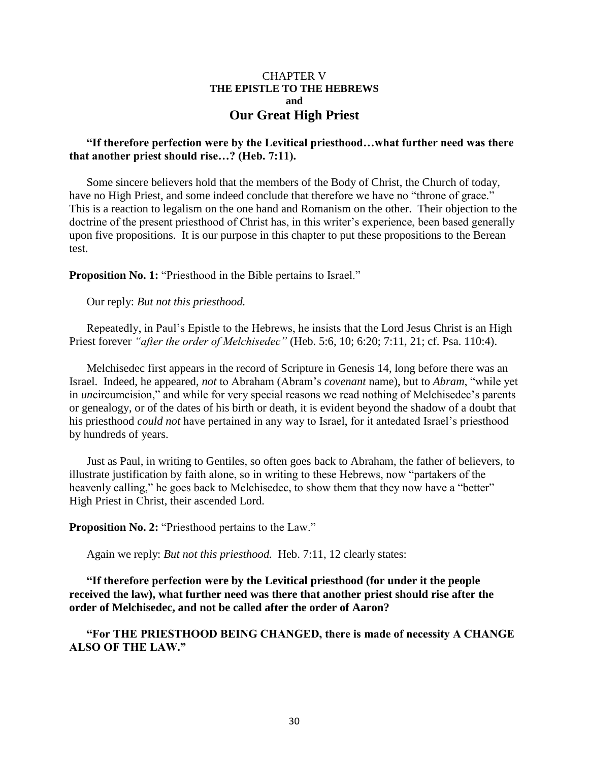# CHAPTER V
## THE EPISTLE TO THE HEBREWS
## and
## Our Great High Priest

**"If therefore perfection were by the Levitical priesthood…what further need was there that another priest should rise…? (Heb. 7:11).**

Some sincere believers hold that the members of the Body of Christ, the Church of today, have no High Priest, and some indeed conclude that therefore we have no "throne of grace." This is a reaction to legalism on the one hand and Romanism on the other. Their objection to the doctrine of the present priesthood of Christ has, in this writer's experience, been based generally upon five propositions. It is our purpose in this chapter to put these propositions to the Berean test.

**Proposition No. 1:** "Priesthood in the Bible pertains to Israel."

Our reply: *But not this priesthood.*

Repeatedly, in Paul's Epistle to the Hebrews, he insists that the Lord Jesus Christ is an High Priest forever *"after the order of Melchisedec"* (Heb. 5:6, 10; 6:20; 7:11, 21; cf. Psa. 110:4).

Melchisedec first appears in the record of Scripture in Genesis 14, long before there was an Israel. Indeed, he appeared, *not* to Abraham (Abram's *covenant* name), but to *Abram*, "while yet in *un*circumcision," and while for very special reasons we read nothing of Melchisedec's parents or genealogy, or of the dates of his birth or death, it is evident beyond the shadow of a doubt that his priesthood *could not* have pertained in any way to Israel, for it antedated Israel's priesthood by hundreds of years.

Just as Paul, in writing to Gentiles, so often goes back to Abraham, the father of believers, to illustrate justification by faith alone, so in writing to these Hebrews, now "partakers of the heavenly calling," he goes back to Melchisedec, to show them that they now have a "better" High Priest in Christ, their ascended Lord.

**Proposition No. 2:** "Priesthood pertains to the Law."

Again we reply: *But not this priesthood.* Heb. 7:11, 12 clearly states:

**"If therefore perfection were by the Levitical priesthood (for under it the people received the law), what further need was there that another priest should rise after the order of Melchisedec, and not be called after the order of Aaron?**

**"For THE PRIESTHOOD BEING CHANGED, there is made of necessity A CHANGE ALSO OF THE LAW."**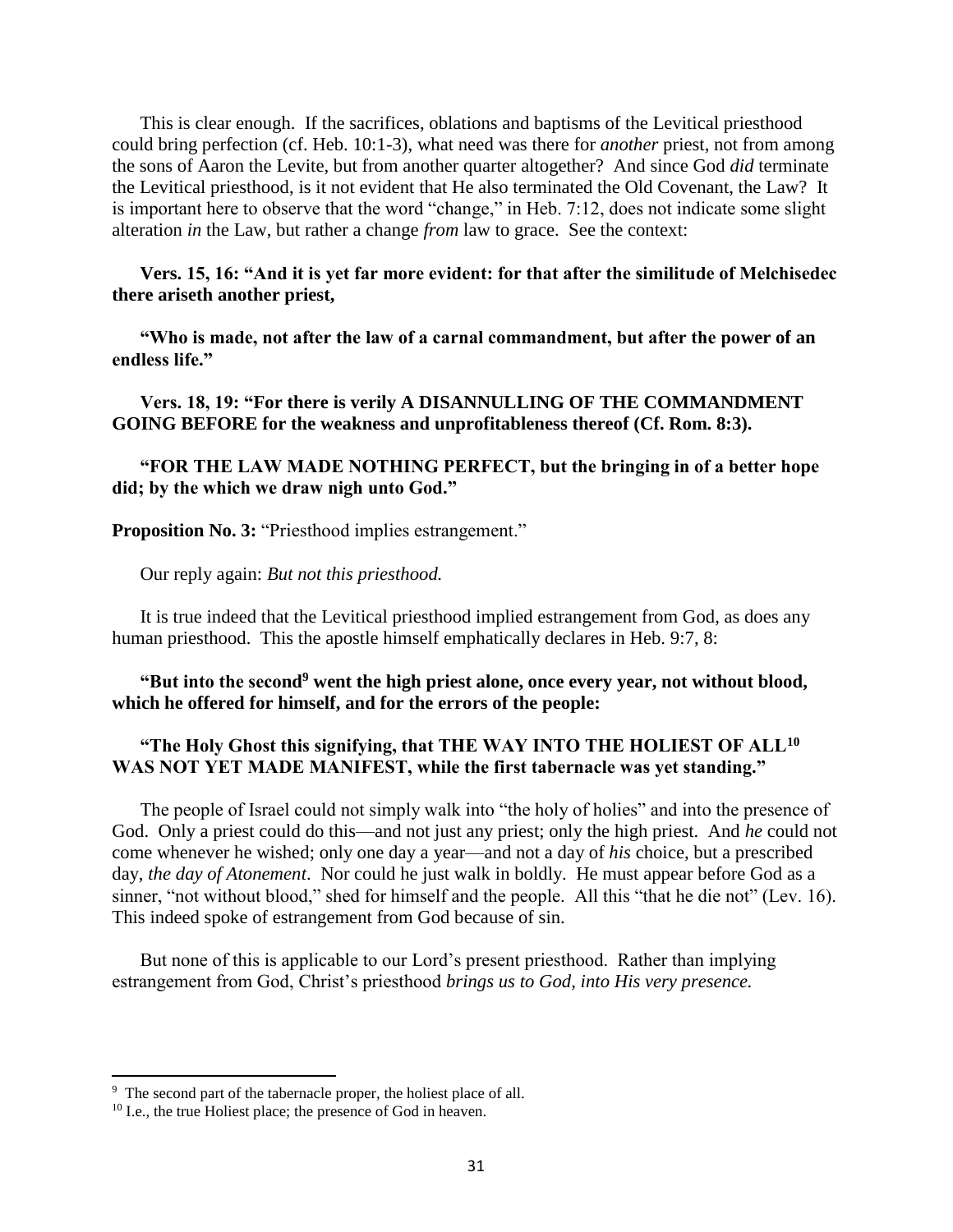This is clear enough. If the sacrifices, oblations and baptisms of the Levitical priesthood could bring perfection (cf. Heb. 10:1-3), what need was there for *another* priest, not from among the sons of Aaron the Levite, but from another quarter altogether? And since God *did* terminate the Levitical priesthood, is it not evident that He also terminated the Old Covenant, the Law? It is important here to observe that the word "change," in Heb. 7:12, does not indicate some slight alteration *in* the Law, but rather a change *from* law to grace. See the context:

**Vers. 15, 16: "And it is yet far more evident: for that after the similitude of Melchisedec there ariseth another priest,**

**"Who is made, not after the law of a carnal commandment, but after the power of an endless life."**

**Vers. 18, 19: "For there is verily A DISANNULLING OF THE COMMANDMENT GOING BEFORE for the weakness and unprofitableness thereof (Cf. Rom. 8:3).**

**"FOR THE LAW MADE NOTHING PERFECT, but the bringing in of a better hope did; by the which we draw nigh unto God."**

**Proposition No. 3:** "Priesthood implies estrangement."

Our reply again: *But not this priesthood.*

It is true indeed that the Levitical priesthood implied estrangement from God, as does any human priesthood. This the apostle himself emphatically declares in Heb. 9:7, 8:

**"But into the second[9] went the high priest alone, once every year, not without blood, which he offered for himself, and for the errors of the people:**

**"The Holy Ghost this signifying, that THE WAY INTO THE HOLIEST OF ALL[10] WAS NOT YET MADE MANIFEST, while the first tabernacle was yet standing."**

The people of Israel could not simply walk into "the holy of holies" and into the presence of God. Only a priest could do this—and not just any priest; only the high priest. And *he* could not come whenever he wished; only one day a year—and not a day of *his* choice, but a prescribed day, *the day of Atonement*. Nor could he just walk in boldly. He must appear before God as a sinner, "not without blood," shed for himself and the people. All this "that he die not" (Lev. 16). This indeed spoke of estrangement from God because of sin.

But none of this is applicable to our Lord's present priesthood. Rather than implying estrangement from God, Christ's priesthood *brings us to God, into His very presence.*

---

[9] The second part of the tabernacle proper, the holiest place of all.

[10] I.e., the true Holiest place; the presence of God in heaven.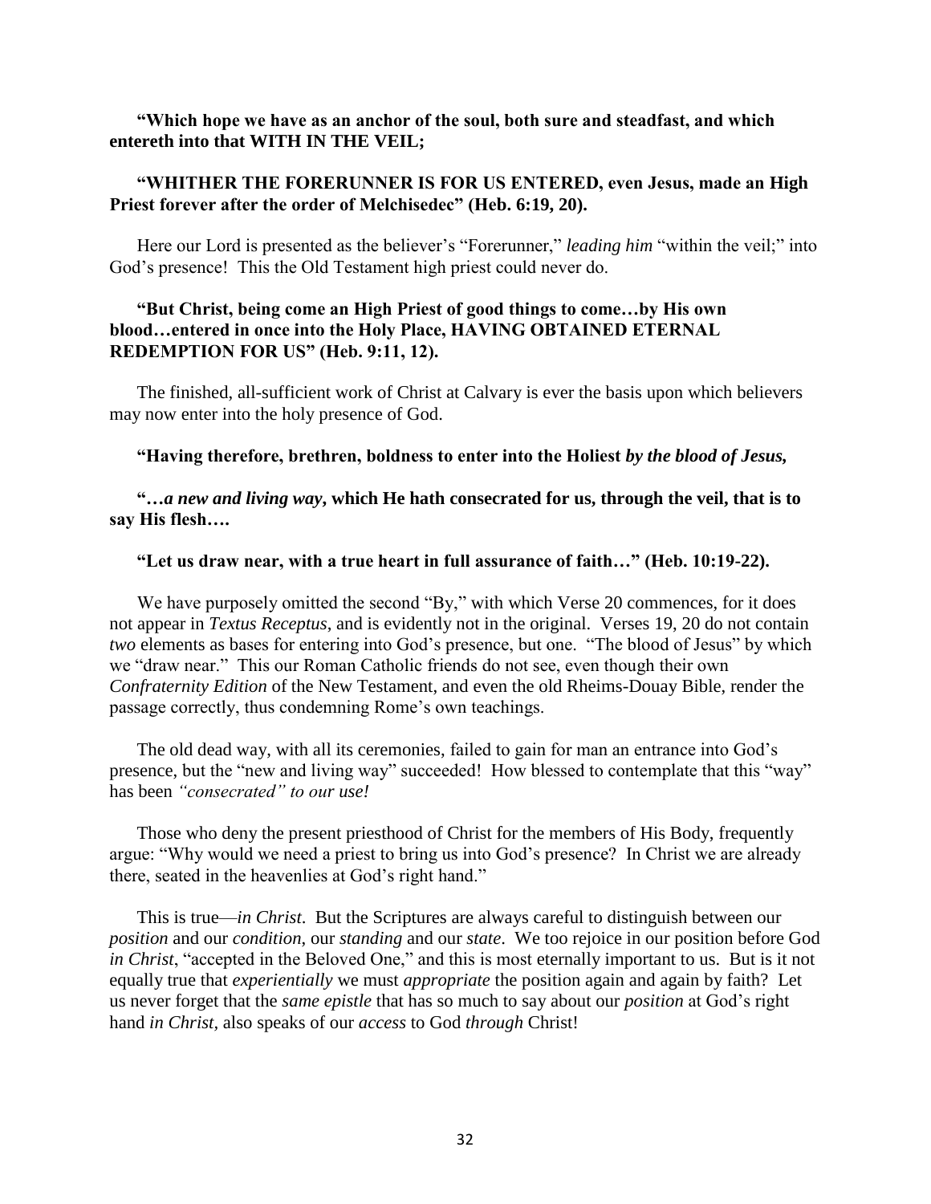**"Which hope we have as an anchor of the soul, both sure and steadfast, and which entereth into that WITH IN THE VEIL;**

**"WHITHER THE FORERUNNER IS FOR US ENTERED, even Jesus, made an High Priest forever after the order of Melchisedec" (Heb. 6:19, 20).**

Here our Lord is presented as the believer's "Forerunner," *leading him* "within the veil;" into God's presence! This the Old Testament high priest could never do.

**"But Christ, being come an High Priest of good things to come…by His own blood…entered in once into the Holy Place, HAVING OBTAINED ETERNAL REDEMPTION FOR US" (Heb. 9:11, 12).**

The finished, all-sufficient work of Christ at Calvary is ever the basis upon which believers may now enter into the holy presence of God.

**"Having therefore, brethren, boldness to enter into the Holiest *by the blood of Jesus,***

**"…*a new and living way*, which He hath consecrated for us, through the veil, that is to say His flesh….**

**"Let us draw near, with a true heart in full assurance of faith…" (Heb. 10:19-22).**

We have purposely omitted the second "By," with which Verse 20 commences, for it does not appear in *Textus Receptus*, and is evidently not in the original. Verses 19, 20 do not contain *two* elements as bases for entering into God's presence, but one. "The blood of Jesus" by which we "draw near." This our Roman Catholic friends do not see, even though their own *Confraternity Edition* of the New Testament, and even the old Rheims-Douay Bible, render the passage correctly, thus condemning Rome's own teachings.

The old dead way, with all its ceremonies, failed to gain for man an entrance into God's presence, but the "new and living way" succeeded! How blessed to contemplate that this "way" has been *"consecrated" to our use!*

Those who deny the present priesthood of Christ for the members of His Body, frequently argue: "Why would we need a priest to bring us into God's presence? In Christ we are already there, seated in the heavenlies at God's right hand."

This is true—*in Christ*. But the Scriptures are always careful to distinguish between our *position* and our *condition*, our *standing* and our *state*. We too rejoice in our position before God *in Christ*, "accepted in the Beloved One," and this is most eternally important to us. But is it not equally true that *experientially* we must *appropriate* the position again and again by faith? Let us never forget that the *same epistle* that has so much to say about our *position* at God's right hand *in Christ,* also speaks of our *access* to God *through* Christ!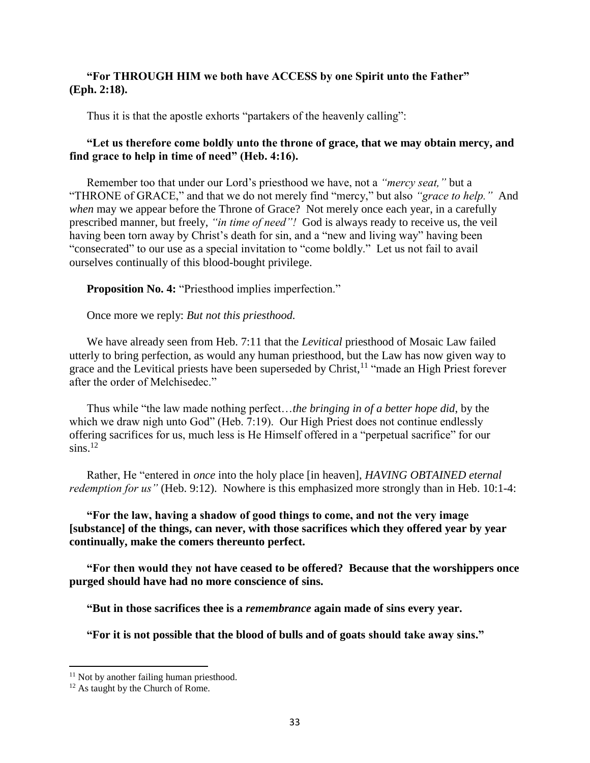**"For THROUGH HIM we both have ACCESS by one Spirit unto the Father" (Eph. 2:18).**

Thus it is that the apostle exhorts "partakers of the heavenly calling":

**"Let us therefore come boldly unto the throne of grace, that we may obtain mercy, and find grace to help in time of need" (Heb. 4:16).**

Remember too that under our Lord's priesthood we have, not a *"mercy seat,"* but a "THRONE of GRACE," and that we do not merely find "mercy," but also *"grace to help."* And *when* may we appear before the Throne of Grace? Not merely once each year, in a carefully prescribed manner, but freely, *"in time of need"!* God is always ready to receive us, the veil having been torn away by Christ's death for sin, and a "new and living way" having been "consecrated" to our use as a special invitation to "come boldly." Let us not fail to avail ourselves continually of this blood-bought privilege.

**Proposition No. 4:** "Priesthood implies imperfection."

Once more we reply: *But not this priesthood.*

We have already seen from Heb. 7:11 that the *Levitical* priesthood of Mosaic Law failed utterly to bring perfection, as would any human priesthood, but the Law has now given way to grace and the Levitical priests have been superseded by Christ,[11] "made an High Priest forever after the order of Melchisedec."

Thus while "the law made nothing perfect…*the bringing in of a better hope did*, by the which we draw nigh unto God" (Heb. 7:19). Our High Priest does not continue endlessly offering sacrifices for us, much less is He Himself offered in a "perpetual sacrifice" for our sins.[12]

Rather, He "entered in *once* into the holy place [in heaven], *HAVING OBTAINED eternal redemption for us"* (Heb. 9:12). Nowhere is this emphasized more strongly than in Heb. 10:1-4:

**"For the law, having a shadow of good things to come, and not the very image [substance] of the things, can never, with those sacrifices which they offered year by year continually, make the comers thereunto perfect.**

**"For then would they not have ceased to be offered? Because that the worshippers once purged should have had no more conscience of sins.**

**"But in those sacrifices thee is a *remembrance* again made of sins every year.**

**"For it is not possible that the blood of bulls and of goats should take away sins."**

---

[11] Not by another failing human priesthood.

[12] As taught by the Church of Rome.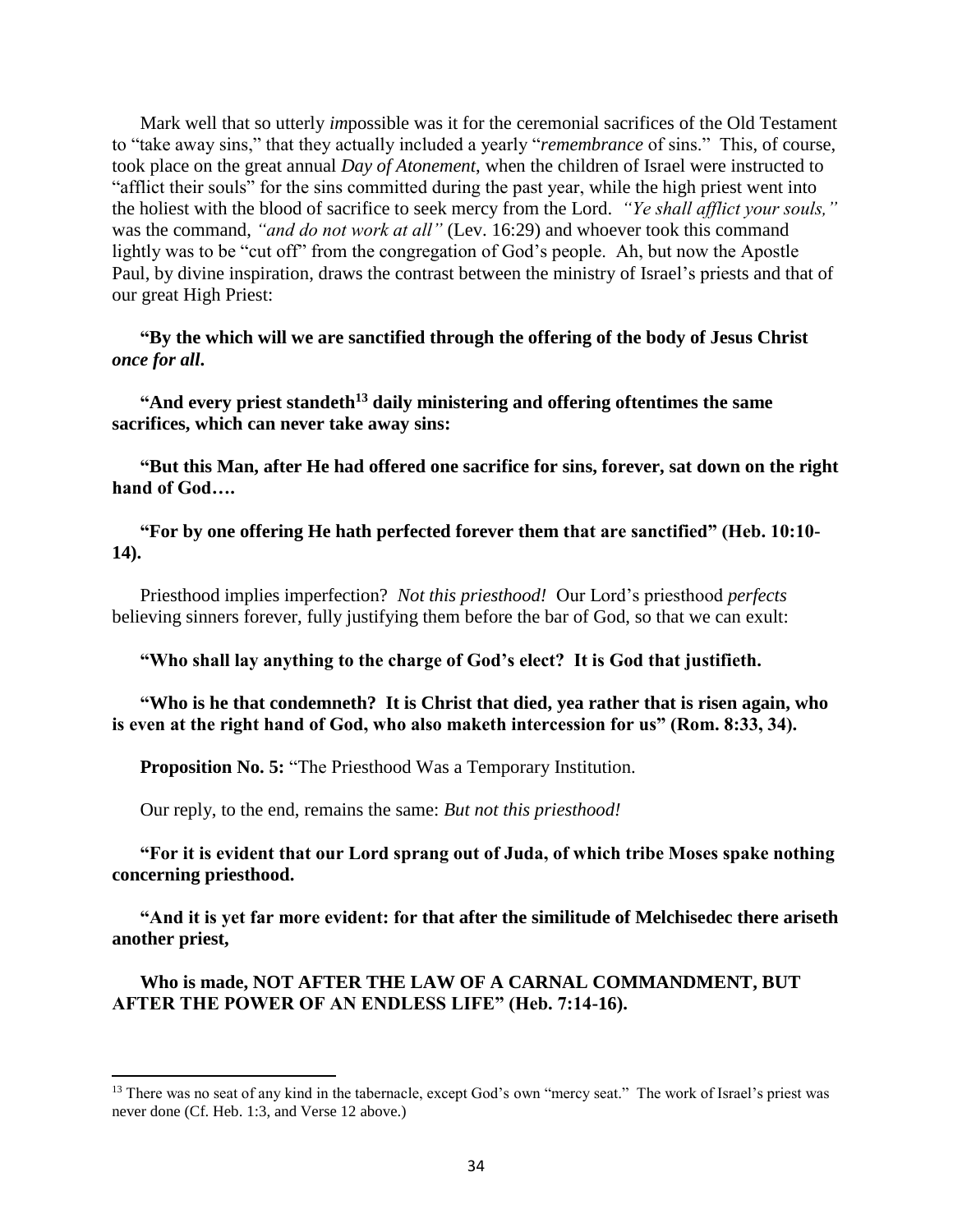Mark well that so utterly *im*possible was it for the ceremonial sacrifices of the Old Testament to "take away sins," that they actually included a yearly "*remembrance* of sins." This, of course, took place on the great annual *Day of Atonement*, when the children of Israel were instructed to "afflict their souls" for the sins committed during the past year, while the high priest went into the holiest with the blood of sacrifice to seek mercy from the Lord. *"Ye shall afflict your souls,"* was the command, *"and do not work at all"* (Lev. 16:29) and whoever took this command lightly was to be "cut off" from the congregation of God's people. Ah, but now the Apostle Paul, by divine inspiration, draws the contrast between the ministry of Israel's priests and that of our great High Priest:

**"By the which will we are sanctified through the offering of the body of Jesus Christ *once for all*.**

**"And every priest standeth[13] daily ministering and offering oftentimes the same sacrifices, which can never take away sins:**

**"But this Man, after He had offered one sacrifice for sins, forever, sat down on the right hand of God….**

**"For by one offering He hath perfected forever them that are sanctified" (Heb. 10:10-14).**

Priesthood implies imperfection? *Not this priesthood!* Our Lord's priesthood *perfects* believing sinners forever, fully justifying them before the bar of God, so that we can exult:

**"Who shall lay anything to the charge of God's elect? It is God that justifieth.**

**"Who is he that condemneth? It is Christ that died, yea rather that is risen again, who is even at the right hand of God, who also maketh intercession for us" (Rom. 8:33, 34).**

**Proposition No. 5:** "The Priesthood Was a Temporary Institution.

Our reply, to the end, remains the same: *But not this priesthood!*

**"For it is evident that our Lord sprang out of Juda, of which tribe Moses spake nothing concerning priesthood.**

**"And it is yet far more evident: for that after the similitude of Melchisedec there ariseth another priest,**

**Who is made, NOT AFTER THE LAW OF A CARNAL COMMANDMENT, BUT AFTER THE POWER OF AN ENDLESS LIFE" (Heb. 7:14-16).**

---

[13] There was no seat of any kind in the tabernacle, except God's own "mercy seat." The work of Israel's priest was never done (Cf. Heb. 1:3, and Verse 12 above.)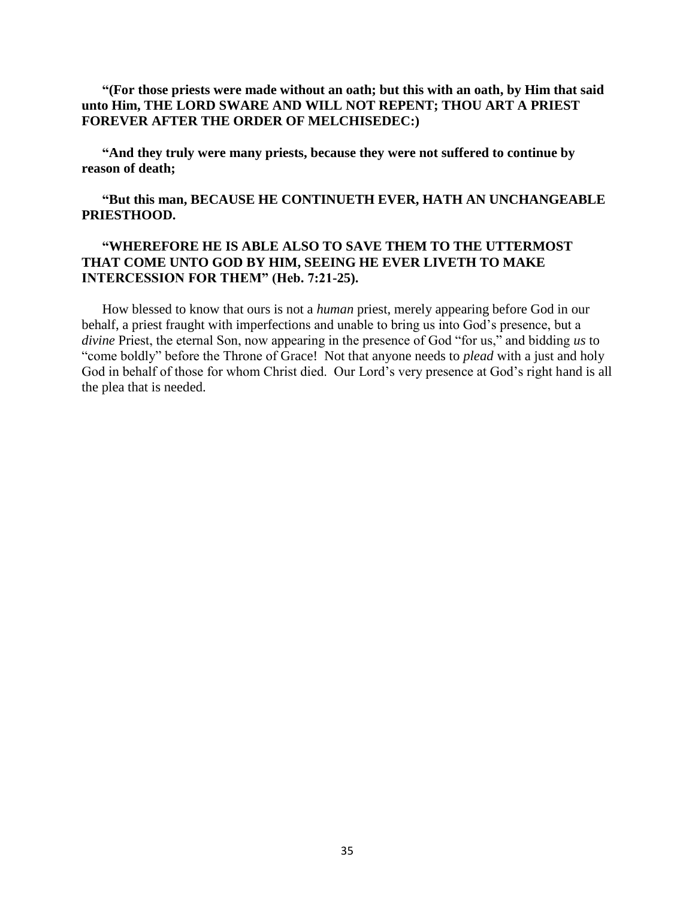**“(For those priests were made without an oath; but this with an oath, by Him that said unto Him, THE LORD SWARE AND WILL NOT REPENT; THOU ART A PRIEST FOREVER AFTER THE ORDER OF MELCHISEDEC:)**

**“And they truly were many priests, because they were not suffered to continue by reason of death;**

**“But this man, BECAUSE HE CONTINUETH EVER, HATH AN UNCHANGEABLE PRIESTHOOD.**

**“WHEREFORE HE IS ABLE ALSO TO SAVE THEM TO THE UTTERMOST THAT COME UNTO GOD BY HIM, SEEING HE EVER LIVETH TO MAKE INTERCESSION FOR THEM” (Heb. 7:21-25).**

How blessed to know that ours is not a *human* priest, merely appearing before God in our behalf, a priest fraught with imperfections and unable to bring us into God’s presence, but a *divine* Priest, the eternal Son, now appearing in the presence of God “for us,” and bidding *us* to “come boldly” before the Throne of Grace! Not that anyone needs to *plead* with a just and holy God in behalf of those for whom Christ died. Our Lord’s very presence at God’s right hand is all the plea that is needed.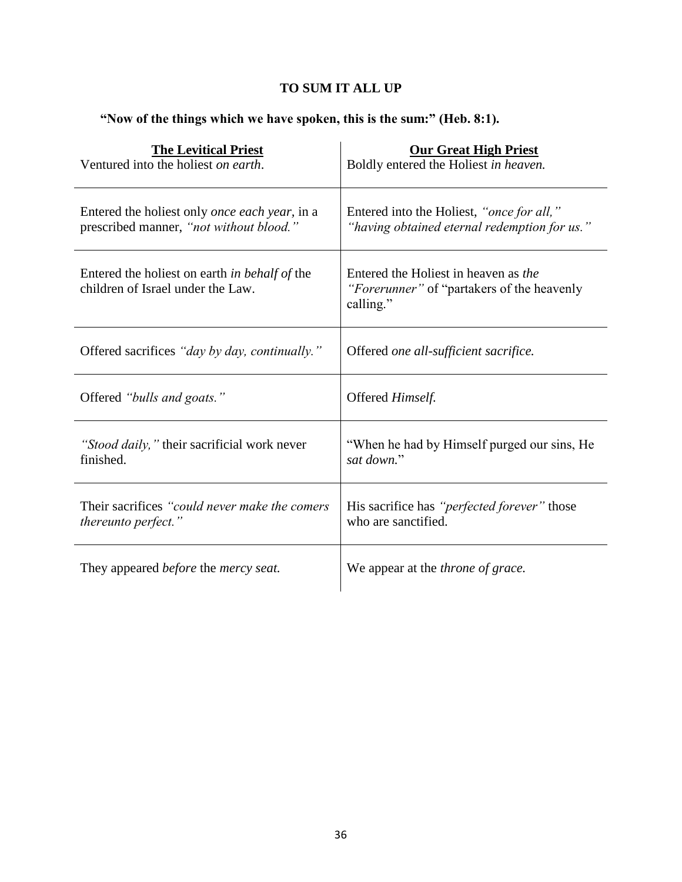**TO SUM IT ALL UP**

**"Now of the things which we have spoken, this is the sum:" (Heb. 8:1).**

| **The Levitical Priest** | **Our Great High Priest** |
|---|---|
| Ventured into the holiest *on earth*. | Boldly entered the Holiest *in heaven.* |
| Entered the holiest only *once each year*, in a prescribed manner, *"not without blood."* | Entered into the Holiest, *"once for all," "having obtained eternal redemption for us."* |
| Entered the holiest on earth *in behalf of* the children of Israel under the Law. | Entered the Holiest in heaven as *the "Forerunner"* of "partakers of the heavenly calling." |
| Offered sacrifices *"day by day, continually."* | Offered *one all-sufficient sacrifice.* |
| Offered *"bulls and goats."* | Offered *Himself.* |
| *"Stood daily,"* their sacrificial work never finished. | "When he had by Himself purged our sins, He *sat down.*" |
| Their sacrifices *"could never make the comers thereunto perfect."* | His sacrifice has *"perfected forever"* those who are sanctified. |
| They appeared *before* the *mercy seat.* | We appear at the *throne of grace.* |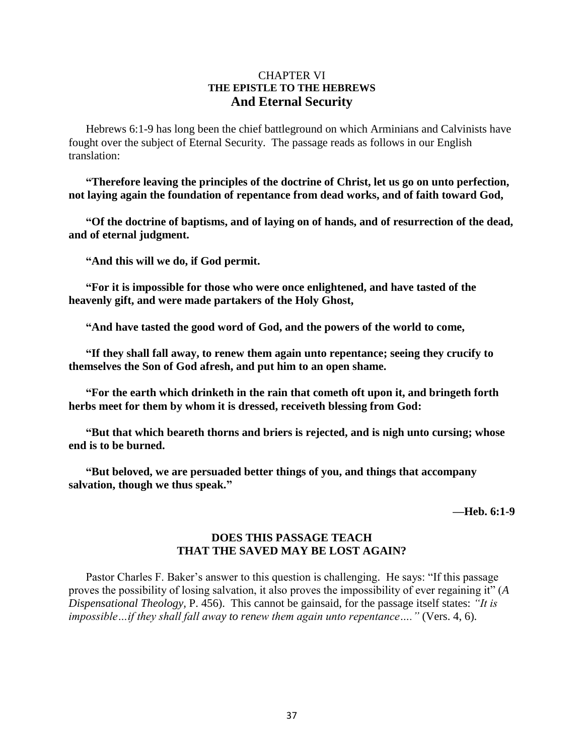# CHAPTER VI
## THE EPISTLE TO THE HEBREWS
## And Eternal Security

Hebrews 6:1-9 has long been the chief battleground on which Arminians and Calvinists have fought over the subject of Eternal Security. The passage reads as follows in our English translation:

**"Therefore leaving the principles of the doctrine of Christ, let us go on unto perfection, not laying again the foundation of repentance from dead works, and of faith toward God,**

**"Of the doctrine of baptisms, and of laying on of hands, and of resurrection of the dead, and of eternal judgment.**

**"And this will we do, if God permit.**

**"For it is impossible for those who were once enlightened, and have tasted of the heavenly gift, and were made partakers of the Holy Ghost,**

**"And have tasted the good word of God, and the powers of the world to come,**

**"If they shall fall away, to renew them again unto repentance; seeing they crucify to themselves the Son of God afresh, and put him to an open shame.**

**"For the earth which drinketh in the rain that cometh oft upon it, and bringeth forth herbs meet for them by whom it is dressed, receiveth blessing from God:**

**"But that which beareth thorns and briers is rejected, and is nigh unto cursing; whose end is to be burned.**

**"But beloved, we are persuaded better things of you, and things that accompany salvation, though we thus speak."**

**—Heb. 6:1-9**

### DOES THIS PASSAGE TEACH THAT THE SAVED MAY BE LOST AGAIN?

Pastor Charles F. Baker's answer to this question is challenging. He says: "If this passage proves the possibility of losing salvation, it also proves the impossibility of ever regaining it" (*A Dispensational Theology*, P. 456). This cannot be gainsaid, for the passage itself states: *"It is impossible…if they shall fall away to renew them again unto repentance…."* (Vers. 4, 6).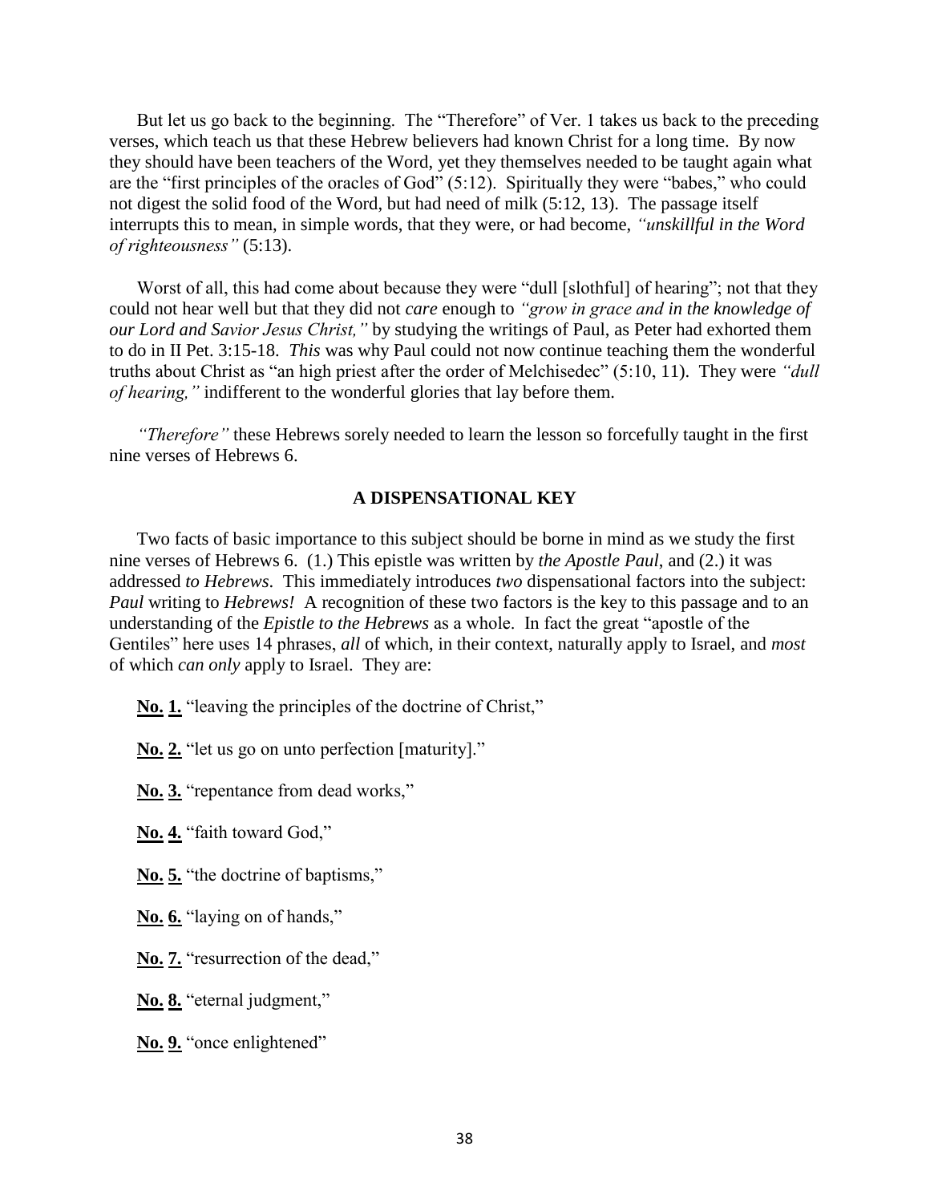But let us go back to the beginning. The "Therefore" of Ver. 1 takes us back to the preceding verses, which teach us that these Hebrew believers had known Christ for a long time. By now they should have been teachers of the Word, yet they themselves needed to be taught again what are the "first principles of the oracles of God" (5:12). Spiritually they were "babes," who could not digest the solid food of the Word, but had need of milk (5:12, 13). The passage itself interrupts this to mean, in simple words, that they were, or had become, *"unskillful in the Word of righteousness"* (5:13).

Worst of all, this had come about because they were "dull [slothful] of hearing"; not that they could not hear well but that they did not *care* enough to *"grow in grace and in the knowledge of our Lord and Savior Jesus Christ,"* by studying the writings of Paul, as Peter had exhorted them to do in II Pet. 3:15-18. *This* was why Paul could not now continue teaching them the wonderful truths about Christ as "an high priest after the order of Melchisedec" (5:10, 11). They were *"dull of hearing,"* indifferent to the wonderful glories that lay before them.

*"Therefore"* these Hebrews sorely needed to learn the lesson so forcefully taught in the first nine verses of Hebrews 6.

## A DISPENSATIONAL KEY

Two facts of basic importance to this subject should be borne in mind as we study the first nine verses of Hebrews 6. (1.) This epistle was written by *the Apostle Paul*, and (2.) it was addressed *to Hebrews*. This immediately introduces *two* dispensational factors into the subject: *Paul* writing to *Hebrews!* A recognition of these two factors is the key to this passage and to an understanding of the *Epistle to the Hebrews* as a whole. In fact the great "apostle of the Gentiles" here uses 14 phrases, *all* of which, in their context, naturally apply to Israel, and *most* of which *can only* apply to Israel. They are:

**No. 1.** "leaving the principles of the doctrine of Christ,"

**No. 2.** "let us go on unto perfection [maturity]."

**No. 3.** "repentance from dead works,"

**No. 4.** "faith toward God,"

**No. 5.** "the doctrine of baptisms,"

**No. 6.** "laying on of hands,"

**No. 7.** "resurrection of the dead,"

**No. 8.** "eternal judgment,"

**No. 9.** "once enlightened"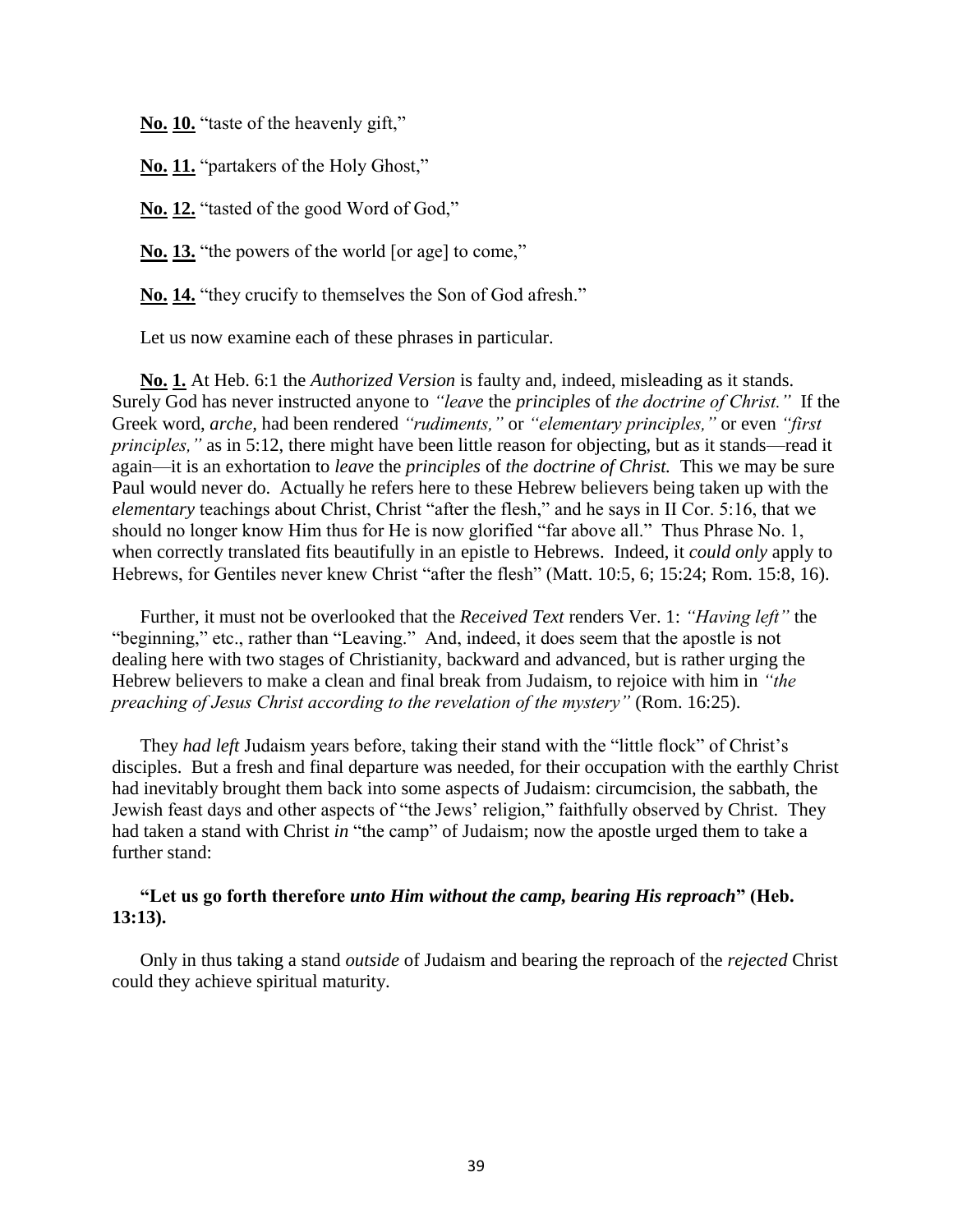**No. 10.** "taste of the heavenly gift,"

**No. 11.** "partakers of the Holy Ghost,"

**No. 12.** "tasted of the good Word of God,"

**No. 13.** "the powers of the world [or age] to come,"

**No. 14.** "they crucify to themselves the Son of God afresh."

Let us now examine each of these phrases in particular.

**No. 1.** At Heb. 6:1 the *Authorized Version* is faulty and, indeed, misleading as it stands. Surely God has never instructed anyone to *"leave* the *principles* of *the doctrine of Christ."* If the Greek word, *arche,* had been rendered *"rudiments,"* or *"elementary principles,"* or even *"first principles,"* as in 5:12, there might have been little reason for objecting, but as it stands—read it again—it is an exhortation to *leave* the *principles* of *the doctrine of Christ.* This we may be sure Paul would never do. Actually he refers here to these Hebrew believers being taken up with the *elementary* teachings about Christ, Christ "after the flesh," and he says in II Cor. 5:16, that we should no longer know Him thus for He is now glorified "far above all." Thus Phrase No. 1, when correctly translated fits beautifully in an epistle to Hebrews. Indeed, it *could only* apply to Hebrews, for Gentiles never knew Christ "after the flesh" (Matt. 10:5, 6; 15:24; Rom. 15:8, 16).

Further, it must not be overlooked that the *Received Text* renders Ver. 1: *"Having left"* the "beginning," etc., rather than "Leaving." And, indeed, it does seem that the apostle is not dealing here with two stages of Christianity, backward and advanced, but is rather urging the Hebrew believers to make a clean and final break from Judaism, to rejoice with him in *"the preaching of Jesus Christ according to the revelation of the mystery"* (Rom. 16:25).

They *had left* Judaism years before, taking their stand with the "little flock" of Christ's disciples. But a fresh and final departure was needed, for their occupation with the earthly Christ had inevitably brought them back into some aspects of Judaism: circumcision, the sabbath, the Jewish feast days and other aspects of "the Jews' religion," faithfully observed by Christ. They had taken a stand with Christ *in* "the camp" of Judaism; now the apostle urged them to take a further stand:

**"Let us go forth therefore *unto Him without the camp, bearing His reproach*" (Heb. 13:13).**

Only in thus taking a stand *outside* of Judaism and bearing the reproach of the *rejected* Christ could they achieve spiritual maturity.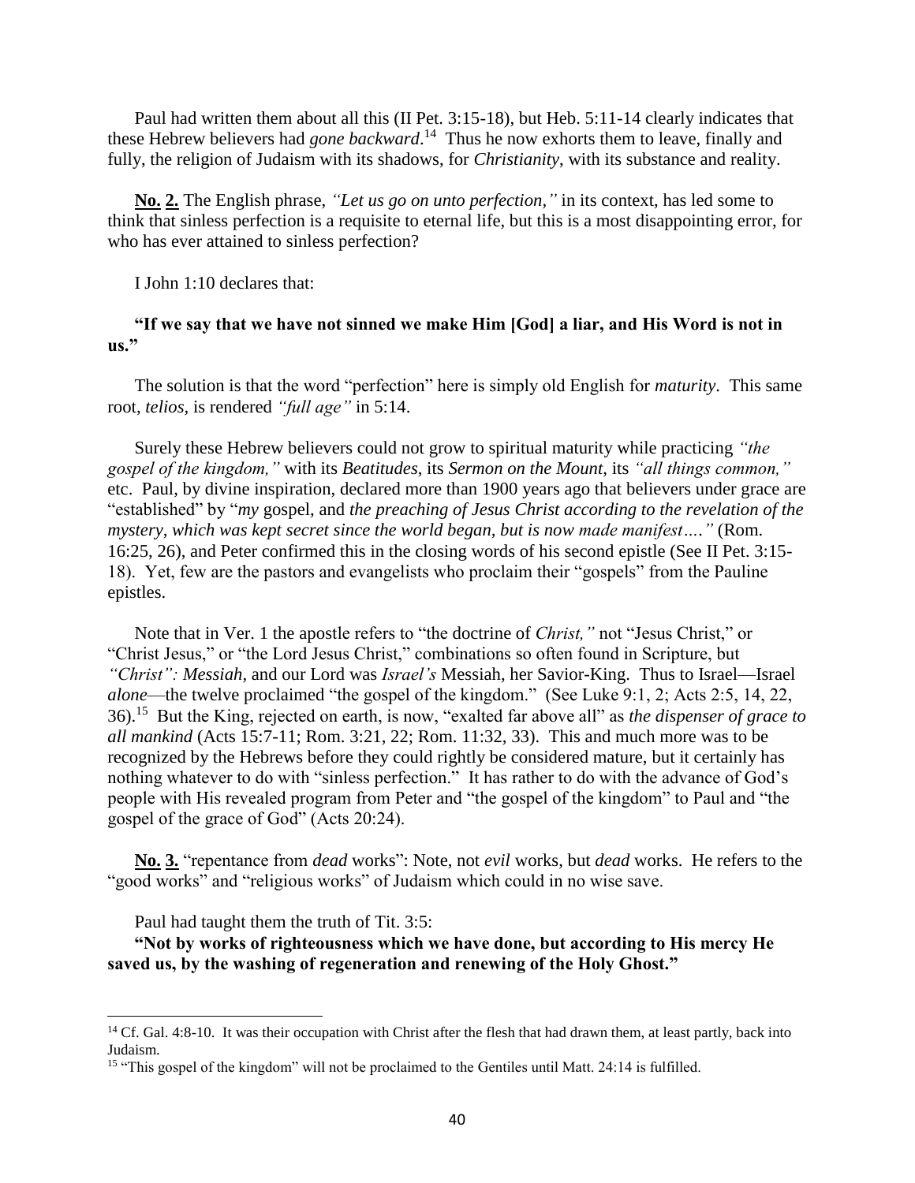Paul had written them about all this (II Pet. 3:15-18), but Heb. 5:11-14 clearly indicates that these Hebrew believers had *gone backward*.[14] Thus he now exhorts them to leave, finally and fully, the religion of Judaism with its shadows, for *Christianity*, with its substance and reality.

**No. 2.** The English phrase, *"Let us go on unto perfection,"* in its context, has led some to think that sinless perfection is a requisite to eternal life, but this is a most disappointing error, for who has ever attained to sinless perfection?

I John 1:10 declares that:

**"If we say that we have not sinned we make Him [God] a liar, and His Word is not in us."**

The solution is that the word "perfection" here is simply old English for *maturity*. This same root, *telios,* is rendered *"full age"* in 5:14.

Surely these Hebrew believers could not grow to spiritual maturity while practicing *"the gospel of the kingdom,"* with its *Beatitudes*, its *Sermon on the Mount*, its *"all things common,"* etc. Paul, by divine inspiration, declared more than 1900 years ago that believers under grace are "established" by "*my* gospel, and *the preaching of Jesus Christ according to the revelation of the mystery, which was kept secret since the world began, but is now made manifest…."* (Rom. 16:25, 26), and Peter confirmed this in the closing words of his second epistle (See II Pet. 3:15-18). Yet, few are the pastors and evangelists who proclaim their "gospels" from the Pauline epistles.

Note that in Ver. 1 the apostle refers to "the doctrine of *Christ,"* not "Jesus Christ," or "Christ Jesus," or "the Lord Jesus Christ," combinations so often found in Scripture, but *"Christ": Messiah,* and our Lord was *Israel's* Messiah, her Savior-King. Thus to Israel—Israel *alone*—the twelve proclaimed "the gospel of the kingdom." (See Luke 9:1, 2; Acts 2:5, 14, 22, 36).[15] But the King, rejected on earth, is now, "exalted far above all" as *the dispenser of grace to all mankind* (Acts 15:7-11; Rom. 3:21, 22; Rom. 11:32, 33). This and much more was to be recognized by the Hebrews before they could rightly be considered mature, but it certainly has nothing whatever to do with "sinless perfection." It has rather to do with the advance of God's people with His revealed program from Peter and "the gospel of the kingdom" to Paul and "the gospel of the grace of God" (Acts 20:24).

**No. 3.** "repentance from *dead* works": Note, not *evil* works, but *dead* works. He refers to the "good works" and "religious works" of Judaism which could in no wise save.

Paul had taught them the truth of Tit. 3:5:

**"Not by works of righteousness which we have done, but according to His mercy He saved us, by the washing of regeneration and renewing of the Holy Ghost."**

---

[14] Cf. Gal. 4:8-10. It was their occupation with Christ after the flesh that had drawn them, at least partly, back into Judaism.

[15] "This gospel of the kingdom" will not be proclaimed to the Gentiles until Matt. 24:14 is fulfilled.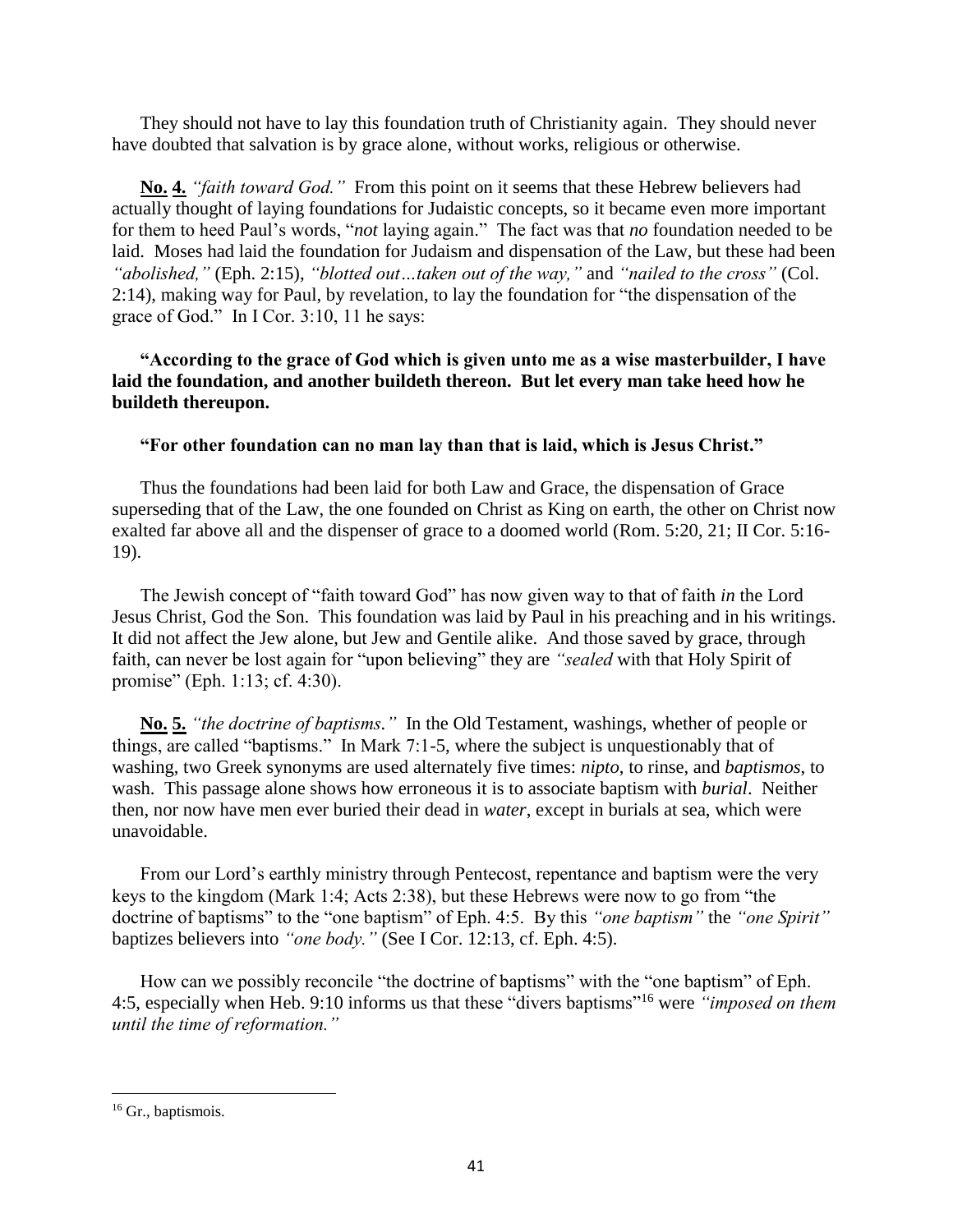They should not have to lay this foundation truth of Christianity again. They should never have doubted that salvation is by grace alone, without works, religious or otherwise.

**No. 4.** *"faith toward God."* From this point on it seems that these Hebrew believers had actually thought of laying foundations for Judaistic concepts, so it became even more important for them to heed Paul's words, "*not* laying again." The fact was that *no* foundation needed to be laid. Moses had laid the foundation for Judaism and dispensation of the Law, but these had been *"abolished,"* (Eph. 2:15), *"blotted out…taken out of the way,"* and *"nailed to the cross"* (Col. 2:14), making way for Paul, by revelation, to lay the foundation for "the dispensation of the grace of God." In I Cor. 3:10, 11 he says:

**"According to the grace of God which is given unto me as a wise masterbuilder, I have laid the foundation, and another buildeth thereon. But let every man take heed how he buildeth thereupon.**

**"For other foundation can no man lay than that is laid, which is Jesus Christ."**

Thus the foundations had been laid for both Law and Grace, the dispensation of Grace superseding that of the Law, the one founded on Christ as King on earth, the other on Christ now exalted far above all and the dispenser of grace to a doomed world (Rom. 5:20, 21; II Cor. 5:16-19).

The Jewish concept of "faith toward God" has now given way to that of faith *in* the Lord Jesus Christ, God the Son. This foundation was laid by Paul in his preaching and in his writings. It did not affect the Jew alone, but Jew and Gentile alike. And those saved by grace, through faith, can never be lost again for "upon believing" they are *"sealed* with that Holy Spirit of promise" (Eph. 1:13; cf. 4:30).

**No. 5.** *"the doctrine of baptisms."* In the Old Testament, washings, whether of people or things, are called "baptisms." In Mark 7:1-5, where the subject is unquestionably that of washing, two Greek synonyms are used alternately five times: *nipto*, to rinse, and *baptismos*, to wash. This passage alone shows how erroneous it is to associate baptism with *burial*. Neither then, nor now have men ever buried their dead in *water*, except in burials at sea, which were unavoidable.

From our Lord's earthly ministry through Pentecost, repentance and baptism were the very keys to the kingdom (Mark 1:4; Acts 2:38), but these Hebrews were now to go from "the doctrine of baptisms" to the "one baptism" of Eph. 4:5. By this *"one baptism"* the *"one Spirit"* baptizes believers into *"one body."* (See I Cor. 12:13, cf. Eph. 4:5).

How can we possibly reconcile "the doctrine of baptisms" with the "one baptism" of Eph. 4:5, especially when Heb. 9:10 informs us that these "divers baptisms"[16] were *"imposed on them until the time of reformation."*

---

[16] Gr., baptismois.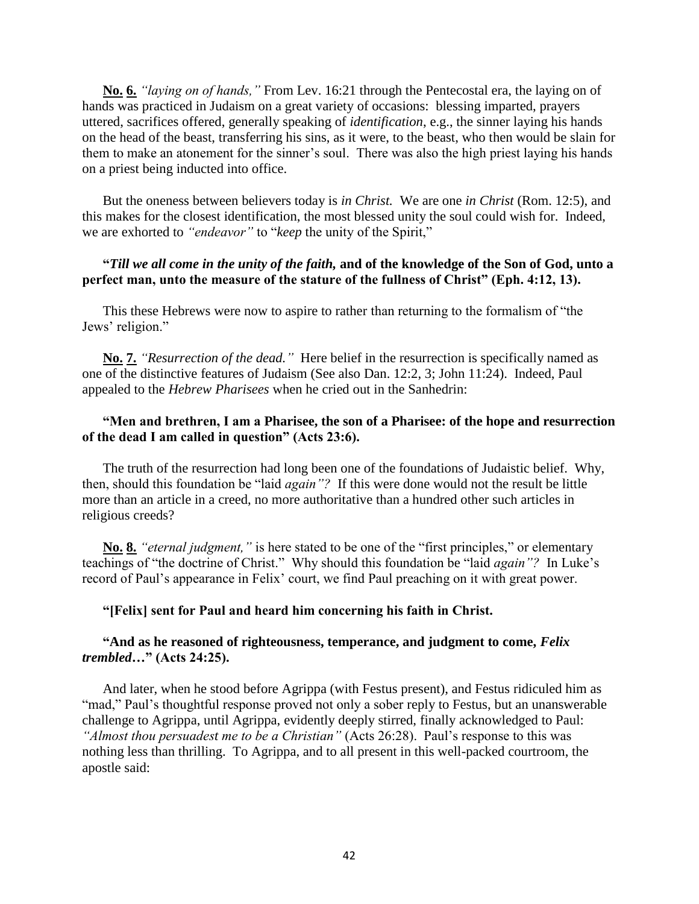**No. 6.** *"laying on of hands,"* From Lev. 16:21 through the Pentecostal era, the laying on of hands was practiced in Judaism on a great variety of occasions: blessing imparted, prayers uttered, sacrifices offered, generally speaking of *identification*, e.g., the sinner laying his hands on the head of the beast, transferring his sins, as it were, to the beast, who then would be slain for them to make an atonement for the sinner's soul. There was also the high priest laying his hands on a priest being inducted into office.

But the oneness between believers today is *in Christ.* We are one *in Christ* (Rom. 12:5), and this makes for the closest identification, the most blessed unity the soul could wish for. Indeed, we are exhorted to *"endeavor"* to "*keep* the unity of the Spirit,"

**"*Till we all come in the unity of the faith,* and of the knowledge of the Son of God, unto a perfect man, unto the measure of the stature of the fullness of Christ" (Eph. 4:12, 13).**

This these Hebrews were now to aspire to rather than returning to the formalism of "the Jews' religion."

**No. 7.** *"Resurrection of the dead."* Here belief in the resurrection is specifically named as one of the distinctive features of Judaism (See also Dan. 12:2, 3; John 11:24). Indeed, Paul appealed to the *Hebrew Pharisees* when he cried out in the Sanhedrin:

**"Men and brethren, I am a Pharisee, the son of a Pharisee: of the hope and resurrection of the dead I am called in question" (Acts 23:6).**

The truth of the resurrection had long been one of the foundations of Judaistic belief. Why, then, should this foundation be "laid *again"?* If this were done would not the result be little more than an article in a creed, no more authoritative than a hundred other such articles in religious creeds?

**No. 8.** *"eternal judgment,"* is here stated to be one of the "first principles," or elementary teachings of "the doctrine of Christ." Why should this foundation be "laid *again"?* In Luke's record of Paul's appearance in Felix' court, we find Paul preaching on it with great power.

**"[Felix] sent for Paul and heard him concerning his faith in Christ.**

**"And as he reasoned of righteousness, temperance, and judgment to come, *Felix trembled*…" (Acts 24:25).**

And later, when he stood before Agrippa (with Festus present), and Festus ridiculed him as "mad," Paul's thoughtful response proved not only a sober reply to Festus, but an unanswerable challenge to Agrippa, until Agrippa, evidently deeply stirred, finally acknowledged to Paul: *"Almost thou persuadest me to be a Christian"* (Acts 26:28). Paul's response to this was nothing less than thrilling. To Agrippa, and to all present in this well-packed courtroom, the apostle said: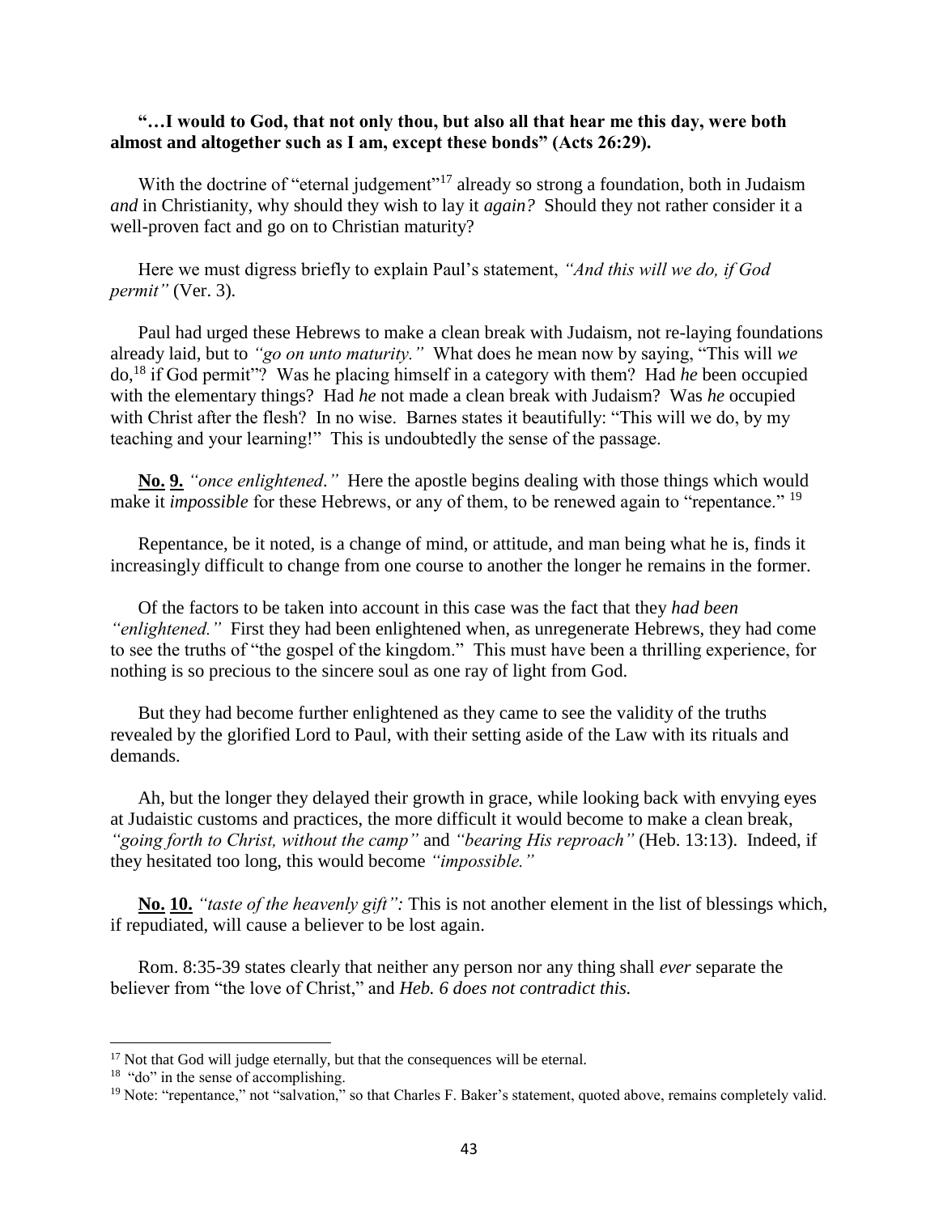**"…I would to God, that not only thou, but also all that hear me this day, were both almost and altogether such as I am, except these bonds" (Acts 26:29).**

With the doctrine of "eternal judgement"[17] already so strong a foundation, both in Judaism *and* in Christianity, why should they wish to lay it *again?* Should they not rather consider it a well-proven fact and go on to Christian maturity?

Here we must digress briefly to explain Paul's statement, *"And this will we do, if God permit"* (Ver. 3).

Paul had urged these Hebrews to make a clean break with Judaism, not re-laying foundations already laid, but to *"go on unto maturity."* What does he mean now by saying, "This will *we* do,[18] if God permit"? Was he placing himself in a category with them? Had *he* been occupied with the elementary things? Had *he* not made a clean break with Judaism? Was *he* occupied with Christ after the flesh? In no wise. Barnes states it beautifully: "This will we do, by my teaching and your learning!" This is undoubtedly the sense of the passage.

**No. 9.** *"once enlightened."* Here the apostle begins dealing with those things which would make it *impossible* for these Hebrews, or any of them, to be renewed again to "repentance." [19]

Repentance, be it noted, is a change of mind, or attitude, and man being what he is, finds it increasingly difficult to change from one course to another the longer he remains in the former.

Of the factors to be taken into account in this case was the fact that they *had been "enlightened."* First they had been enlightened when, as unregenerate Hebrews, they had come to see the truths of "the gospel of the kingdom." This must have been a thrilling experience, for nothing is so precious to the sincere soul as one ray of light from God.

But they had become further enlightened as they came to see the validity of the truths revealed by the glorified Lord to Paul, with their setting aside of the Law with its rituals and demands.

Ah, but the longer they delayed their growth in grace, while looking back with envying eyes at Judaistic customs and practices, the more difficult it would become to make a clean break, *"going forth to Christ, without the camp"* and *"bearing His reproach"* (Heb. 13:13). Indeed, if they hesitated too long, this would become *"impossible."*

**No. 10.** *"taste of the heavenly gift":* This is not another element in the list of blessings which, if repudiated, will cause a believer to be lost again.

Rom. 8:35-39 states clearly that neither any person nor any thing shall *ever* separate the believer from "the love of Christ," and *Heb. 6 does not contradict this.*

---

[17] Not that God will judge eternally, but that the consequences will be eternal.

[18] "do" in the sense of accomplishing.

[19] Note: "repentance," not "salvation," so that Charles F. Baker's statement, quoted above, remains completely valid.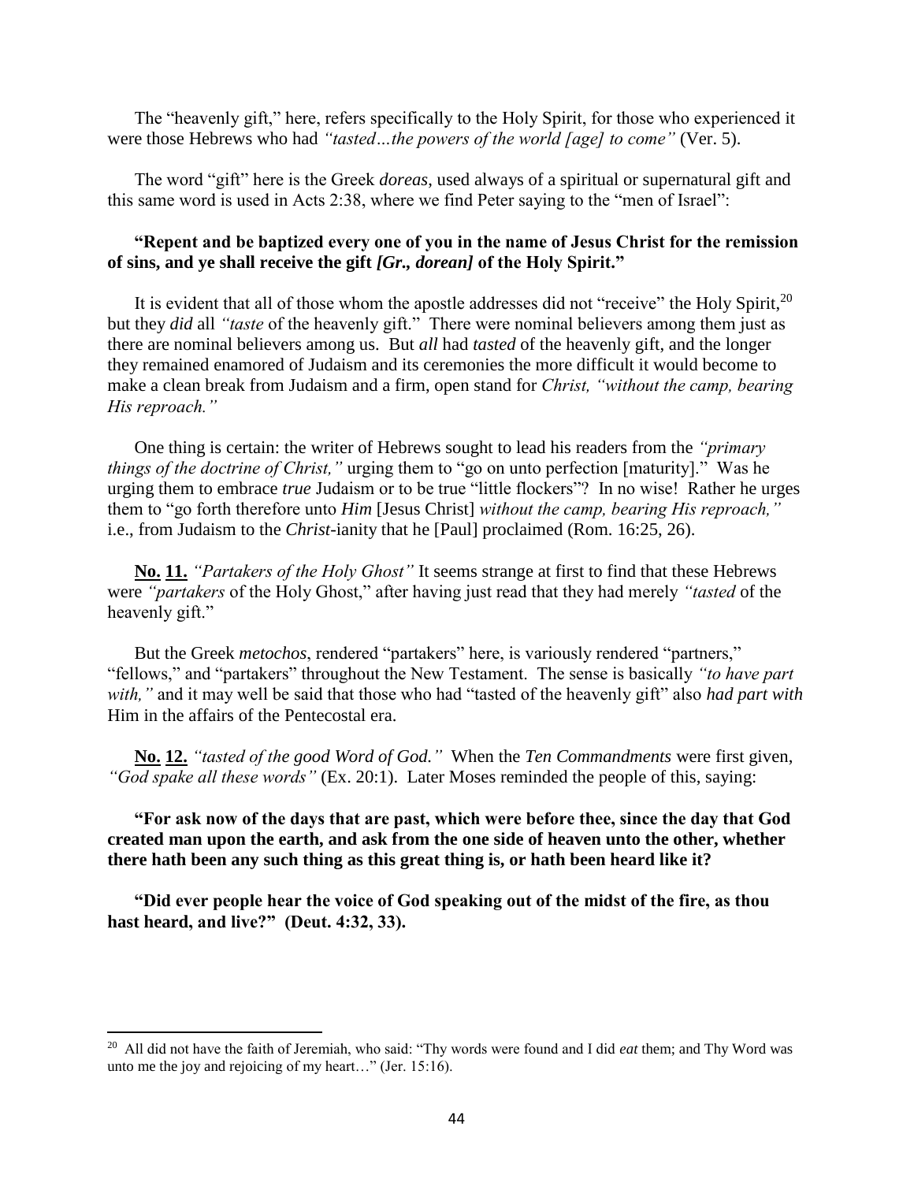The "heavenly gift," here, refers specifically to the Holy Spirit, for those who experienced it were those Hebrews who had *"tasted…the powers of the world [age] to come"* (Ver. 5).

The word "gift" here is the Greek *doreas,* used always of a spiritual or supernatural gift and this same word is used in Acts 2:38, where we find Peter saying to the "men of Israel":

**"Repent and be baptized every one of you in the name of Jesus Christ for the remission of sins, and ye shall receive the gift *[Gr., dorean]* of the Holy Spirit."**

It is evident that all of those whom the apostle addresses did not "receive" the Holy Spirit,[20] but they *did* all *"taste* of the heavenly gift." There were nominal believers among them just as there are nominal believers among us. But *all* had *tasted* of the heavenly gift, and the longer they remained enamored of Judaism and its ceremonies the more difficult it would become to make a clean break from Judaism and a firm, open stand for *Christ, "without the camp, bearing His reproach."*

One thing is certain: the writer of Hebrews sought to lead his readers from the *"primary things of the doctrine of Christ,"* urging them to "go on unto perfection [maturity]." Was he urging them to embrace *true* Judaism or to be true "little flockers"? In no wise! Rather he urges them to "go forth therefore unto *Him* [Jesus Christ] *without the camp, bearing His reproach,"* i.e., from Judaism to the *Christ*-ianity that he [Paul] proclaimed (Rom. 16:25, 26).

**<u>No.</u> <u>11.</u>** *"Partakers of the Holy Ghost"* It seems strange at first to find that these Hebrews were *"partakers* of the Holy Ghost," after having just read that they had merely *"tasted* of the heavenly gift."

But the Greek *metochos*, rendered "partakers" here, is variously rendered "partners," "fellows," and "partakers" throughout the New Testament. The sense is basically *"to have part with,"* and it may well be said that those who had "tasted of the heavenly gift" also *had part with* Him in the affairs of the Pentecostal era.

**<u>No.</u> <u>12.</u>** *"tasted of the good Word of God."* When the *Ten Commandments* were first given, *"God spake all these words"* (Ex. 20:1). Later Moses reminded the people of this, saying:

**"For ask now of the days that are past, which were before thee, since the day that God created man upon the earth, and ask from the one side of heaven unto the other, whether there hath been any such thing as this great thing is, or hath been heard like it?**

**"Did ever people hear the voice of God speaking out of the midst of the fire, as thou hast heard, and live?" (Deut. 4:32, 33).**

---

[20] All did not have the faith of Jeremiah, who said: "Thy words were found and I did *eat* them; and Thy Word was unto me the joy and rejoicing of my heart…" (Jer. 15:16).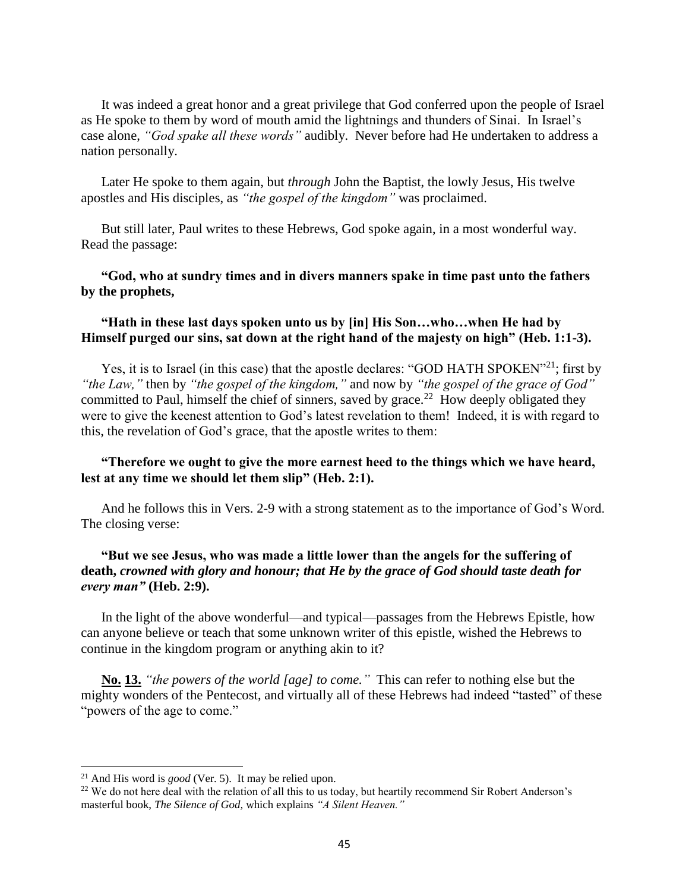It was indeed a great honor and a great privilege that God conferred upon the people of Israel as He spoke to them by word of mouth amid the lightnings and thunders of Sinai. In Israel's case alone, *"God spake all these words"* audibly. Never before had He undertaken to address a nation personally.

Later He spoke to them again, but *through* John the Baptist, the lowly Jesus, His twelve apostles and His disciples, as *"the gospel of the kingdom"* was proclaimed.

But still later, Paul writes to these Hebrews, God spoke again, in a most wonderful way. Read the passage:

**"God, who at sundry times and in divers manners spake in time past unto the fathers by the prophets,**

**"Hath in these last days spoken unto us by [in] His Son…who…when He had by Himself purged our sins, sat down at the right hand of the majesty on high" (Heb. 1:1-3).**

Yes, it is to Israel (in this case) that the apostle declares: "GOD HATH SPOKEN"[21]; first by *"the Law,"* then by *"the gospel of the kingdom,"* and now by *"the gospel of the grace of God"* committed to Paul, himself the chief of sinners, saved by grace.[22] How deeply obligated they were to give the keenest attention to God's latest revelation to them! Indeed, it is with regard to this, the revelation of God's grace, that the apostle writes to them:

**"Therefore we ought to give the more earnest heed to the things which we have heard, lest at any time we should let them slip" (Heb. 2:1).**

And he follows this in Vers. 2-9 with a strong statement as to the importance of God's Word. The closing verse:

**"But we see Jesus, who was made a little lower than the angels for the suffering of death, *crowned with glory and honour; that He by the grace of God should taste death for every man"* (Heb. 2:9).**

In the light of the above wonderful—and typical—passages from the Hebrews Epistle, how can anyone believe or teach that some unknown writer of this epistle, wished the Hebrews to continue in the kingdom program or anything akin to it?

**No. 13.** *"the powers of the world [age] to come."* This can refer to nothing else but the mighty wonders of the Pentecost, and virtually all of these Hebrews had indeed "tasted" of these "powers of the age to come."

---

[21] And His word is *good* (Ver. 5). It may be relied upon.

[22] We do not here deal with the relation of all this to us today, but heartily recommend Sir Robert Anderson's masterful book, *The Silence of God,* which explains *"A Silent Heaven."*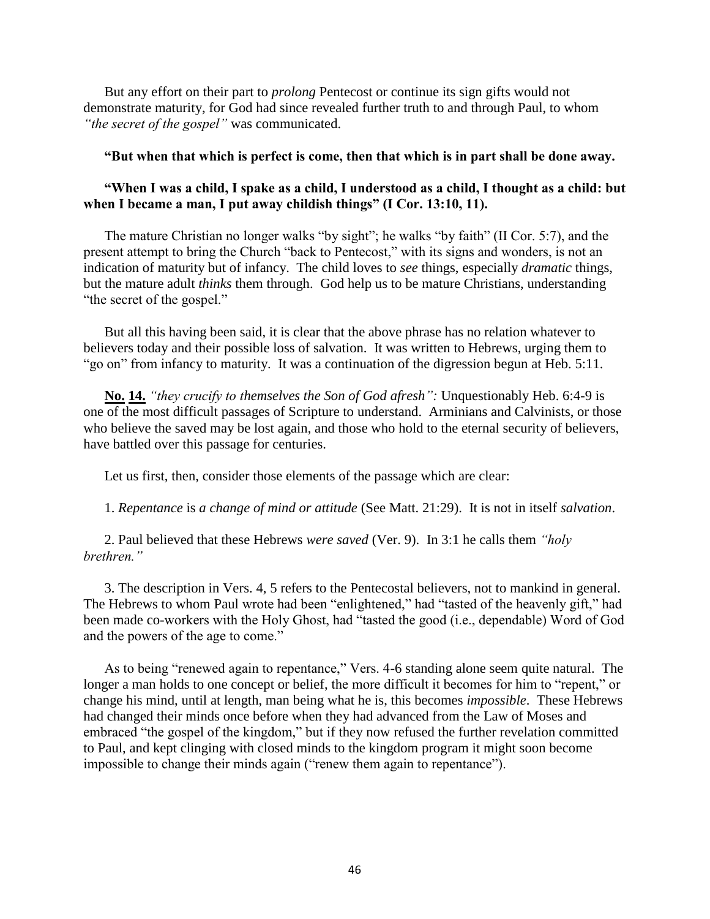But any effort on their part to *prolong* Pentecost or continue its sign gifts would not demonstrate maturity, for God had since revealed further truth to and through Paul, to whom *"the secret of the gospel"* was communicated.

**"But when that which is perfect is come, then that which is in part shall be done away.**

**"When I was a child, I spake as a child, I understood as a child, I thought as a child: but when I became a man, I put away childish things" (I Cor. 13:10, 11).**

The mature Christian no longer walks "by sight"; he walks "by faith" (II Cor. 5:7), and the present attempt to bring the Church "back to Pentecost," with its signs and wonders, is not an indication of maturity but of infancy. The child loves to *see* things, especially *dramatic* things, but the mature adult *thinks* them through. God help us to be mature Christians, understanding "the secret of the gospel."

But all this having been said, it is clear that the above phrase has no relation whatever to believers today and their possible loss of salvation. It was written to Hebrews, urging them to "go on" from infancy to maturity. It was a continuation of the digression begun at Heb. 5:11.

**No. 14.** *"they crucify to themselves the Son of God afresh":* Unquestionably Heb. 6:4-9 is one of the most difficult passages of Scripture to understand. Arminians and Calvinists, or those who believe the saved may be lost again, and those who hold to the eternal security of believers, have battled over this passage for centuries.

Let us first, then, consider those elements of the passage which are clear:

1. *Repentance* is *a change of mind or attitude* (See Matt. 21:29). It is not in itself *salvation*.

2. Paul believed that these Hebrews *were saved* (Ver. 9). In 3:1 he calls them *"holy brethren."*

3. The description in Vers. 4, 5 refers to the Pentecostal believers, not to mankind in general. The Hebrews to whom Paul wrote had been "enlightened," had "tasted of the heavenly gift," had been made co-workers with the Holy Ghost, had "tasted the good (i.e., dependable) Word of God and the powers of the age to come."

As to being "renewed again to repentance," Vers. 4-6 standing alone seem quite natural. The longer a man holds to one concept or belief, the more difficult it becomes for him to "repent," or change his mind, until at length, man being what he is, this becomes *impossible*. These Hebrews had changed their minds once before when they had advanced from the Law of Moses and embraced "the gospel of the kingdom," but if they now refused the further revelation committed to Paul, and kept clinging with closed minds to the kingdom program it might soon become impossible to change their minds again ("renew them again to repentance").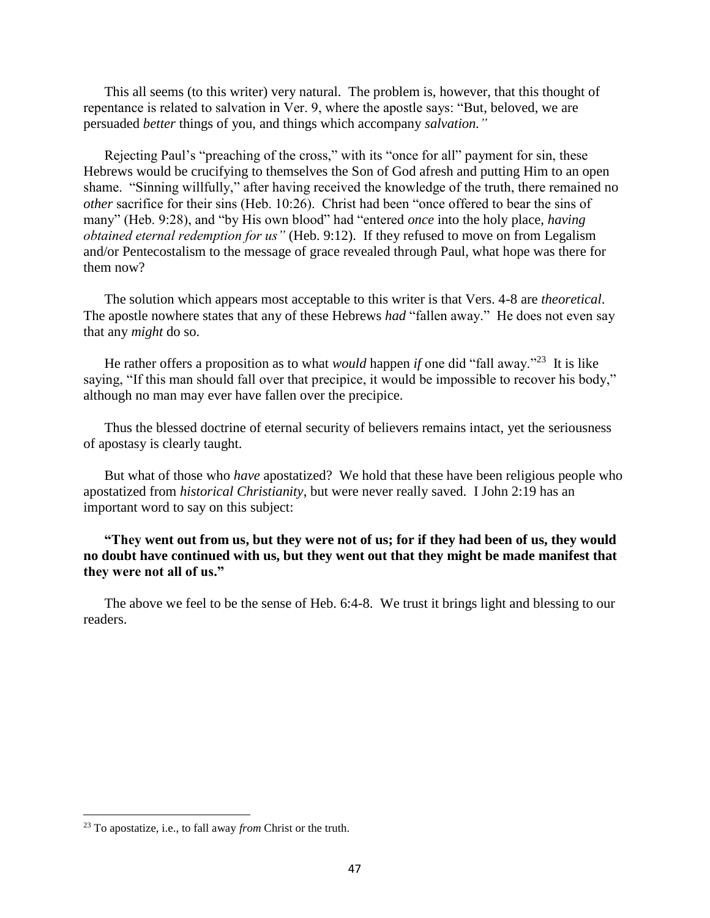This all seems (to this writer) very natural. The problem is, however, that this thought of repentance is related to salvation in Ver. 9, where the apostle says: "But, beloved, we are persuaded *better* things of you, and things which accompany *salvation."*

Rejecting Paul's "preaching of the cross," with its "once for all" payment for sin, these Hebrews would be crucifying to themselves the Son of God afresh and putting Him to an open shame. "Sinning willfully," after having received the knowledge of the truth, there remained no *other* sacrifice for their sins (Heb. 10:26). Christ had been "once offered to bear the sins of many" (Heb. 9:28), and "by His own blood" had "entered *once* into the holy place, *having obtained eternal redemption for us"* (Heb. 9:12). If they refused to move on from Legalism and/or Pentecostalism to the message of grace revealed through Paul, what hope was there for them now?

The solution which appears most acceptable to this writer is that Vers. 4-8 are *theoretical*. The apostle nowhere states that any of these Hebrews *had* "fallen away." He does not even say that any *might* do so.

He rather offers a proposition as to what *would* happen *if* one did "fall away."[23] It is like saying, "If this man should fall over that precipice, it would be impossible to recover his body," although no man may ever have fallen over the precipice.

Thus the blessed doctrine of eternal security of believers remains intact, yet the seriousness of apostasy is clearly taught.

But what of those who *have* apostatized? We hold that these have been religious people who apostatized from *historical Christianity*, but were never really saved. I John 2:19 has an important word to say on this subject:

**"They went out from us, but they were not of us; for if they had been of us, they would no doubt have continued with us, but they went out that they might be made manifest that they were not all of us."**

The above we feel to be the sense of Heb. 6:4-8. We trust it brings light and blessing to our readers.

[23] To apostatize, i.e., to fall away *from* Christ or the truth.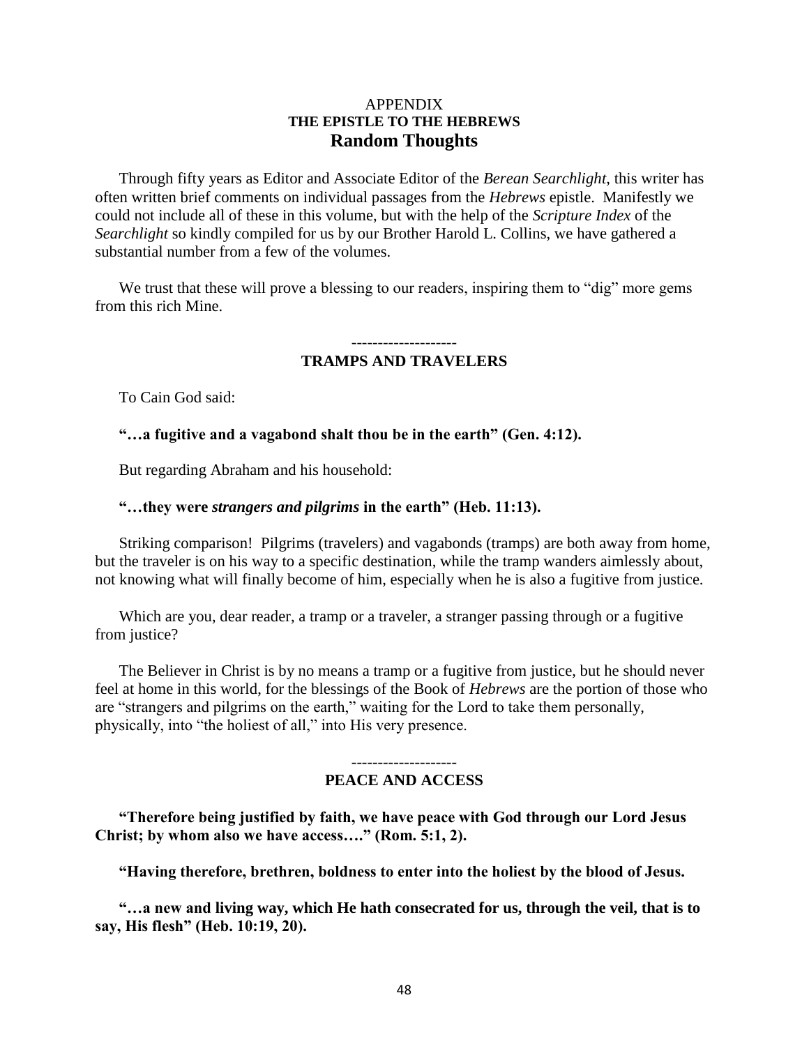# APPENDIX
## THE EPISTLE TO THE HEBREWS
## Random Thoughts

Through fifty years as Editor and Associate Editor of the *Berean Searchlight*, this writer has often written brief comments on individual passages from the *Hebrews* epistle. Manifestly we could not include all of these in this volume, but with the help of the *Scripture Index* of the *Searchlight* so kindly compiled for us by our Brother Harold L. Collins, we have gathered a substantial number from a few of the volumes.

We trust that these will prove a blessing to our readers, inspiring them to "dig" more gems from this rich Mine.

--------------------

### TRAMPS AND TRAVELERS

To Cain God said:

**"…a fugitive and a vagabond shalt thou be in the earth" (Gen. 4:12).**

But regarding Abraham and his household:

**"…they were *strangers and pilgrims* in the earth" (Heb. 11:13).**

Striking comparison! Pilgrims (travelers) and vagabonds (tramps) are both away from home, but the traveler is on his way to a specific destination, while the tramp wanders aimlessly about, not knowing what will finally become of him, especially when he is also a fugitive from justice.

Which are you, dear reader, a tramp or a traveler, a stranger passing through or a fugitive from justice?

The Believer in Christ is by no means a tramp or a fugitive from justice, but he should never feel at home in this world, for the blessings of the Book of *Hebrews* are the portion of those who are "strangers and pilgrims on the earth," waiting for the Lord to take them personally, physically, into "the holiest of all," into His very presence.

--------------------

### PEACE AND ACCESS

**"Therefore being justified by faith, we have peace with God through our Lord Jesus Christ; by whom also we have access…." (Rom. 5:1, 2).**

**"Having therefore, brethren, boldness to enter into the holiest by the blood of Jesus.**

**"…a new and living way, which He hath consecrated for us, through the veil, that is to say, His flesh" (Heb. 10:19, 20).**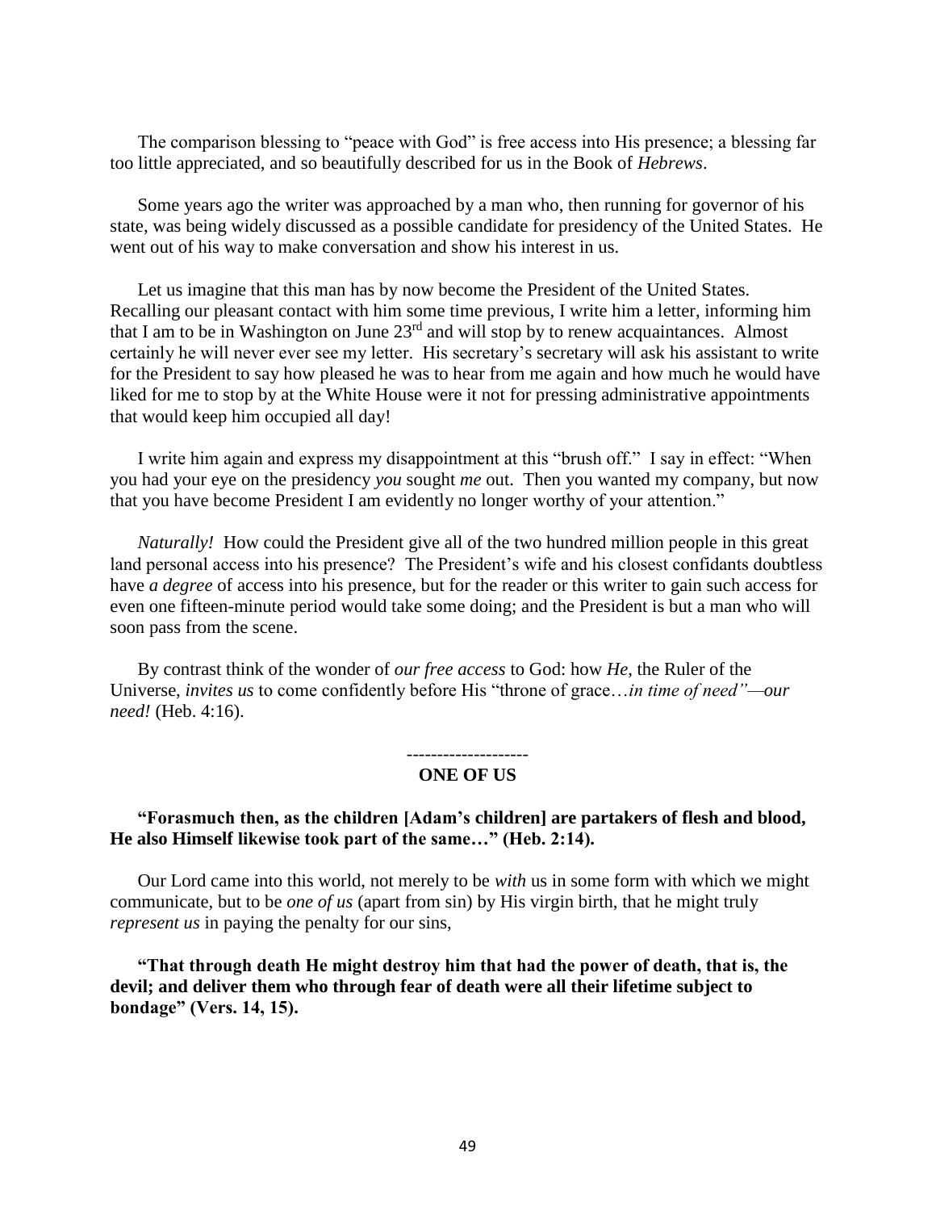The comparison blessing to "peace with God" is free access into His presence; a blessing far too little appreciated, and so beautifully described for us in the Book of *Hebrews*.

Some years ago the writer was approached by a man who, then running for governor of his state, was being widely discussed as a possible candidate for presidency of the United States. He went out of his way to make conversation and show his interest in us.

Let us imagine that this man has by now become the President of the United States. Recalling our pleasant contact with him some time previous, I write him a letter, informing him that I am to be in Washington on June 23rd and will stop by to renew acquaintances. Almost certainly he will never ever see my letter. His secretary's secretary will ask his assistant to write for the President to say how pleased he was to hear from me again and how much he would have liked for me to stop by at the White House were it not for pressing administrative appointments that would keep him occupied all day!

I write him again and express my disappointment at this "brush off." I say in effect: "When you had your eye on the presidency *you* sought *me* out. Then you wanted my company, but now that you have become President I am evidently no longer worthy of your attention."

*Naturally!* How could the President give all of the two hundred million people in this great land personal access into his presence? The President's wife and his closest confidants doubtless have *a degree* of access into his presence, but for the reader or this writer to gain such access for even one fifteen-minute period would take some doing; and the President is but a man who will soon pass from the scene.

By contrast think of the wonder of *our free access* to God: how *He*, the Ruler of the Universe, *invites us* to come confidently before His "throne of grace…*in time of need"—our need!* (Heb. 4:16).

--------------------

**ONE OF US**

**"Forasmuch then, as the children [Adam's children] are partakers of flesh and blood, He also Himself likewise took part of the same…" (Heb. 2:14).**

Our Lord came into this world, not merely to be *with* us in some form with which we might communicate, but to be *one of us* (apart from sin) by His virgin birth, that he might truly *represent us* in paying the penalty for our sins,

**"That through death He might destroy him that had the power of death, that is, the devil; and deliver them who through fear of death were all their lifetime subject to bondage" (Vers. 14, 15).**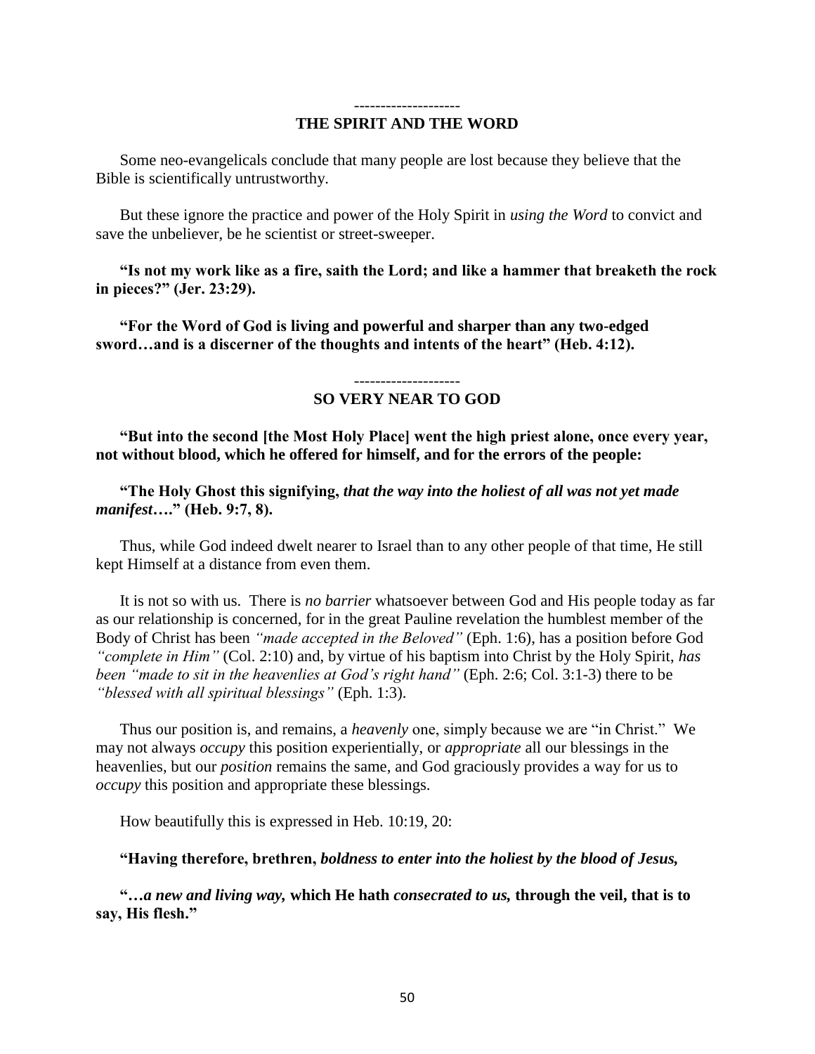--------------------

## THE SPIRIT AND THE WORD

Some neo-evangelicals conclude that many people are lost because they believe that the Bible is scientifically untrustworthy.

But these ignore the practice and power of the Holy Spirit in *using the Word* to convict and save the unbeliever, be he scientist or street-sweeper.

**"Is not my work like as a fire, saith the Lord; and like a hammer that breaketh the rock in pieces?" (Jer. 23:29).**

**"For the Word of God is living and powerful and sharper than any two-edged sword…and is a discerner of the thoughts and intents of the heart" (Heb. 4:12).**

--------------------

## SO VERY NEAR TO GOD

**"But into the second [the Most Holy Place] went the high priest alone, once every year, not without blood, which he offered for himself, and for the errors of the people:**

**"The Holy Ghost this signifying, *that the way into the holiest of all was not yet made manifest*…." (Heb. 9:7, 8).**

Thus, while God indeed dwelt nearer to Israel than to any other people of that time, He still kept Himself at a distance from even them.

It is not so with us. There is *no barrier* whatsoever between God and His people today as far as our relationship is concerned, for in the great Pauline revelation the humblest member of the Body of Christ has been *"made accepted in the Beloved"* (Eph. 1:6), has a position before God *"complete in Him"* (Col. 2:10) and, by virtue of his baptism into Christ by the Holy Spirit, *has been "made to sit in the heavenlies at God's right hand"* (Eph. 2:6; Col. 3:1-3) there to be *"blessed with all spiritual blessings"* (Eph. 1:3).

Thus our position is, and remains, a *heavenly* one, simply because we are "in Christ." We may not always *occupy* this position experientially, or *appropriate* all our blessings in the heavenlies, but our *position* remains the same, and God graciously provides a way for us to *occupy* this position and appropriate these blessings.

How beautifully this is expressed in Heb. 10:19, 20:

**"Having therefore, brethren, *boldness to enter into the holiest by the blood of Jesus,***

**"…*a new and living way,* which He hath *consecrated to us,* through the veil, that is to say, His flesh."**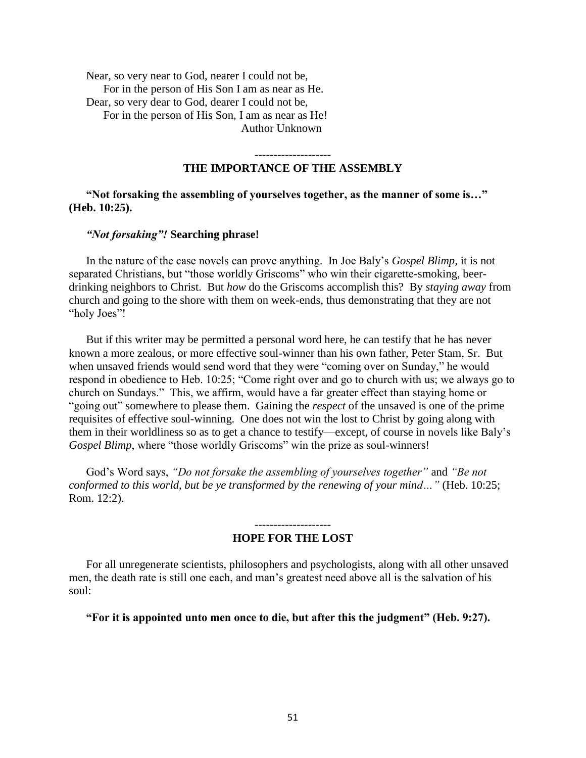Near, so very near to God, nearer I could not be,  
    For in the person of His Son I am as near as He.  
Dear, so very dear to God, dearer I could not be,  
    For in the person of His Son, I am as near as He!  
                                        Author Unknown

--------------------

## THE IMPORTANCE OF THE ASSEMBLY

**"Not forsaking the assembling of yourselves together, as the manner of some is…" (Heb. 10:25).**

***"Not forsaking"!*** **Searching phrase!**

In the nature of the case novels can prove anything. In Joe Baly's *Gospel Blimp,* it is not separated Christians, but "those worldly Griscoms" who win their cigarette-smoking, beer-drinking neighbors to Christ. But *how* do the Griscoms accomplish this? By *staying away* from church and going to the shore with them on week-ends, thus demonstrating that they are not "holy Joes"!

But if this writer may be permitted a personal word here, he can testify that he has never known a more zealous, or more effective soul-winner than his own father, Peter Stam, Sr. But when unsaved friends would send word that they were "coming over on Sunday," he would respond in obedience to Heb. 10:25; "Come right over and go to church with us; we always go to church on Sundays." This, we affirm, would have a far greater effect than staying home or "going out" somewhere to please them. Gaining the *respect* of the unsaved is one of the prime requisites of effective soul-winning. One does not win the lost to Christ by going along with them in their worldliness so as to get a chance to testify—except, of course in novels like Baly's *Gospel Blimp*, where "those worldly Griscoms" win the prize as soul-winners!

God's Word says, *"Do not forsake the assembling of yourselves together"* and *"Be not conformed to this world, but be ye transformed by the renewing of your mind…"* (Heb. 10:25; Rom. 12:2).

--------------------

## HOPE FOR THE LOST

For all unregenerate scientists, philosophers and psychologists, along with all other unsaved men, the death rate is still one each, and man's greatest need above all is the salvation of his soul:

**"For it is appointed unto men once to die, but after this the judgment" (Heb. 9:27).**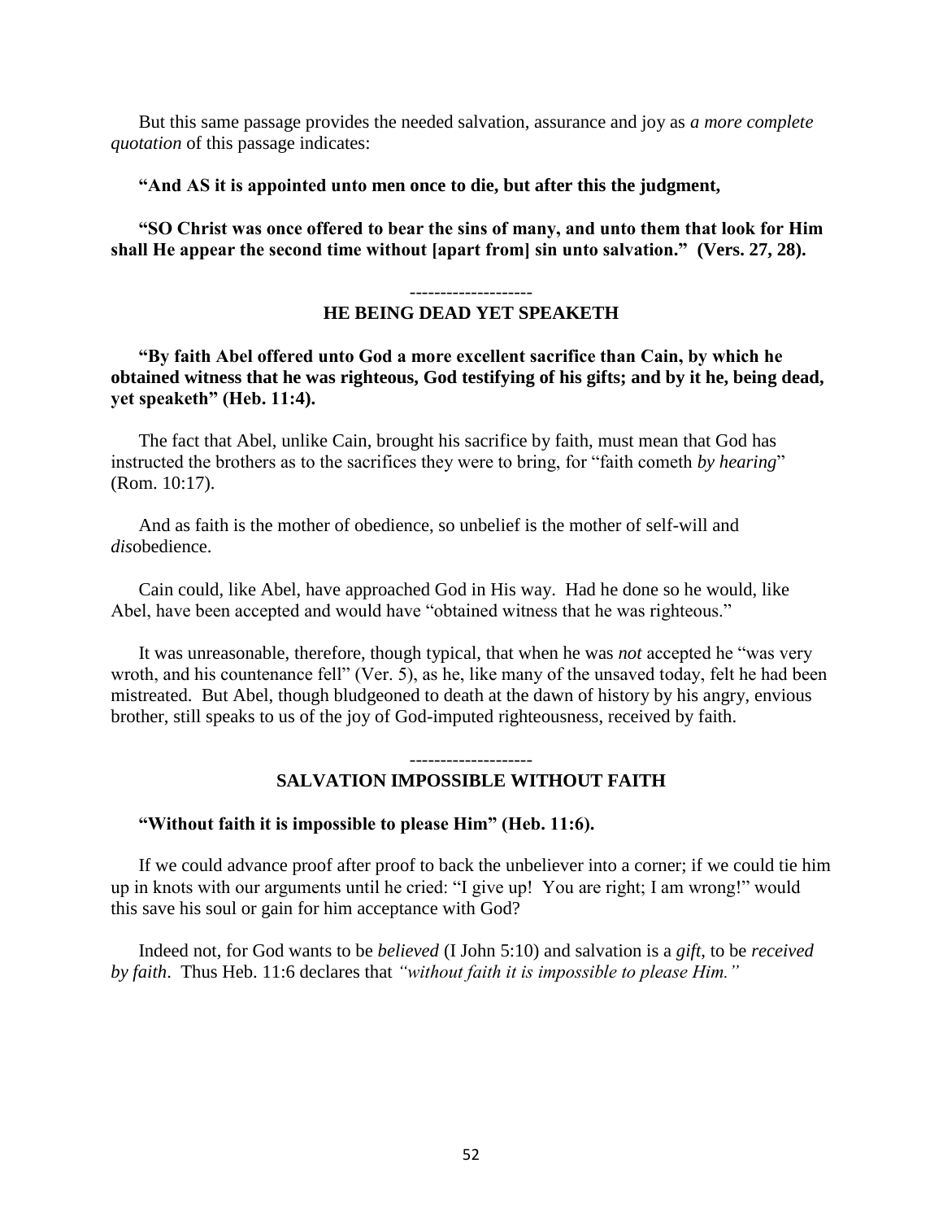But this same passage provides the needed salvation, assurance and joy as *a more complete quotation* of this passage indicates:

**"And AS it is appointed unto men once to die, but after this the judgment,**

**"SO Christ was once offered to bear the sins of many, and unto them that look for Him shall He appear the second time without [apart from] sin unto salvation." (Vers. 27, 28).**

--------------------

## HE BEING DEAD YET SPEAKETH

**"By faith Abel offered unto God a more excellent sacrifice than Cain, by which he obtained witness that he was righteous, God testifying of his gifts; and by it he, being dead, yet speaketh" (Heb. 11:4).**

The fact that Abel, unlike Cain, brought his sacrifice by faith, must mean that God has instructed the brothers as to the sacrifices they were to bring, for "faith cometh *by hearing*" (Rom. 10:17).

And as faith is the mother of obedience, so unbelief is the mother of self-will and *dis*obedience.

Cain could, like Abel, have approached God in His way. Had he done so he would, like Abel, have been accepted and would have "obtained witness that he was righteous."

It was unreasonable, therefore, though typical, that when he was *not* accepted he "was very wroth, and his countenance fell" (Ver. 5), as he, like many of the unsaved today, felt he had been mistreated. But Abel, though bludgeoned to death at the dawn of history by his angry, envious brother, still speaks to us of the joy of God-imputed righteousness, received by faith.

--------------------

## SALVATION IMPOSSIBLE WITHOUT FAITH

**"Without faith it is impossible to please Him" (Heb. 11:6).**

If we could advance proof after proof to back the unbeliever into a corner; if we could tie him up in knots with our arguments until he cried: "I give up! You are right; I am wrong!" would this save his soul or gain for him acceptance with God?

Indeed not, for God wants to be *believed* (I John 5:10) and salvation is a *gift*, to be *received by faith*. Thus Heb. 11:6 declares that *"without faith it is impossible to please Him."*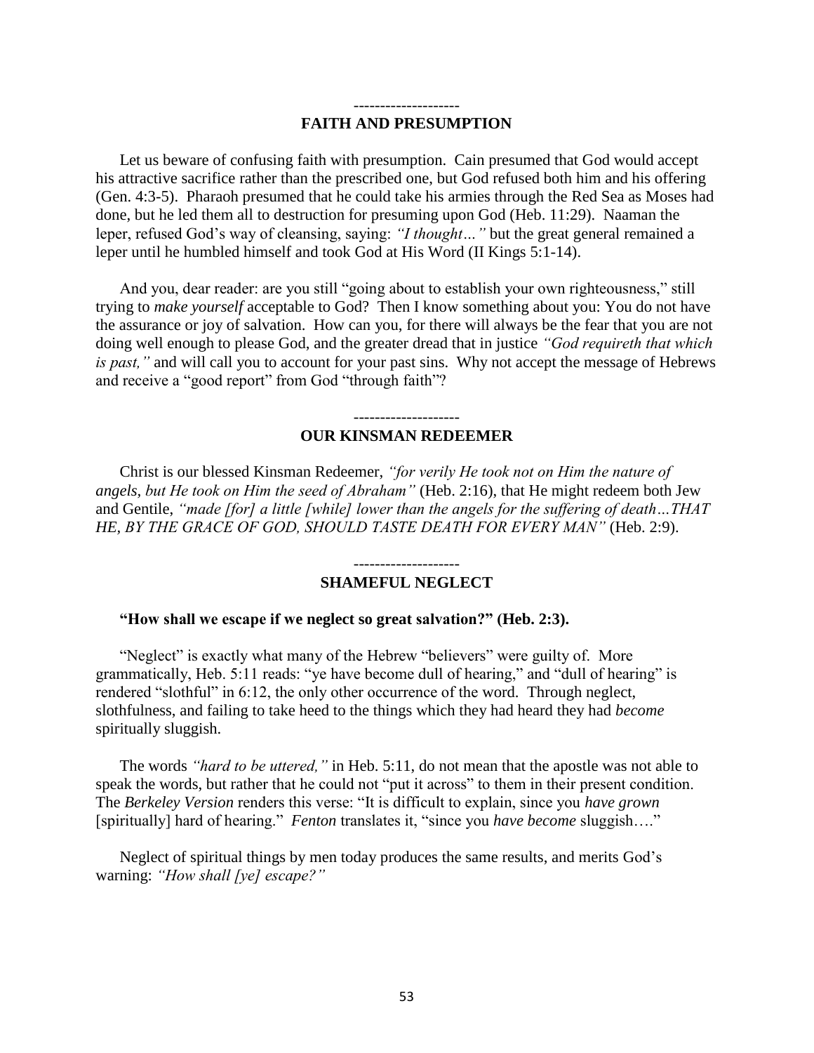--------------------

## FAITH AND PRESUMPTION

Let us beware of confusing faith with presumption. Cain presumed that God would accept his attractive sacrifice rather than the prescribed one, but God refused both him and his offering (Gen. 4:3-5). Pharaoh presumed that he could take his armies through the Red Sea as Moses had done, but he led them all to destruction for presuming upon God (Heb. 11:29). Naaman the leper, refused God's way of cleansing, saying: *"I thought…"* but the great general remained a leper until he humbled himself and took God at His Word (II Kings 5:1-14).

And you, dear reader: are you still "going about to establish your own righteousness," still trying to *make yourself* acceptable to God? Then I know something about you: You do not have the assurance or joy of salvation. How can you, for there will always be the fear that you are not doing well enough to please God, and the greater dread that in justice *"God requireth that which is past,"* and will call you to account for your past sins. Why not accept the message of Hebrews and receive a "good report" from God "through faith"?

--------------------

## OUR KINSMAN REDEEMER

Christ is our blessed Kinsman Redeemer, *"for verily He took not on Him the nature of angels, but He took on Him the seed of Abraham"* (Heb. 2:16), that He might redeem both Jew and Gentile, *"made [for] a little [while] lower than the angels for the suffering of death…THAT HE, BY THE GRACE OF GOD, SHOULD TASTE DEATH FOR EVERY MAN"* (Heb. 2:9).

--------------------

## SHAMEFUL NEGLECT

**"How shall we escape if we neglect so great salvation?" (Heb. 2:3).**

"Neglect" is exactly what many of the Hebrew "believers" were guilty of. More grammatically, Heb. 5:11 reads: "ye have become dull of hearing," and "dull of hearing" is rendered "slothful" in 6:12, the only other occurrence of the word. Through neglect, slothfulness, and failing to take heed to the things which they had heard they had *become* spiritually sluggish.

The words *"hard to be uttered,"* in Heb. 5:11, do not mean that the apostle was not able to speak the words, but rather that he could not "put it across" to them in their present condition. The *Berkeley Version* renders this verse: "It is difficult to explain, since you *have grown* [spiritually] hard of hearing." *Fenton* translates it, "since you *have become* sluggish…."

Neglect of spiritual things by men today produces the same results, and merits God's warning: *"How shall [ye] escape?"*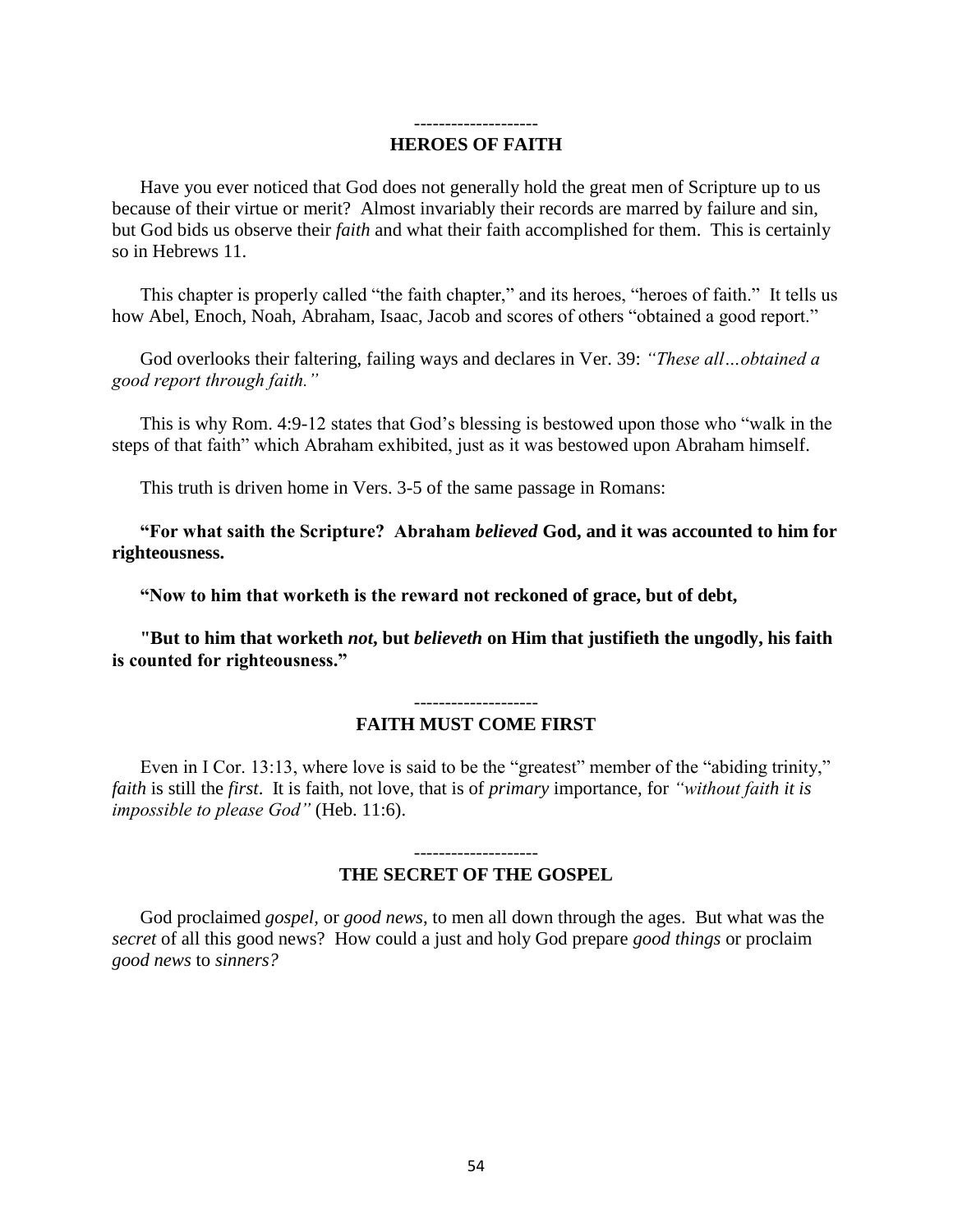--------------------

## HEROES OF FAITH

Have you ever noticed that God does not generally hold the great men of Scripture up to us because of their virtue or merit? Almost invariably their records are marred by failure and sin, but God bids us observe their *faith* and what their faith accomplished for them. This is certainly so in Hebrews 11.

This chapter is properly called "the faith chapter," and its heroes, "heroes of faith." It tells us how Abel, Enoch, Noah, Abraham, Isaac, Jacob and scores of others "obtained a good report."

God overlooks their faltering, failing ways and declares in Ver. 39: *"These all…obtained a good report through faith."*

This is why Rom. 4:9-12 states that God's blessing is bestowed upon those who "walk in the steps of that faith" which Abraham exhibited, just as it was bestowed upon Abraham himself.

This truth is driven home in Vers. 3-5 of the same passage in Romans:

**"For what saith the Scripture? Abraham *believed* God, and it was accounted to him for righteousness.**

**"Now to him that worketh is the reward not reckoned of grace, but of debt,**

**"But to him that worketh *not,* but *believeth* on Him that justifieth the ungodly, his faith is counted for righteousness."**

--------------------

## FAITH MUST COME FIRST

Even in I Cor. 13:13, where love is said to be the "greatest" member of the "abiding trinity," *faith* is still the *first*. It is faith, not love, that is of *primary* importance, for *"without faith it is impossible to please God"* (Heb. 11:6).

--------------------

## THE SECRET OF THE GOSPEL

God proclaimed *gospel,* or *good news*, to men all down through the ages. But what was the *secret* of all this good news? How could a just and holy God prepare *good things* or proclaim *good news* to *sinners?*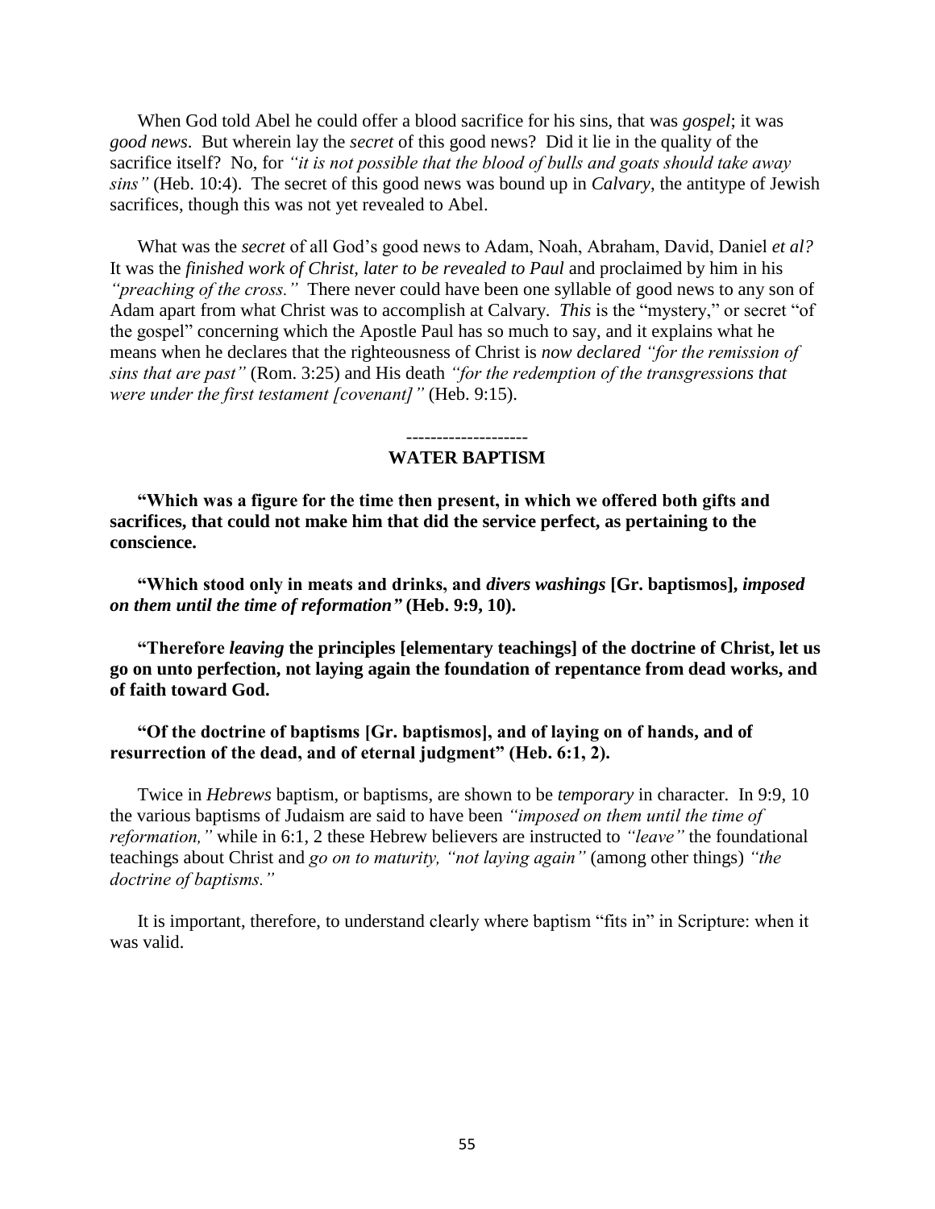When God told Abel he could offer a blood sacrifice for his sins, that was *gospel*; it was *good news*. But wherein lay the *secret* of this good news? Did it lie in the quality of the sacrifice itself? No, for *"it is not possible that the blood of bulls and goats should take away sins"* (Heb. 10:4). The secret of this good news was bound up in *Calvary*, the antitype of Jewish sacrifices, though this was not yet revealed to Abel.

What was the *secret* of all God's good news to Adam, Noah, Abraham, David, Daniel *et al?* It was the *finished work of Christ, later to be revealed to Paul* and proclaimed by him in his *"preaching of the cross."* There never could have been one syllable of good news to any son of Adam apart from what Christ was to accomplish at Calvary. *This* is the "mystery," or secret "of the gospel" concerning which the Apostle Paul has so much to say, and it explains what he means when he declares that the righteousness of Christ is *now declared "for the remission of sins that are past"* (Rom. 3:25) and His death *"for the redemption of the transgressions that were under the first testament [covenant]"* (Heb. 9:15).

--------------------

## WATER BAPTISM

**"Which was a figure for the time then present, in which we offered both gifts and sacrifices, that could not make him that did the service perfect, as pertaining to the conscience.**

**"Which stood only in meats and drinks, and *divers washings* [Gr. baptismos], *imposed on them until the time of reformation"* (Heb. 9:9, 10).**

**"Therefore *leaving* the principles [elementary teachings] of the doctrine of Christ, let us go on unto perfection, not laying again the foundation of repentance from dead works, and of faith toward God.**

**"Of the doctrine of baptisms [Gr. baptismos], and of laying on of hands, and of resurrection of the dead, and of eternal judgment" (Heb. 6:1, 2).**

Twice in *Hebrews* baptism, or baptisms, are shown to be *temporary* in character. In 9:9, 10 the various baptisms of Judaism are said to have been *"imposed on them until the time of reformation,"* while in 6:1, 2 these Hebrew believers are instructed to *"leave"* the foundational teachings about Christ and *go on to maturity, "not laying again"* (among other things) *"the doctrine of baptisms."*

It is important, therefore, to understand clearly where baptism "fits in" in Scripture: when it was valid.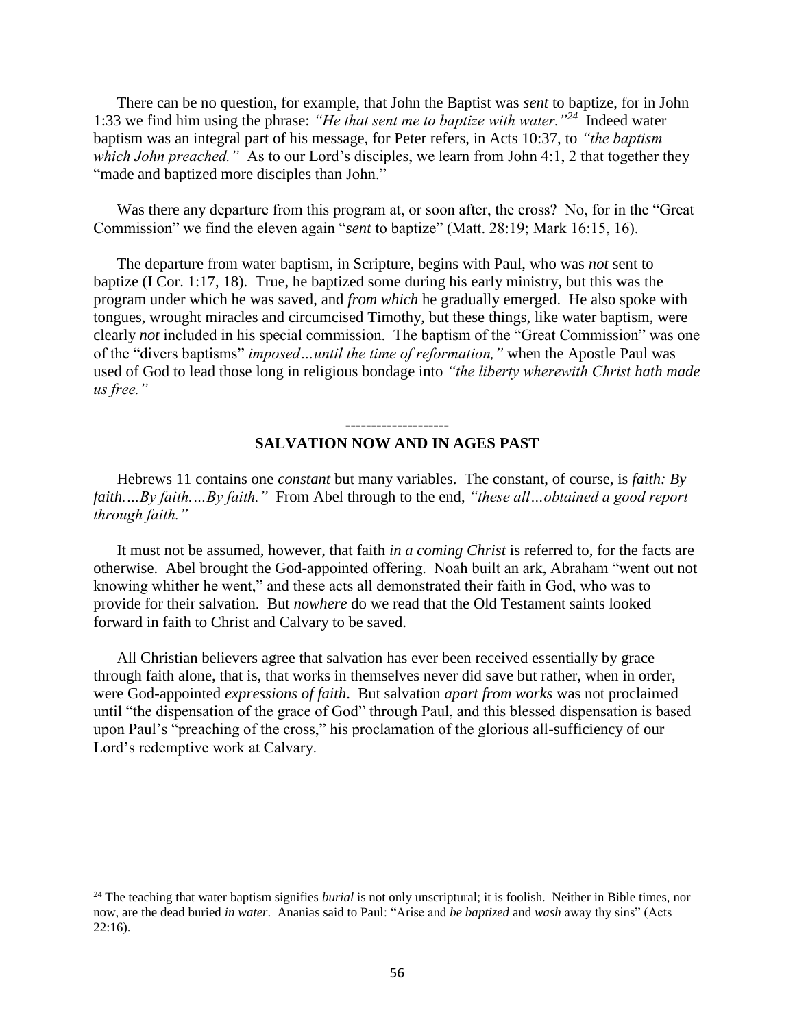There can be no question, for example, that John the Baptist was *sent* to baptize, for in John 1:33 we find him using the phrase: *"He that sent me to baptize with water."*[24] Indeed water baptism was an integral part of his message, for Peter refers, in Acts 10:37, to *"the baptism which John preached."* As to our Lord's disciples, we learn from John 4:1, 2 that together they "made and baptized more disciples than John."

Was there any departure from this program at, or soon after, the cross? No, for in the "Great Commission" we find the eleven again "*sent* to baptize" (Matt. 28:19; Mark 16:15, 16).

The departure from water baptism, in Scripture, begins with Paul, who was *not* sent to baptize (I Cor. 1:17, 18). True, he baptized some during his early ministry, but this was the program under which he was saved, and *from which* he gradually emerged. He also spoke with tongues, wrought miracles and circumcised Timothy, but these things, like water baptism, were clearly *not* included in his special commission. The baptism of the "Great Commission" was one of the "divers baptisms" *imposed…until the time of reformation,"* when the Apostle Paul was used of God to lead those long in religious bondage into *"the liberty wherewith Christ hath made us free."*

--------------------

## SALVATION NOW AND IN AGES PAST

Hebrews 11 contains one *constant* but many variables. The constant, of course, is *faith: By faith.…By faith.…By faith."* From Abel through to the end, *"these all…obtained a good report through faith."*

It must not be assumed, however, that faith *in a coming Christ* is referred to, for the facts are otherwise. Abel brought the God-appointed offering. Noah built an ark, Abraham "went out not knowing whither he went," and these acts all demonstrated their faith in God, who was to provide for their salvation. But *nowhere* do we read that the Old Testament saints looked forward in faith to Christ and Calvary to be saved.

All Christian believers agree that salvation has ever been received essentially by grace through faith alone, that is, that works in themselves never did save but rather, when in order, were God-appointed *expressions of faith*. But salvation *apart from works* was not proclaimed until "the dispensation of the grace of God" through Paul, and this blessed dispensation is based upon Paul's "preaching of the cross," his proclamation of the glorious all-sufficiency of our Lord's redemptive work at Calvary.

---

[24] The teaching that water baptism signifies *burial* is not only unscriptural; it is foolish. Neither in Bible times, nor now, are the dead buried *in water*. Ananias said to Paul: "Arise and *be baptized* and *wash* away thy sins" (Acts 22:16).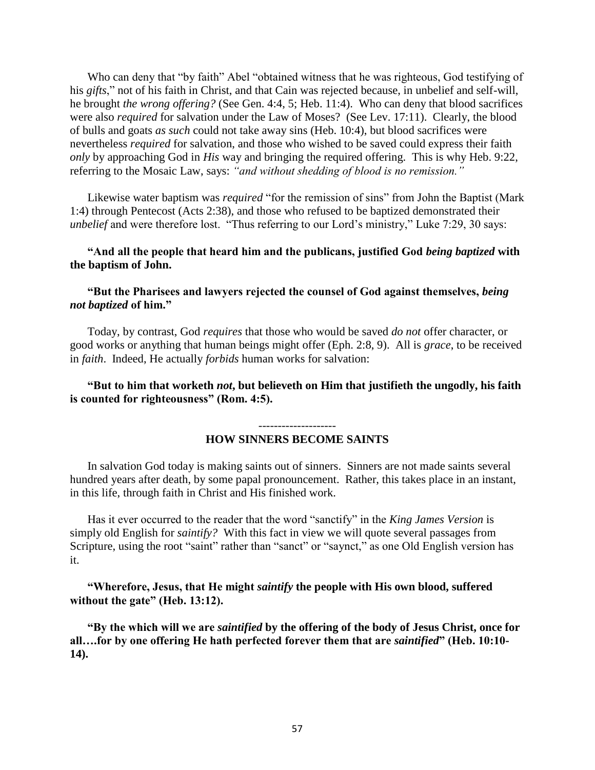Who can deny that "by faith" Abel "obtained witness that he was righteous, God testifying of his *gifts*," not of his faith in Christ, and that Cain was rejected because, in unbelief and self-will, he brought *the wrong offering?* (See Gen. 4:4, 5; Heb. 11:4). Who can deny that blood sacrifices were also *required* for salvation under the Law of Moses? (See Lev. 17:11). Clearly, the blood of bulls and goats *as such* could not take away sins (Heb. 10:4), but blood sacrifices were nevertheless *required* for salvation, and those who wished to be saved could express their faith *only* by approaching God in *His* way and bringing the required offering. This is why Heb. 9:22, referring to the Mosaic Law, says: *"and without shedding of blood is no remission."*

Likewise water baptism was *required* "for the remission of sins" from John the Baptist (Mark 1:4) through Pentecost (Acts 2:38), and those who refused to be baptized demonstrated their *unbelief* and were therefore lost. "Thus referring to our Lord's ministry," Luke 7:29, 30 says:

**"And all the people that heard him and the publicans, justified God *being baptized* with the baptism of John.**

**"But the Pharisees and lawyers rejected the counsel of God against themselves, *being not baptized* of him."**

Today, by contrast, God *requires* that those who would be saved *do not* offer character, or good works or anything that human beings might offer (Eph. 2:8, 9). All is *grace*, to be received in *faith*. Indeed, He actually *forbids* human works for salvation:

**"But to him that worketh *not,* but believeth on Him that justifieth the ungodly, his faith is counted for righteousness" (Rom. 4:5).**

--------------------

## HOW SINNERS BECOME SAINTS

In salvation God today is making saints out of sinners. Sinners are not made saints several hundred years after death, by some papal pronouncement. Rather, this takes place in an instant, in this life, through faith in Christ and His finished work.

Has it ever occurred to the reader that the word "sanctify" in the *King James Version* is simply old English for *saintify?* With this fact in view we will quote several passages from Scripture, using the root "saint" rather than "sanct" or "saynct," as one Old English version has it.

**"Wherefore, Jesus, that He might *saintify* the people with His own blood, suffered without the gate" (Heb. 13:12).**

**"By the which will we are *saintified* by the offering of the body of Jesus Christ, once for all….for by one offering He hath perfected forever them that are *saintified*" (Heb. 10:10-14).**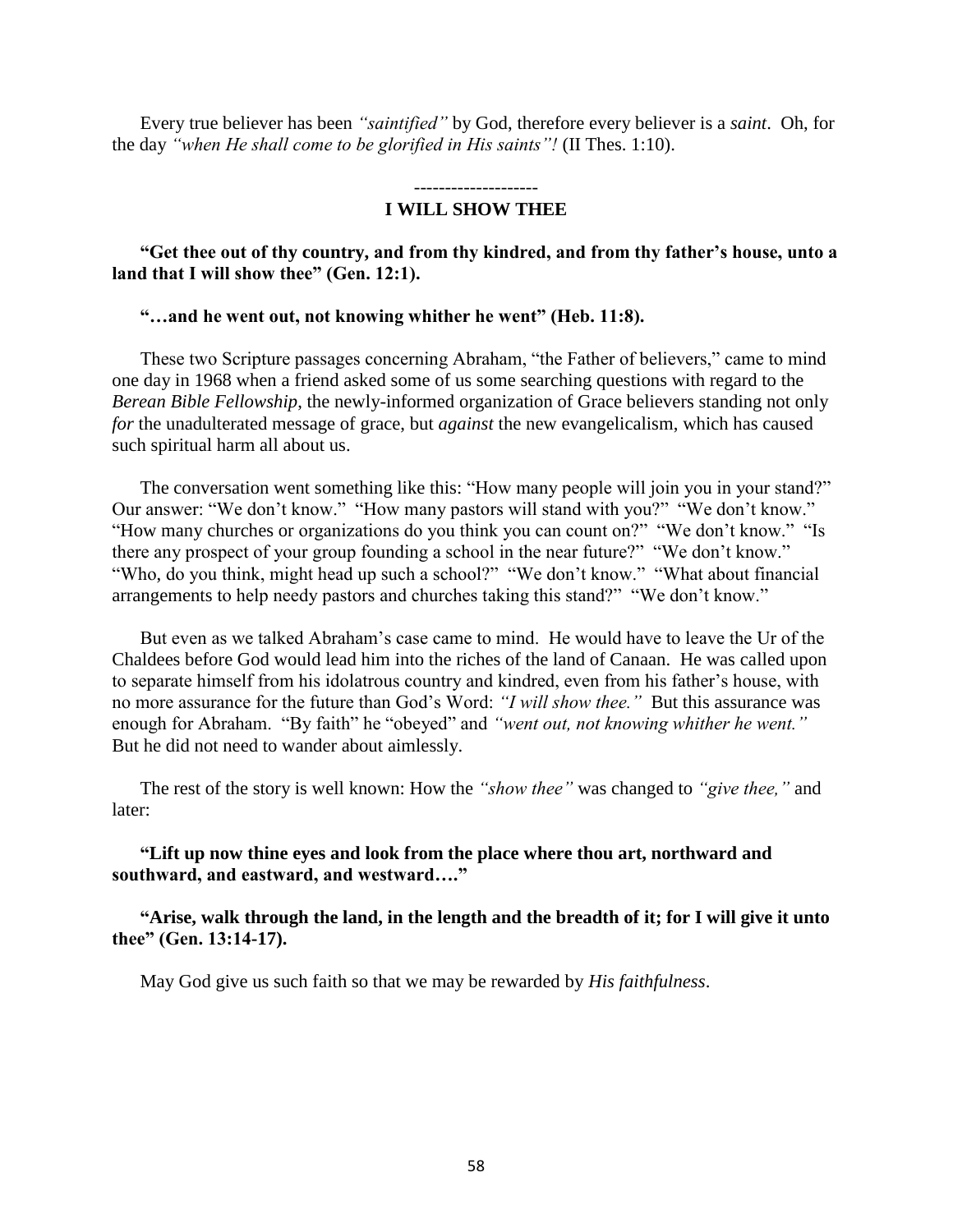Every true believer has been *"saintified"* by God, therefore every believer is a *saint*. Oh, for the day *"when He shall come to be glorified in His saints"!* (II Thes. 1:10).

--------------------

## I WILL SHOW THEE

**"Get thee out of thy country, and from thy kindred, and from thy father's house, unto a land that I will show thee" (Gen. 12:1).**

**"…and he went out, not knowing whither he went" (Heb. 11:8).**

These two Scripture passages concerning Abraham, "the Father of believers," came to mind one day in 1968 when a friend asked some of us some searching questions with regard to the *Berean Bible Fellowship*, the newly-informed organization of Grace believers standing not only *for* the unadulterated message of grace, but *against* the new evangelicalism, which has caused such spiritual harm all about us.

The conversation went something like this: "How many people will join you in your stand?" Our answer: "We don't know." "How many pastors will stand with you?" "We don't know." "How many churches or organizations do you think you can count on?" "We don't know." "Is there any prospect of your group founding a school in the near future?" "We don't know." "Who, do you think, might head up such a school?" "We don't know." "What about financial arrangements to help needy pastors and churches taking this stand?" "We don't know."

But even as we talked Abraham's case came to mind. He would have to leave the Ur of the Chaldees before God would lead him into the riches of the land of Canaan. He was called upon to separate himself from his idolatrous country and kindred, even from his father's house, with no more assurance for the future than God's Word: *"I will show thee."* But this assurance was enough for Abraham. "By faith" he "obeyed" and *"went out, not knowing whither he went."* But he did not need to wander about aimlessly.

The rest of the story is well known: How the *"show thee"* was changed to *"give thee,"* and later:

**"Lift up now thine eyes and look from the place where thou art, northward and southward, and eastward, and westward…."**

**"Arise, walk through the land, in the length and the breadth of it; for I will give it unto thee" (Gen. 13:14-17).**

May God give us such faith so that we may be rewarded by *His faithfulness*.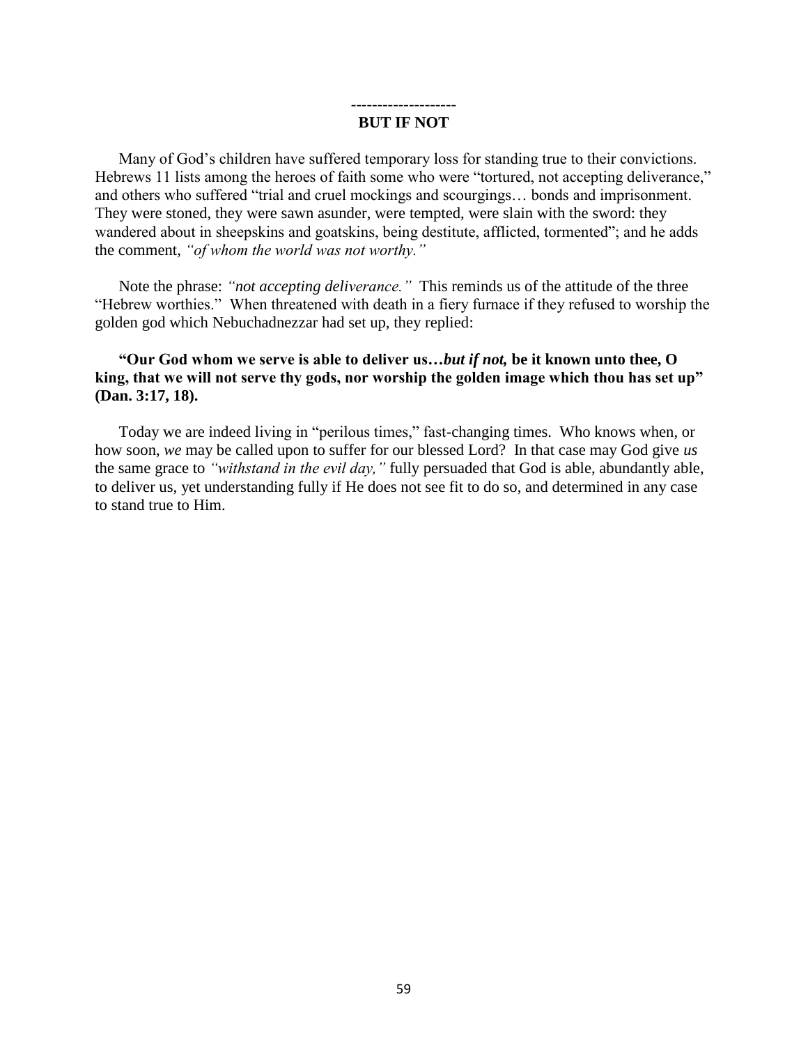--------------------

## BUT IF NOT

Many of God's children have suffered temporary loss for standing true to their convictions. Hebrews 11 lists among the heroes of faith some who were "tortured, not accepting deliverance," and others who suffered "trial and cruel mockings and scourgings… bonds and imprisonment. They were stoned, they were sawn asunder, were tempted, were slain with the sword: they wandered about in sheepskins and goatskins, being destitute, afflicted, tormented"; and he adds the comment, *"of whom the world was not worthy."*

Note the phrase: *"not accepting deliverance."* This reminds us of the attitude of the three "Hebrew worthies." When threatened with death in a fiery furnace if they refused to worship the golden god which Nebuchadnezzar had set up, they replied:

**"Our God whom we serve is able to deliver us…*but if not,* be it known unto thee, O king, that we will not serve thy gods, nor worship the golden image which thou has set up" (Dan. 3:17, 18).**

Today we are indeed living in "perilous times," fast-changing times. Who knows when, or how soon, *we* may be called upon to suffer for our blessed Lord? In that case may God give *us* the same grace to *"withstand in the evil day,"* fully persuaded that God is able, abundantly able, to deliver us, yet understanding fully if He does not see fit to do so, and determined in any case to stand true to Him.